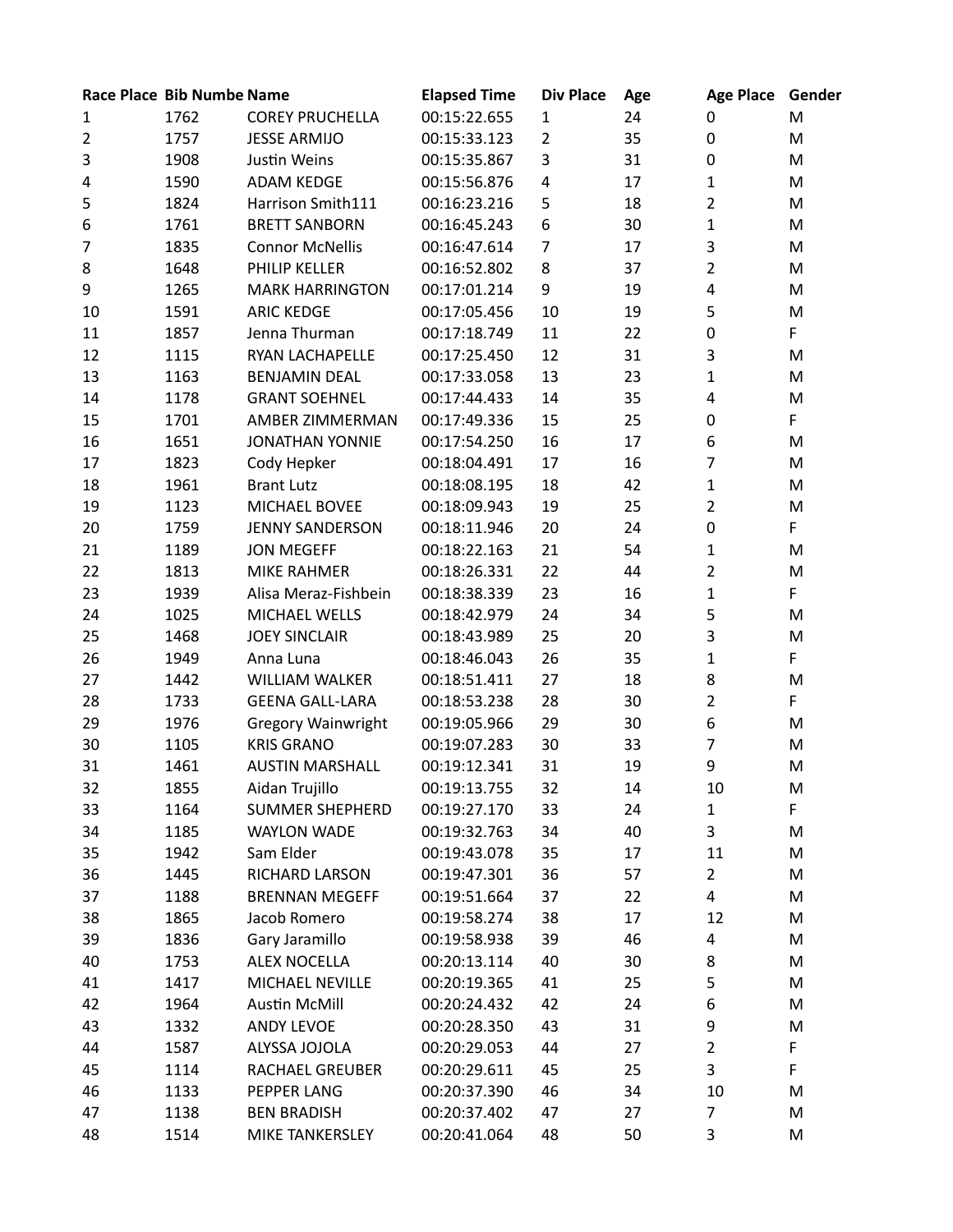| Race Place | Bib Numbe | Name | Elapsed Time | Div Place | Age | Age Place | Gender |
|---|---|---|---|---|---|---|---|
| 1 | 1762 | COREY PRUCHELLA | 00:15:22.655 | 1 | 24 | 0 | M |
| 2 | 1757 | JESSE ARMIJO | 00:15:33.123 | 2 | 35 | 0 | M |
| 3 | 1908 | Justin Weins | 00:15:35.867 | 3 | 31 | 0 | M |
| 4 | 1590 | ADAM KEDGE | 00:15:56.876 | 4 | 17 | 1 | M |
| 5 | 1824 | Harrison Smith111 | 00:16:23.216 | 5 | 18 | 2 | M |
| 6 | 1761 | BRETT SANBORN | 00:16:45.243 | 6 | 30 | 1 | M |
| 7 | 1835 | Connor McNellis | 00:16:47.614 | 7 | 17 | 3 | M |
| 8 | 1648 | PHILIP KELLER | 00:16:52.802 | 8 | 37 | 2 | M |
| 9 | 1265 | MARK HARRINGTON | 00:17:01.214 | 9 | 19 | 4 | M |
| 10 | 1591 | ARIC KEDGE | 00:17:05.456 | 10 | 19 | 5 | M |
| 11 | 1857 | Jenna Thurman | 00:17:18.749 | 11 | 22 | 0 | F |
| 12 | 1115 | RYAN LACHAPELLE | 00:17:25.450 | 12 | 31 | 3 | M |
| 13 | 1163 | BENJAMIN DEAL | 00:17:33.058 | 13 | 23 | 1 | M |
| 14 | 1178 | GRANT SOEHNEL | 00:17:44.433 | 14 | 35 | 4 | M |
| 15 | 1701 | AMBER ZIMMERMAN | 00:17:49.336 | 15 | 25 | 0 | F |
| 16 | 1651 | JONATHAN YONNIE | 00:17:54.250 | 16 | 17 | 6 | M |
| 17 | 1823 | Cody Hepker | 00:18:04.491 | 17 | 16 | 7 | M |
| 18 | 1961 | Brant Lutz | 00:18:08.195 | 18 | 42 | 1 | M |
| 19 | 1123 | MICHAEL BOVEE | 00:18:09.943 | 19 | 25 | 2 | M |
| 20 | 1759 | JENNY SANDERSON | 00:18:11.946 | 20 | 24 | 0 | F |
| 21 | 1189 | JON MEGEFF | 00:18:22.163 | 21 | 54 | 1 | M |
| 22 | 1813 | MIKE RAHMER | 00:18:26.331 | 22 | 44 | 2 | M |
| 23 | 1939 | Alisa Meraz-Fishbein | 00:18:38.339 | 23 | 16 | 1 | F |
| 24 | 1025 | MICHAEL WELLS | 00:18:42.979 | 24 | 34 | 5 | M |
| 25 | 1468 | JOEY SINCLAIR | 00:18:43.989 | 25 | 20 | 3 | M |
| 26 | 1949 | Anna Luna | 00:18:46.043 | 26 | 35 | 1 | F |
| 27 | 1442 | WILLIAM WALKER | 00:18:51.411 | 27 | 18 | 8 | M |
| 28 | 1733 | GEENA GALL-LARA | 00:18:53.238 | 28 | 30 | 2 | F |
| 29 | 1976 | Gregory Wainwright | 00:19:05.966 | 29 | 30 | 6 | M |
| 30 | 1105 | KRIS GRANO | 00:19:07.283 | 30 | 33 | 7 | M |
| 31 | 1461 | AUSTIN MARSHALL | 00:19:12.341 | 31 | 19 | 9 | M |
| 32 | 1855 | Aidan Trujillo | 00:19:13.755 | 32 | 14 | 10 | M |
| 33 | 1164 | SUMMER SHEPHERD | 00:19:27.170 | 33 | 24 | 1 | F |
| 34 | 1185 | WAYLON WADE | 00:19:32.763 | 34 | 40 | 3 | M |
| 35 | 1942 | Sam Elder | 00:19:43.078 | 35 | 17 | 11 | M |
| 36 | 1445 | RICHARD LARSON | 00:19:47.301 | 36 | 57 | 2 | M |
| 37 | 1188 | BRENNAN MEGEFF | 00:19:51.664 | 37 | 22 | 4 | M |
| 38 | 1865 | Jacob Romero | 00:19:58.274 | 38 | 17 | 12 | M |
| 39 | 1836 | Gary Jaramillo | 00:19:58.938 | 39 | 46 | 4 | M |
| 40 | 1753 | ALEX NOCELLA | 00:20:13.114 | 40 | 30 | 8 | M |
| 41 | 1417 | MICHAEL NEVILLE | 00:20:19.365 | 41 | 25 | 5 | M |
| 42 | 1964 | Austin McMill | 00:20:24.432 | 42 | 24 | 6 | M |
| 43 | 1332 | ANDY LEVOE | 00:20:28.350 | 43 | 31 | 9 | M |
| 44 | 1587 | ALYSSA JOJOLA | 00:20:29.053 | 44 | 27 | 2 | F |
| 45 | 1114 | RACHAEL GREUBER | 00:20:29.611 | 45 | 25 | 3 | F |
| 46 | 1133 | PEPPER LANG | 00:20:37.390 | 46 | 34 | 10 | M |
| 47 | 1138 | BEN BRADISH | 00:20:37.402 | 47 | 27 | 7 | M |
| 48 | 1514 | MIKE TANKERSLEY | 00:20:41.064 | 48 | 50 | 3 | M |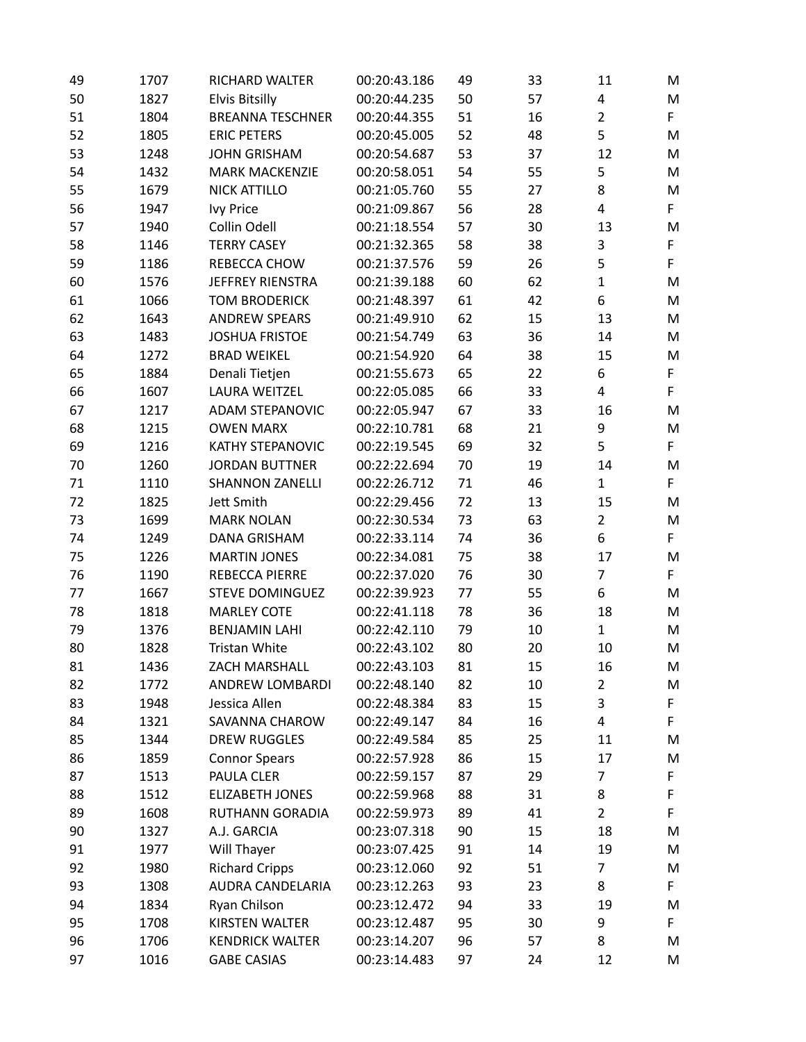| | | | | | | | |
|---|---|---|---|---|---|---|---|
| 49 | 1707 | RICHARD WALTER | 00:20:43.186 | 49 | 33 | 11 | M |
| 50 | 1827 | Elvis Bitsilly | 00:20:44.235 | 50 | 57 | 4 | M |
| 51 | 1804 | BREANNA TESCHNER | 00:20:44.355 | 51 | 16 | 2 | F |
| 52 | 1805 | ERIC PETERS | 00:20:45.005 | 52 | 48 | 5 | M |
| 53 | 1248 | JOHN GRISHAM | 00:20:54.687 | 53 | 37 | 12 | M |
| 54 | 1432 | MARK MACKENZIE | 00:20:58.051 | 54 | 55 | 5 | M |
| 55 | 1679 | NICK ATTILLO | 00:21:05.760 | 55 | 27 | 8 | M |
| 56 | 1947 | Ivy Price | 00:21:09.867 | 56 | 28 | 4 | F |
| 57 | 1940 | Collin Odell | 00:21:18.554 | 57 | 30 | 13 | M |
| 58 | 1146 | TERRY CASEY | 00:21:32.365 | 58 | 38 | 3 | F |
| 59 | 1186 | REBECCA CHOW | 00:21:37.576 | 59 | 26 | 5 | F |
| 60 | 1576 | JEFFREY RIENSTRA | 00:21:39.188 | 60 | 62 | 1 | M |
| 61 | 1066 | TOM BRODERICK | 00:21:48.397 | 61 | 42 | 6 | M |
| 62 | 1643 | ANDREW SPEARS | 00:21:49.910 | 62 | 15 | 13 | M |
| 63 | 1483 | JOSHUA FRISTOE | 00:21:54.749 | 63 | 36 | 14 | M |
| 64 | 1272 | BRAD WEIKEL | 00:21:54.920 | 64 | 38 | 15 | M |
| 65 | 1884 | Denali Tietjen | 00:21:55.673 | 65 | 22 | 6 | F |
| 66 | 1607 | LAURA WEITZEL | 00:22:05.085 | 66 | 33 | 4 | F |
| 67 | 1217 | ADAM STEPANOVIC | 00:22:05.947 | 67 | 33 | 16 | M |
| 68 | 1215 | OWEN MARX | 00:22:10.781 | 68 | 21 | 9 | M |
| 69 | 1216 | KATHY STEPANOVIC | 00:22:19.545 | 69 | 32 | 5 | F |
| 70 | 1260 | JORDAN BUTTNER | 00:22:22.694 | 70 | 19 | 14 | M |
| 71 | 1110 | SHANNON ZANELLI | 00:22:26.712 | 71 | 46 | 1 | F |
| 72 | 1825 | Jett Smith | 00:22:29.456 | 72 | 13 | 15 | M |
| 73 | 1699 | MARK NOLAN | 00:22:30.534 | 73 | 63 | 2 | M |
| 74 | 1249 | DANA GRISHAM | 00:22:33.114 | 74 | 36 | 6 | F |
| 75 | 1226 | MARTIN JONES | 00:22:34.081 | 75 | 38 | 17 | M |
| 76 | 1190 | REBECCA PIERRE | 00:22:37.020 | 76 | 30 | 7 | F |
| 77 | 1667 | STEVE DOMINGUEZ | 00:22:39.923 | 77 | 55 | 6 | M |
| 78 | 1818 | MARLEY COTE | 00:22:41.118 | 78 | 36 | 18 | M |
| 79 | 1376 | BENJAMIN LAHI | 00:22:42.110 | 79 | 10 | 1 | M |
| 80 | 1828 | Tristan White | 00:22:43.102 | 80 | 20 | 10 | M |
| 81 | 1436 | ZACH MARSHALL | 00:22:43.103 | 81 | 15 | 16 | M |
| 82 | 1772 | ANDREW LOMBARDI | 00:22:48.140 | 82 | 10 | 2 | M |
| 83 | 1948 | Jessica Allen | 00:22:48.384 | 83 | 15 | 3 | F |
| 84 | 1321 | SAVANNA CHAROW | 00:22:49.147 | 84 | 16 | 4 | F |
| 85 | 1344 | DREW RUGGLES | 00:22:49.584 | 85 | 25 | 11 | M |
| 86 | 1859 | Connor Spears | 00:22:57.928 | 86 | 15 | 17 | M |
| 87 | 1513 | PAULA CLER | 00:22:59.157 | 87 | 29 | 7 | F |
| 88 | 1512 | ELIZABETH JONES | 00:22:59.968 | 88 | 31 | 8 | F |
| 89 | 1608 | RUTHANN GORADIA | 00:22:59.973 | 89 | 41 | 2 | F |
| 90 | 1327 | A.J. GARCIA | 00:23:07.318 | 90 | 15 | 18 | M |
| 91 | 1977 | Will Thayer | 00:23:07.425 | 91 | 14 | 19 | M |
| 92 | 1980 | Richard Cripps | 00:23:12.060 | 92 | 51 | 7 | M |
| 93 | 1308 | AUDRA CANDELARIA | 00:23:12.263 | 93 | 23 | 8 | F |
| 94 | 1834 | Ryan Chilson | 00:23:12.472 | 94 | 33 | 19 | M |
| 95 | 1708 | KIRSTEN WALTER | 00:23:12.487 | 95 | 30 | 9 | F |
| 96 | 1706 | KENDRICK WALTER | 00:23:14.207 | 96 | 57 | 8 | M |
| 97 | 1016 | GABE CASIAS | 00:23:14.483 | 97 | 24 | 12 | M |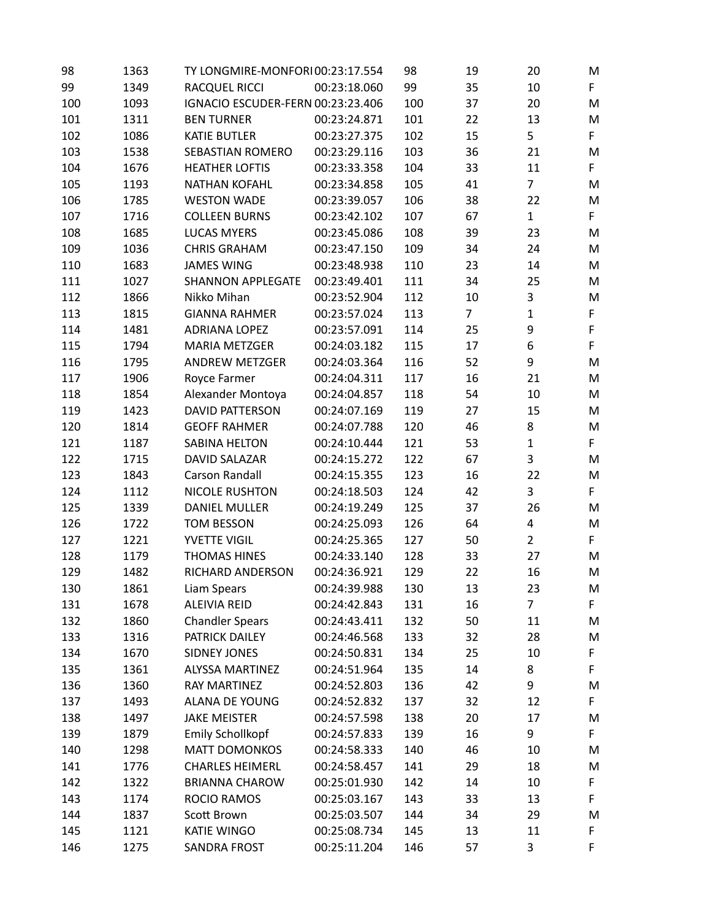| | | | | | | | |
|---|---|---|---|---|---|---|---|
| 98 | 1363 | TY LONGMIRE-MONFORI | 00:23:17.554 | 98 | 19 | 20 | M |
| 99 | 1349 | RACQUEL RICCI | 00:23:18.060 | 99 | 35 | 10 | F |
| 100 | 1093 | IGNACIO ESCUDER-FERN | 00:23:23.406 | 100 | 37 | 20 | M |
| 101 | 1311 | BEN TURNER | 00:23:24.871 | 101 | 22 | 13 | M |
| 102 | 1086 | KATIE BUTLER | 00:23:27.375 | 102 | 15 | 5 | F |
| 103 | 1538 | SEBASTIAN ROMERO | 00:23:29.116 | 103 | 36 | 21 | M |
| 104 | 1676 | HEATHER LOFTIS | 00:23:33.358 | 104 | 33 | 11 | F |
| 105 | 1193 | NATHAN KOFAHL | 00:23:34.858 | 105 | 41 | 7 | M |
| 106 | 1785 | WESTON WADE | 00:23:39.057 | 106 | 38 | 22 | M |
| 107 | 1716 | COLLEEN BURNS | 00:23:42.102 | 107 | 67 | 1 | F |
| 108 | 1685 | LUCAS MYERS | 00:23:45.086 | 108 | 39 | 23 | M |
| 109 | 1036 | CHRIS GRAHAM | 00:23:47.150 | 109 | 34 | 24 | M |
| 110 | 1683 | JAMES WING | 00:23:48.938 | 110 | 23 | 14 | M |
| 111 | 1027 | SHANNON APPLEGATE | 00:23:49.401 | 111 | 34 | 25 | M |
| 112 | 1866 | Nikko Mihan | 00:23:52.904 | 112 | 10 | 3 | M |
| 113 | 1815 | GIANNA RAHMER | 00:23:57.024 | 113 | 7 | 1 | F |
| 114 | 1481 | ADRIANA LOPEZ | 00:23:57.091 | 114 | 25 | 9 | F |
| 115 | 1794 | MARIA METZGER | 00:24:03.182 | 115 | 17 | 6 | F |
| 116 | 1795 | ANDREW METZGER | 00:24:03.364 | 116 | 52 | 9 | M |
| 117 | 1906 | Royce Farmer | 00:24:04.311 | 117 | 16 | 21 | M |
| 118 | 1854 | Alexander Montoya | 00:24:04.857 | 118 | 54 | 10 | M |
| 119 | 1423 | DAVID PATTERSON | 00:24:07.169 | 119 | 27 | 15 | M |
| 120 | 1814 | GEOFF RAHMER | 00:24:07.788 | 120 | 46 | 8 | M |
| 121 | 1187 | SABINA HELTON | 00:24:10.444 | 121 | 53 | 1 | F |
| 122 | 1715 | DAVID SALAZAR | 00:24:15.272 | 122 | 67 | 3 | M |
| 123 | 1843 | Carson Randall | 00:24:15.355 | 123 | 16 | 22 | M |
| 124 | 1112 | NICOLE RUSHTON | 00:24:18.503 | 124 | 42 | 3 | F |
| 125 | 1339 | DANIEL MULLER | 00:24:19.249 | 125 | 37 | 26 | M |
| 126 | 1722 | TOM BESSON | 00:24:25.093 | 126 | 64 | 4 | M |
| 127 | 1221 | YVETTE VIGIL | 00:24:25.365 | 127 | 50 | 2 | F |
| 128 | 1179 | THOMAS HINES | 00:24:33.140 | 128 | 33 | 27 | M |
| 129 | 1482 | RICHARD ANDERSON | 00:24:36.921 | 129 | 22 | 16 | M |
| 130 | 1861 | Liam Spears | 00:24:39.988 | 130 | 13 | 23 | M |
| 131 | 1678 | ALEIVIA REID | 00:24:42.843 | 131 | 16 | 7 | F |
| 132 | 1860 | Chandler Spears | 00:24:43.411 | 132 | 50 | 11 | M |
| 133 | 1316 | PATRICK DAILEY | 00:24:46.568 | 133 | 32 | 28 | M |
| 134 | 1670 | SIDNEY JONES | 00:24:50.831 | 134 | 25 | 10 | F |
| 135 | 1361 | ALYSSA MARTINEZ | 00:24:51.964 | 135 | 14 | 8 | F |
| 136 | 1360 | RAY MARTINEZ | 00:24:52.803 | 136 | 42 | 9 | M |
| 137 | 1493 | ALANA DE YOUNG | 00:24:52.832 | 137 | 32 | 12 | F |
| 138 | 1497 | JAKE MEISTER | 00:24:57.598 | 138 | 20 | 17 | M |
| 139 | 1879 | Emily Schollkopf | 00:24:57.833 | 139 | 16 | 9 | F |
| 140 | 1298 | MATT DOMONKOS | 00:24:58.333 | 140 | 46 | 10 | M |
| 141 | 1776 | CHARLES HEIMERL | 00:24:58.457 | 141 | 29 | 18 | M |
| 142 | 1322 | BRIANNA CHAROW | 00:25:01.930 | 142 | 14 | 10 | F |
| 143 | 1174 | ROCIO RAMOS | 00:25:03.167 | 143 | 33 | 13 | F |
| 144 | 1837 | Scott Brown | 00:25:03.507 | 144 | 34 | 29 | M |
| 145 | 1121 | KATIE WINGO | 00:25:08.734 | 145 | 13 | 11 | F |
| 146 | 1275 | SANDRA FROST | 00:25:11.204 | 146 | 57 | 3 | F |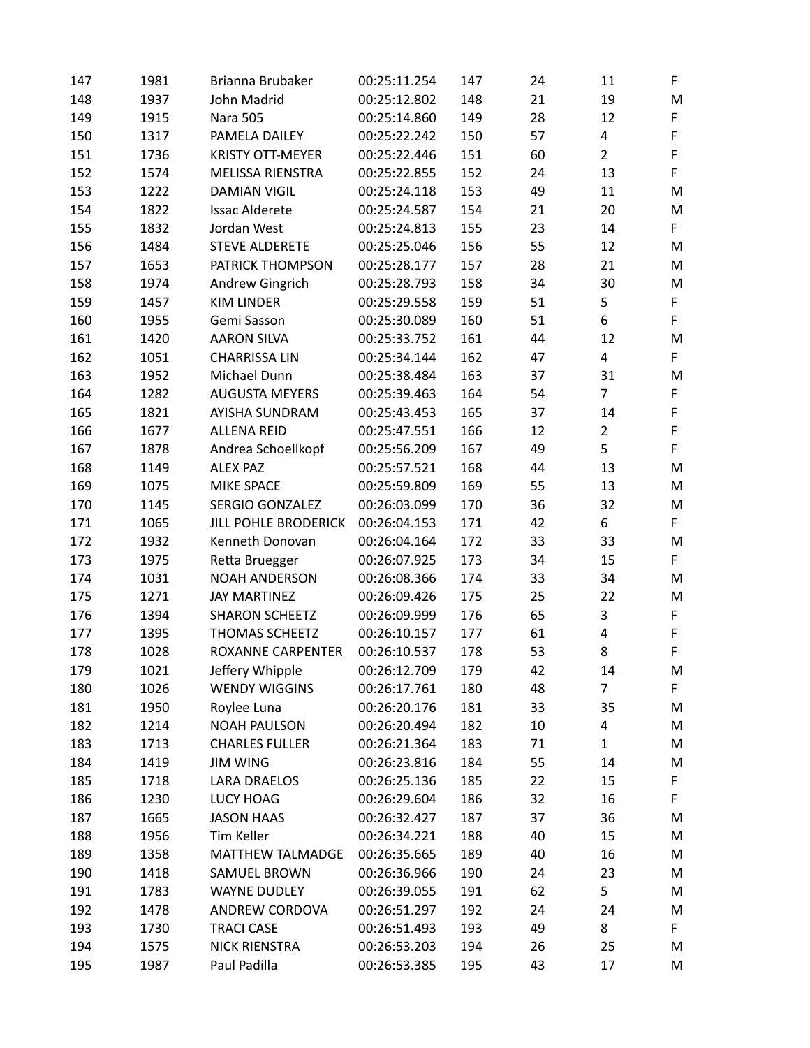| | | | | | | | |
|---|---|---|---|---|---|---|---|
| 147 | 1981 | Brianna Brubaker | 00:25:11.254 | 147 | 24 | 11 | F |
| 148 | 1937 | John Madrid | 00:25:12.802 | 148 | 21 | 19 | M |
| 149 | 1915 | Nara 505 | 00:25:14.860 | 149 | 28 | 12 | F |
| 150 | 1317 | PAMELA DAILEY | 00:25:22.242 | 150 | 57 | 4 | F |
| 151 | 1736 | KRISTY OTT-MEYER | 00:25:22.446 | 151 | 60 | 2 | F |
| 152 | 1574 | MELISSA RIENSTRA | 00:25:22.855 | 152 | 24 | 13 | F |
| 153 | 1222 | DAMIAN VIGIL | 00:25:24.118 | 153 | 49 | 11 | M |
| 154 | 1822 | Issac Alderete | 00:25:24.587 | 154 | 21 | 20 | M |
| 155 | 1832 | Jordan West | 00:25:24.813 | 155 | 23 | 14 | F |
| 156 | 1484 | STEVE ALDERETE | 00:25:25.046 | 156 | 55 | 12 | M |
| 157 | 1653 | PATRICK THOMPSON | 00:25:28.177 | 157 | 28 | 21 | M |
| 158 | 1974 | Andrew Gingrich | 00:25:28.793 | 158 | 34 | 30 | M |
| 159 | 1457 | KIM LINDER | 00:25:29.558 | 159 | 51 | 5 | F |
| 160 | 1955 | Gemi Sasson | 00:25:30.089 | 160 | 51 | 6 | F |
| 161 | 1420 | AARON SILVA | 00:25:33.752 | 161 | 44 | 12 | M |
| 162 | 1051 | CHARRISSA LIN | 00:25:34.144 | 162 | 47 | 4 | F |
| 163 | 1952 | Michael Dunn | 00:25:38.484 | 163 | 37 | 31 | M |
| 164 | 1282 | AUGUSTA MEYERS | 00:25:39.463 | 164 | 54 | 7 | F |
| 165 | 1821 | AYISHA SUNDRAM | 00:25:43.453 | 165 | 37 | 14 | F |
| 166 | 1677 | ALLENA REID | 00:25:47.551 | 166 | 12 | 2 | F |
| 167 | 1878 | Andrea Schoellkopf | 00:25:56.209 | 167 | 49 | 5 | F |
| 168 | 1149 | ALEX PAZ | 00:25:57.521 | 168 | 44 | 13 | M |
| 169 | 1075 | MIKE SPACE | 00:25:59.809 | 169 | 55 | 13 | M |
| 170 | 1145 | SERGIO GONZALEZ | 00:26:03.099 | 170 | 36 | 32 | M |
| 171 | 1065 | JILL POHLE BRODERICK | 00:26:04.153 | 171 | 42 | 6 | F |
| 172 | 1932 | Kenneth Donovan | 00:26:04.164 | 172 | 33 | 33 | M |
| 173 | 1975 | Retta Bruegger | 00:26:07.925 | 173 | 34 | 15 | F |
| 174 | 1031 | NOAH ANDERSON | 00:26:08.366 | 174 | 33 | 34 | M |
| 175 | 1271 | JAY MARTINEZ | 00:26:09.426 | 175 | 25 | 22 | M |
| 176 | 1394 | SHARON SCHEETZ | 00:26:09.999 | 176 | 65 | 3 | F |
| 177 | 1395 | THOMAS SCHEETZ | 00:26:10.157 | 177 | 61 | 4 | F |
| 178 | 1028 | ROXANNE CARPENTER | 00:26:10.537 | 178 | 53 | 8 | F |
| 179 | 1021 | Jeffery Whipple | 00:26:12.709 | 179 | 42 | 14 | M |
| 180 | 1026 | WENDY WIGGINS | 00:26:17.761 | 180 | 48 | 7 | F |
| 181 | 1950 | Roylee Luna | 00:26:20.176 | 181 | 33 | 35 | M |
| 182 | 1214 | NOAH PAULSON | 00:26:20.494 | 182 | 10 | 4 | M |
| 183 | 1713 | CHARLES FULLER | 00:26:21.364 | 183 | 71 | 1 | M |
| 184 | 1419 | JIM WING | 00:26:23.816 | 184 | 55 | 14 | M |
| 185 | 1718 | LARA DRAELOS | 00:26:25.136 | 185 | 22 | 15 | F |
| 186 | 1230 | LUCY HOAG | 00:26:29.604 | 186 | 32 | 16 | F |
| 187 | 1665 | JASON HAAS | 00:26:32.427 | 187 | 37 | 36 | M |
| 188 | 1956 | Tim Keller | 00:26:34.221 | 188 | 40 | 15 | M |
| 189 | 1358 | MATTHEW TALMADGE | 00:26:35.665 | 189 | 40 | 16 | M |
| 190 | 1418 | SAMUEL BROWN | 00:26:36.966 | 190 | 24 | 23 | M |
| 191 | 1783 | WAYNE DUDLEY | 00:26:39.055 | 191 | 62 | 5 | M |
| 192 | 1478 | ANDREW CORDOVA | 00:26:51.297 | 192 | 24 | 24 | M |
| 193 | 1730 | TRACI CASE | 00:26:51.493 | 193 | 49 | 8 | F |
| 194 | 1575 | NICK RIENSTRA | 00:26:53.203 | 194 | 26 | 25 | M |
| 195 | 1987 | Paul Padilla | 00:26:53.385 | 195 | 43 | 17 | M |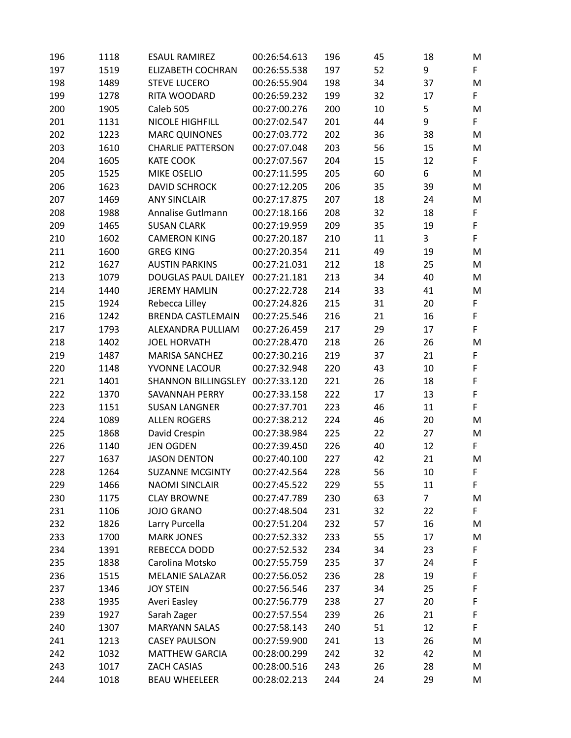| | | | | | | | |
|---|---|---|---|---|---|---|---|
| 196 | 1118 | ESAUL RAMIREZ | 00:26:54.613 | 196 | 45 | 18 | M |
| 197 | 1519 | ELIZABETH COCHRAN | 00:26:55.538 | 197 | 52 | 9 | F |
| 198 | 1489 | STEVE LUCERO | 00:26:55.904 | 198 | 34 | 37 | M |
| 199 | 1278 | RITA WOODARD | 00:26:59.232 | 199 | 32 | 17 | F |
| 200 | 1905 | Caleb 505 | 00:27:00.276 | 200 | 10 | 5 | M |
| 201 | 1131 | NICOLE HIGHFILL | 00:27:02.547 | 201 | 44 | 9 | F |
| 202 | 1223 | MARC QUINONES | 00:27:03.772 | 202 | 36 | 38 | M |
| 203 | 1610 | CHARLIE PATTERSON | 00:27:07.048 | 203 | 56 | 15 | M |
| 204 | 1605 | KATE COOK | 00:27:07.567 | 204 | 15 | 12 | F |
| 205 | 1525 | MIKE OSELIO | 00:27:11.595 | 205 | 60 | 6 | M |
| 206 | 1623 | DAVID SCHROCK | 00:27:12.205 | 206 | 35 | 39 | M |
| 207 | 1469 | ANY SINCLAIR | 00:27:17.875 | 207 | 18 | 24 | M |
| 208 | 1988 | Annalise Gutlmann | 00:27:18.166 | 208 | 32 | 18 | F |
| 209 | 1465 | SUSAN CLARK | 00:27:19.959 | 209 | 35 | 19 | F |
| 210 | 1602 | CAMERON KING | 00:27:20.187 | 210 | 11 | 3 | F |
| 211 | 1600 | GREG KING | 00:27:20.354 | 211 | 49 | 19 | M |
| 212 | 1627 | AUSTIN PARKINS | 00:27:21.031 | 212 | 18 | 25 | M |
| 213 | 1079 | DOUGLAS PAUL DAILEY | 00:27:21.181 | 213 | 34 | 40 | M |
| 214 | 1440 | JEREMY HAMLIN | 00:27:22.728 | 214 | 33 | 41 | M |
| 215 | 1924 | Rebecca Lilley | 00:27:24.826 | 215 | 31 | 20 | F |
| 216 | 1242 | BRENDA CASTLEMAIN | 00:27:25.546 | 216 | 21 | 16 | F |
| 217 | 1793 | ALEXANDRA PULLIAM | 00:27:26.459 | 217 | 29 | 17 | F |
| 218 | 1402 | JOEL HORVATH | 00:27:28.470 | 218 | 26 | 26 | M |
| 219 | 1487 | MARISA SANCHEZ | 00:27:30.216 | 219 | 37 | 21 | F |
| 220 | 1148 | YVONNE LACOUR | 00:27:32.948 | 220 | 43 | 10 | F |
| 221 | 1401 | SHANNON BILLINGSLEY | 00:27:33.120 | 221 | 26 | 18 | F |
| 222 | 1370 | SAVANNAH PERRY | 00:27:33.158 | 222 | 17 | 13 | F |
| 223 | 1151 | SUSAN LANGNER | 00:27:37.701 | 223 | 46 | 11 | F |
| 224 | 1089 | ALLEN ROGERS | 00:27:38.212 | 224 | 46 | 20 | M |
| 225 | 1868 | David Crespin | 00:27:38.984 | 225 | 22 | 27 | M |
| 226 | 1140 | JEN OGDEN | 00:27:39.450 | 226 | 40 | 12 | F |
| 227 | 1637 | JASON DENTON | 00:27:40.100 | 227 | 42 | 21 | M |
| 228 | 1264 | SUZANNE MCGINTY | 00:27:42.564 | 228 | 56 | 10 | F |
| 229 | 1466 | NAOMI SINCLAIR | 00:27:45.522 | 229 | 55 | 11 | F |
| 230 | 1175 | CLAY BROWNE | 00:27:47.789 | 230 | 63 | 7 | M |
| 231 | 1106 | JOJO GRANO | 00:27:48.504 | 231 | 32 | 22 | F |
| 232 | 1826 | Larry Purcella | 00:27:51.204 | 232 | 57 | 16 | M |
| 233 | 1700 | MARK JONES | 00:27:52.332 | 233 | 55 | 17 | M |
| 234 | 1391 | REBECCA DODD | 00:27:52.532 | 234 | 34 | 23 | F |
| 235 | 1838 | Carolina Motsko | 00:27:55.759 | 235 | 37 | 24 | F |
| 236 | 1515 | MELANIE SALAZAR | 00:27:56.052 | 236 | 28 | 19 | F |
| 237 | 1346 | JOY STEIN | 00:27:56.546 | 237 | 34 | 25 | F |
| 238 | 1935 | Averi Easley | 00:27:56.779 | 238 | 27 | 20 | F |
| 239 | 1927 | Sarah Zager | 00:27:57.554 | 239 | 26 | 21 | F |
| 240 | 1307 | MARYANN SALAS | 00:27:58.143 | 240 | 51 | 12 | F |
| 241 | 1213 | CASEY PAULSON | 00:27:59.900 | 241 | 13 | 26 | M |
| 242 | 1032 | MATTHEW GARCIA | 00:28:00.299 | 242 | 32 | 42 | M |
| 243 | 1017 | ZACH CASIAS | 00:28:00.516 | 243 | 26 | 28 | M |
| 244 | 1018 | BEAU WHEELEER | 00:28:02.213 | 244 | 24 | 29 | M |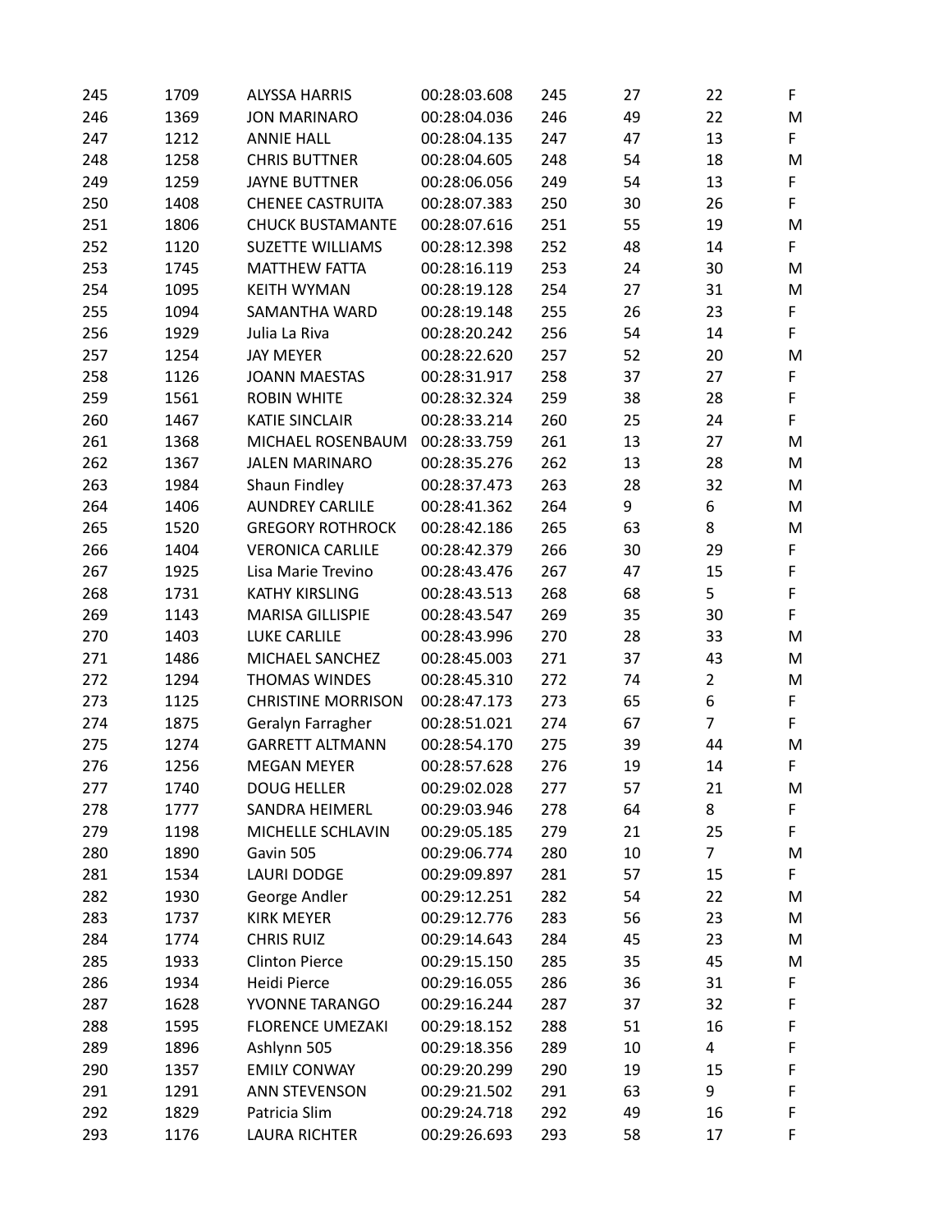| | | | | | | | |
|---|---|---|---|---|---|---|---|
| 245 | 1709 | ALYSSA HARRIS | 00:28:03.608 | 245 | 27 | 22 | F |
| 246 | 1369 | JON MARINARO | 00:28:04.036 | 246 | 49 | 22 | M |
| 247 | 1212 | ANNIE HALL | 00:28:04.135 | 247 | 47 | 13 | F |
| 248 | 1258 | CHRIS BUTTNER | 00:28:04.605 | 248 | 54 | 18 | M |
| 249 | 1259 | JAYNE BUTTNER | 00:28:06.056 | 249 | 54 | 13 | F |
| 250 | 1408 | CHENEE CASTRUITA | 00:28:07.383 | 250 | 30 | 26 | F |
| 251 | 1806 | CHUCK BUSTAMANTE | 00:28:07.616 | 251 | 55 | 19 | M |
| 252 | 1120 | SUZETTE WILLIAMS | 00:28:12.398 | 252 | 48 | 14 | F |
| 253 | 1745 | MATTHEW FATTA | 00:28:16.119 | 253 | 24 | 30 | M |
| 254 | 1095 | KEITH WYMAN | 00:28:19.128 | 254 | 27 | 31 | M |
| 255 | 1094 | SAMANTHA WARD | 00:28:19.148 | 255 | 26 | 23 | F |
| 256 | 1929 | Julia La Riva | 00:28:20.242 | 256 | 54 | 14 | F |
| 257 | 1254 | JAY MEYER | 00:28:22.620 | 257 | 52 | 20 | M |
| 258 | 1126 | JOANN MAESTAS | 00:28:31.917 | 258 | 37 | 27 | F |
| 259 | 1561 | ROBIN WHITE | 00:28:32.324 | 259 | 38 | 28 | F |
| 260 | 1467 | KATIE SINCLAIR | 00:28:33.214 | 260 | 25 | 24 | F |
| 261 | 1368 | MICHAEL ROSENBAUM | 00:28:33.759 | 261 | 13 | 27 | M |
| 262 | 1367 | JALEN MARINARO | 00:28:35.276 | 262 | 13 | 28 | M |
| 263 | 1984 | Shaun Findley | 00:28:37.473 | 263 | 28 | 32 | M |
| 264 | 1406 | AUNDREY CARLILE | 00:28:41.362 | 264 | 9 | 6 | M |
| 265 | 1520 | GREGORY ROTHROCK | 00:28:42.186 | 265 | 63 | 8 | M |
| 266 | 1404 | VERONICA CARLILE | 00:28:42.379 | 266 | 30 | 29 | F |
| 267 | 1925 | Lisa Marie Trevino | 00:28:43.476 | 267 | 47 | 15 | F |
| 268 | 1731 | KATHY KIRSLING | 00:28:43.513 | 268 | 68 | 5 | F |
| 269 | 1143 | MARISA GILLISPIE | 00:28:43.547 | 269 | 35 | 30 | F |
| 270 | 1403 | LUKE CARLILE | 00:28:43.996 | 270 | 28 | 33 | M |
| 271 | 1486 | MICHAEL SANCHEZ | 00:28:45.003 | 271 | 37 | 43 | M |
| 272 | 1294 | THOMAS WINDES | 00:28:45.310 | 272 | 74 | 2 | M |
| 273 | 1125 | CHRISTINE MORRISON | 00:28:47.173 | 273 | 65 | 6 | F |
| 274 | 1875 | Geralyn Farragher | 00:28:51.021 | 274 | 67 | 7 | F |
| 275 | 1274 | GARRETT ALTMANN | 00:28:54.170 | 275 | 39 | 44 | M |
| 276 | 1256 | MEGAN MEYER | 00:28:57.628 | 276 | 19 | 14 | F |
| 277 | 1740 | DOUG HELLER | 00:29:02.028 | 277 | 57 | 21 | M |
| 278 | 1777 | SANDRA HEIMERL | 00:29:03.946 | 278 | 64 | 8 | F |
| 279 | 1198 | MICHELLE SCHLAVIN | 00:29:05.185 | 279 | 21 | 25 | F |
| 280 | 1890 | Gavin 505 | 00:29:06.774 | 280 | 10 | 7 | M |
| 281 | 1534 | LAURI DODGE | 00:29:09.897 | 281 | 57 | 15 | F |
| 282 | 1930 | George Andler | 00:29:12.251 | 282 | 54 | 22 | M |
| 283 | 1737 | KIRK MEYER | 00:29:12.776 | 283 | 56 | 23 | M |
| 284 | 1774 | CHRIS RUIZ | 00:29:14.643 | 284 | 45 | 23 | M |
| 285 | 1933 | Clinton Pierce | 00:29:15.150 | 285 | 35 | 45 | M |
| 286 | 1934 | Heidi Pierce | 00:29:16.055 | 286 | 36 | 31 | F |
| 287 | 1628 | YVONNE TARANGO | 00:29:16.244 | 287 | 37 | 32 | F |
| 288 | 1595 | FLORENCE UMEZAKI | 00:29:18.152 | 288 | 51 | 16 | F |
| 289 | 1896 | Ashlynn 505 | 00:29:18.356 | 289 | 10 | 4 | F |
| 290 | 1357 | EMILY CONWAY | 00:29:20.299 | 290 | 19 | 15 | F |
| 291 | 1291 | ANN STEVENSON | 00:29:21.502 | 291 | 63 | 9 | F |
| 292 | 1829 | Patricia Slim | 00:29:24.718 | 292 | 49 | 16 | F |
| 293 | 1176 | LAURA RICHTER | 00:29:26.693 | 293 | 58 | 17 | F |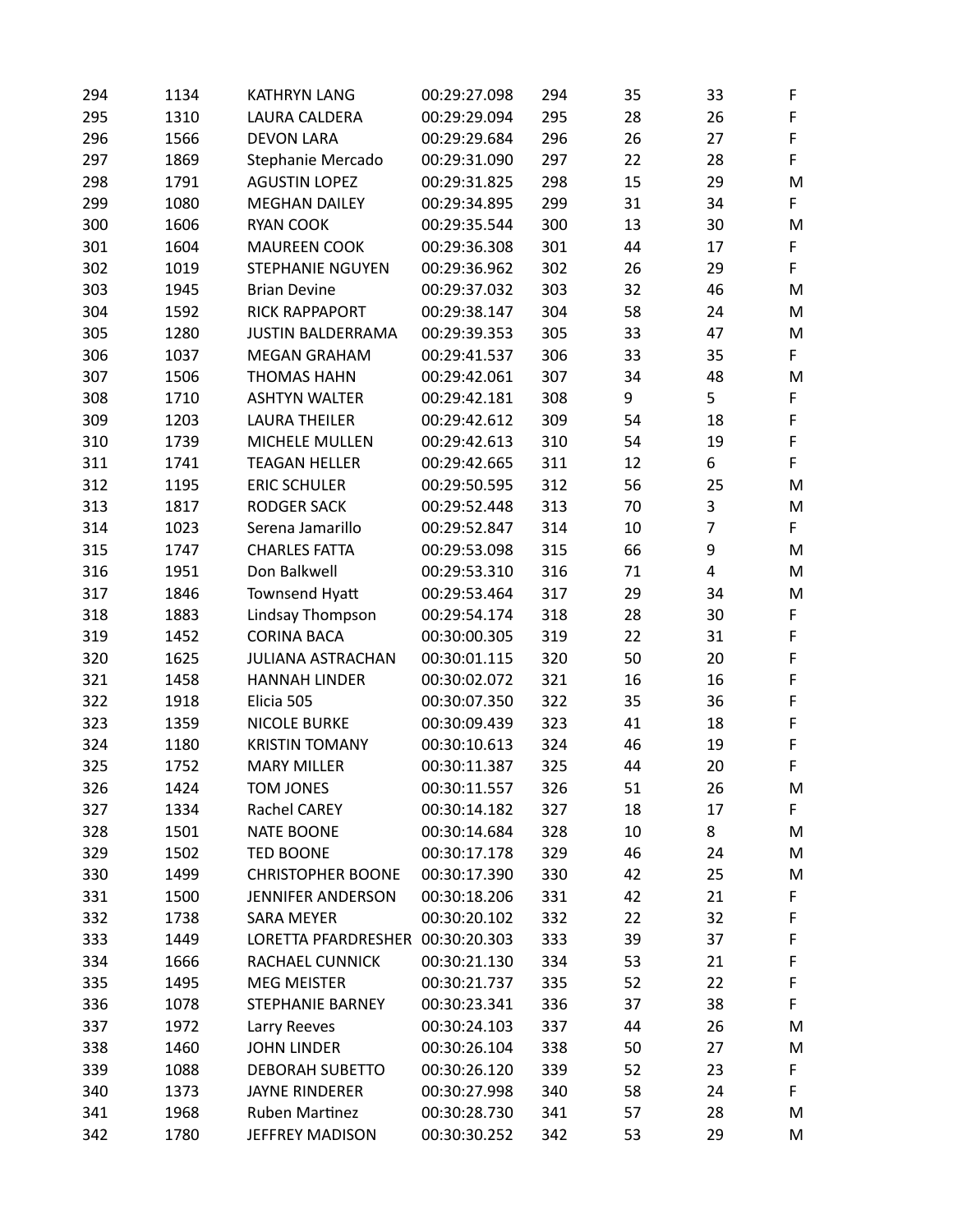| | | | | | | | |
|---|---|---|---|---|---|---|---|
| 294 | 1134 | KATHRYN LANG | 00:29:27.098 | 294 | 35 | 33 | F |
| 295 | 1310 | LAURA CALDERA | 00:29:29.094 | 295 | 28 | 26 | F |
| 296 | 1566 | DEVON LARA | 00:29:29.684 | 296 | 26 | 27 | F |
| 297 | 1869 | Stephanie Mercado | 00:29:31.090 | 297 | 22 | 28 | F |
| 298 | 1791 | AGUSTIN LOPEZ | 00:29:31.825 | 298 | 15 | 29 | M |
| 299 | 1080 | MEGHAN DAILEY | 00:29:34.895 | 299 | 31 | 34 | F |
| 300 | 1606 | RYAN COOK | 00:29:35.544 | 300 | 13 | 30 | M |
| 301 | 1604 | MAUREEN COOK | 00:29:36.308 | 301 | 44 | 17 | F |
| 302 | 1019 | STEPHANIE NGUYEN | 00:29:36.962 | 302 | 26 | 29 | F |
| 303 | 1945 | Brian Devine | 00:29:37.032 | 303 | 32 | 46 | M |
| 304 | 1592 | RICK RAPPAPORT | 00:29:38.147 | 304 | 58 | 24 | M |
| 305 | 1280 | JUSTIN BALDERRAMA | 00:29:39.353 | 305 | 33 | 47 | M |
| 306 | 1037 | MEGAN GRAHAM | 00:29:41.537 | 306 | 33 | 35 | F |
| 307 | 1506 | THOMAS HAHN | 00:29:42.061 | 307 | 34 | 48 | M |
| 308 | 1710 | ASHTYN WALTER | 00:29:42.181 | 308 | 9 | 5 | F |
| 309 | 1203 | LAURA THEILER | 00:29:42.612 | 309 | 54 | 18 | F |
| 310 | 1739 | MICHELE MULLEN | 00:29:42.613 | 310 | 54 | 19 | F |
| 311 | 1741 | TEAGAN HELLER | 00:29:42.665 | 311 | 12 | 6 | F |
| 312 | 1195 | ERIC SCHULER | 00:29:50.595 | 312 | 56 | 25 | M |
| 313 | 1817 | RODGER SACK | 00:29:52.448 | 313 | 70 | 3 | M |
| 314 | 1023 | Serena Jamarillo | 00:29:52.847 | 314 | 10 | 7 | F |
| 315 | 1747 | CHARLES FATTA | 00:29:53.098 | 315 | 66 | 9 | M |
| 316 | 1951 | Don Balkwell | 00:29:53.310 | 316 | 71 | 4 | M |
| 317 | 1846 | Townsend Hyatt | 00:29:53.464 | 317 | 29 | 34 | M |
| 318 | 1883 | Lindsay Thompson | 00:29:54.174 | 318 | 28 | 30 | F |
| 319 | 1452 | CORINA BACA | 00:30:00.305 | 319 | 22 | 31 | F |
| 320 | 1625 | JULIANA ASTRACHAN | 00:30:01.115 | 320 | 50 | 20 | F |
| 321 | 1458 | HANNAH LINDER | 00:30:02.072 | 321 | 16 | 16 | F |
| 322 | 1918 | Elicia 505 | 00:30:07.350 | 322 | 35 | 36 | F |
| 323 | 1359 | NICOLE BURKE | 00:30:09.439 | 323 | 41 | 18 | F |
| 324 | 1180 | KRISTIN TOMANY | 00:30:10.613 | 324 | 46 | 19 | F |
| 325 | 1752 | MARY MILLER | 00:30:11.387 | 325 | 44 | 20 | F |
| 326 | 1424 | TOM JONES | 00:30:11.557 | 326 | 51 | 26 | M |
| 327 | 1334 | Rachel CAREY | 00:30:14.182 | 327 | 18 | 17 | F |
| 328 | 1501 | NATE BOONE | 00:30:14.684 | 328 | 10 | 8 | M |
| 329 | 1502 | TED BOONE | 00:30:17.178 | 329 | 46 | 24 | M |
| 330 | 1499 | CHRISTOPHER BOONE | 00:30:17.390 | 330 | 42 | 25 | M |
| 331 | 1500 | JENNIFER ANDERSON | 00:30:18.206 | 331 | 42 | 21 | F |
| 332 | 1738 | SARA MEYER | 00:30:20.102 | 332 | 22 | 32 | F |
| 333 | 1449 | LORETTA PFARDRESHER | 00:30:20.303 | 333 | 39 | 37 | F |
| 334 | 1666 | RACHAEL CUNNICK | 00:30:21.130 | 334 | 53 | 21 | F |
| 335 | 1495 | MEG MEISTER | 00:30:21.737 | 335 | 52 | 22 | F |
| 336 | 1078 | STEPHANIE BARNEY | 00:30:23.341 | 336 | 37 | 38 | F |
| 337 | 1972 | Larry Reeves | 00:30:24.103 | 337 | 44 | 26 | M |
| 338 | 1460 | JOHN LINDER | 00:30:26.104 | 338 | 50 | 27 | M |
| 339 | 1088 | DEBORAH SUBETTO | 00:30:26.120 | 339 | 52 | 23 | F |
| 340 | 1373 | JAYNE RINDERER | 00:30:27.998 | 340 | 58 | 24 | F |
| 341 | 1968 | Ruben Martinez | 00:30:28.730 | 341 | 57 | 28 | M |
| 342 | 1780 | JEFFREY MADISON | 00:30:30.252 | 342 | 53 | 29 | M |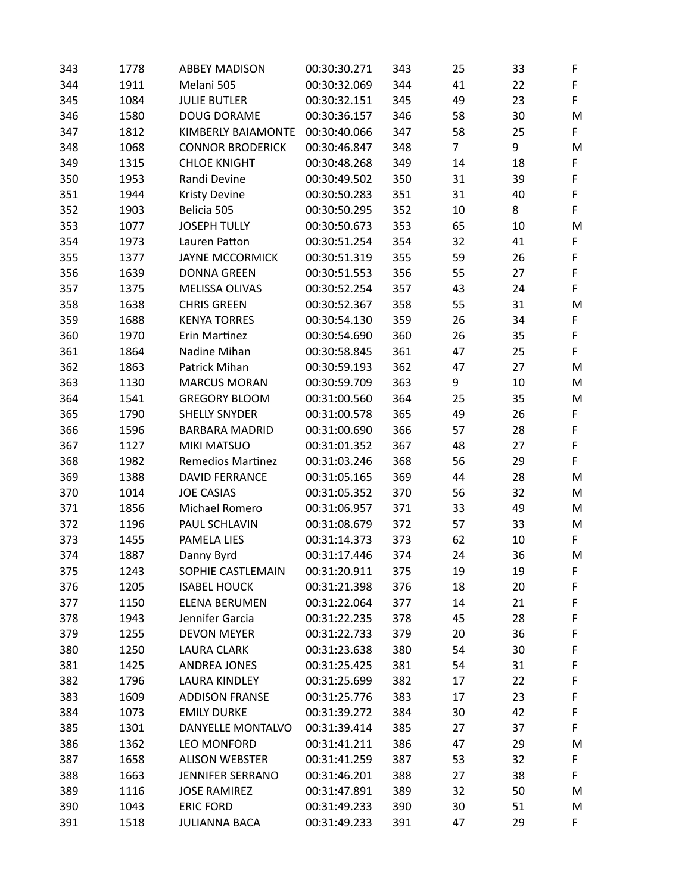| | | | | | | | |
|---|---|---|---|---|---|---|---|
| 343 | 1778 | ABBEY MADISON | 00:30:30.271 | 343 | 25 | 33 | F |
| 344 | 1911 | Melani 505 | 00:30:32.069 | 344 | 41 | 22 | F |
| 345 | 1084 | JULIE BUTLER | 00:30:32.151 | 345 | 49 | 23 | F |
| 346 | 1580 | DOUG DORAME | 00:30:36.157 | 346 | 58 | 30 | M |
| 347 | 1812 | KIMBERLY BAIAMONTE | 00:30:40.066 | 347 | 58 | 25 | F |
| 348 | 1068 | CONNOR BRODERICK | 00:30:46.847 | 348 | 7 | 9 | M |
| 349 | 1315 | CHLOE KNIGHT | 00:30:48.268 | 349 | 14 | 18 | F |
| 350 | 1953 | Randi Devine | 00:30:49.502 | 350 | 31 | 39 | F |
| 351 | 1944 | Kristy Devine | 00:30:50.283 | 351 | 31 | 40 | F |
| 352 | 1903 | Belicia 505 | 00:30:50.295 | 352 | 10 | 8 | F |
| 353 | 1077 | JOSEPH TULLY | 00:30:50.673 | 353 | 65 | 10 | M |
| 354 | 1973 | Lauren Patton | 00:30:51.254 | 354 | 32 | 41 | F |
| 355 | 1377 | JAYNE MCCORMICK | 00:30:51.319 | 355 | 59 | 26 | F |
| 356 | 1639 | DONNA GREEN | 00:30:51.553 | 356 | 55 | 27 | F |
| 357 | 1375 | MELISSA OLIVAS | 00:30:52.254 | 357 | 43 | 24 | F |
| 358 | 1638 | CHRIS GREEN | 00:30:52.367 | 358 | 55 | 31 | M |
| 359 | 1688 | KENYA TORRES | 00:30:54.130 | 359 | 26 | 34 | F |
| 360 | 1970 | Erin Martinez | 00:30:54.690 | 360 | 26 | 35 | F |
| 361 | 1864 | Nadine Mihan | 00:30:58.845 | 361 | 47 | 25 | F |
| 362 | 1863 | Patrick Mihan | 00:30:59.193 | 362 | 47 | 27 | M |
| 363 | 1130 | MARCUS MORAN | 00:30:59.709 | 363 | 9 | 10 | M |
| 364 | 1541 | GREGORY BLOOM | 00:31:00.560 | 364 | 25 | 35 | M |
| 365 | 1790 | SHELLY SNYDER | 00:31:00.578 | 365 | 49 | 26 | F |
| 366 | 1596 | BARBARA MADRID | 00:31:00.690 | 366 | 57 | 28 | F |
| 367 | 1127 | MIKI MATSUO | 00:31:01.352 | 367 | 48 | 27 | F |
| 368 | 1982 | Remedios Martinez | 00:31:03.246 | 368 | 56 | 29 | F |
| 369 | 1388 | DAVID FERRANCE | 00:31:05.165 | 369 | 44 | 28 | M |
| 370 | 1014 | JOE CASIAS | 00:31:05.352 | 370 | 56 | 32 | M |
| 371 | 1856 | Michael Romero | 00:31:06.957 | 371 | 33 | 49 | M |
| 372 | 1196 | PAUL SCHLAVIN | 00:31:08.679 | 372 | 57 | 33 | M |
| 373 | 1455 | PAMELA LIES | 00:31:14.373 | 373 | 62 | 10 | F |
| 374 | 1887 | Danny Byrd | 00:31:17.446 | 374 | 24 | 36 | M |
| 375 | 1243 | SOPHIE CASTLEMAIN | 00:31:20.911 | 375 | 19 | 19 | F |
| 376 | 1205 | ISABEL HOUCK | 00:31:21.398 | 376 | 18 | 20 | F |
| 377 | 1150 | ELENA BERUMEN | 00:31:22.064 | 377 | 14 | 21 | F |
| 378 | 1943 | Jennifer Garcia | 00:31:22.235 | 378 | 45 | 28 | F |
| 379 | 1255 | DEVON MEYER | 00:31:22.733 | 379 | 20 | 36 | F |
| 380 | 1250 | LAURA CLARK | 00:31:23.638 | 380 | 54 | 30 | F |
| 381 | 1425 | ANDREA JONES | 00:31:25.425 | 381 | 54 | 31 | F |
| 382 | 1796 | LAURA KINDLEY | 00:31:25.699 | 382 | 17 | 22 | F |
| 383 | 1609 | ADDISON FRANSE | 00:31:25.776 | 383 | 17 | 23 | F |
| 384 | 1073 | EMILY DURKE | 00:31:39.272 | 384 | 30 | 42 | F |
| 385 | 1301 | DANYELLE MONTALVO | 00:31:39.414 | 385 | 27 | 37 | F |
| 386 | 1362 | LEO MONFORD | 00:31:41.211 | 386 | 47 | 29 | M |
| 387 | 1658 | ALISON WEBSTER | 00:31:41.259 | 387 | 53 | 32 | F |
| 388 | 1663 | JENNIFER SERRANO | 00:31:46.201 | 388 | 27 | 38 | F |
| 389 | 1116 | JOSE RAMIREZ | 00:31:47.891 | 389 | 32 | 50 | M |
| 390 | 1043 | ERIC FORD | 00:31:49.233 | 390 | 30 | 51 | M |
| 391 | 1518 | JULIANNA BACA | 00:31:49.233 | 391 | 47 | 29 | F |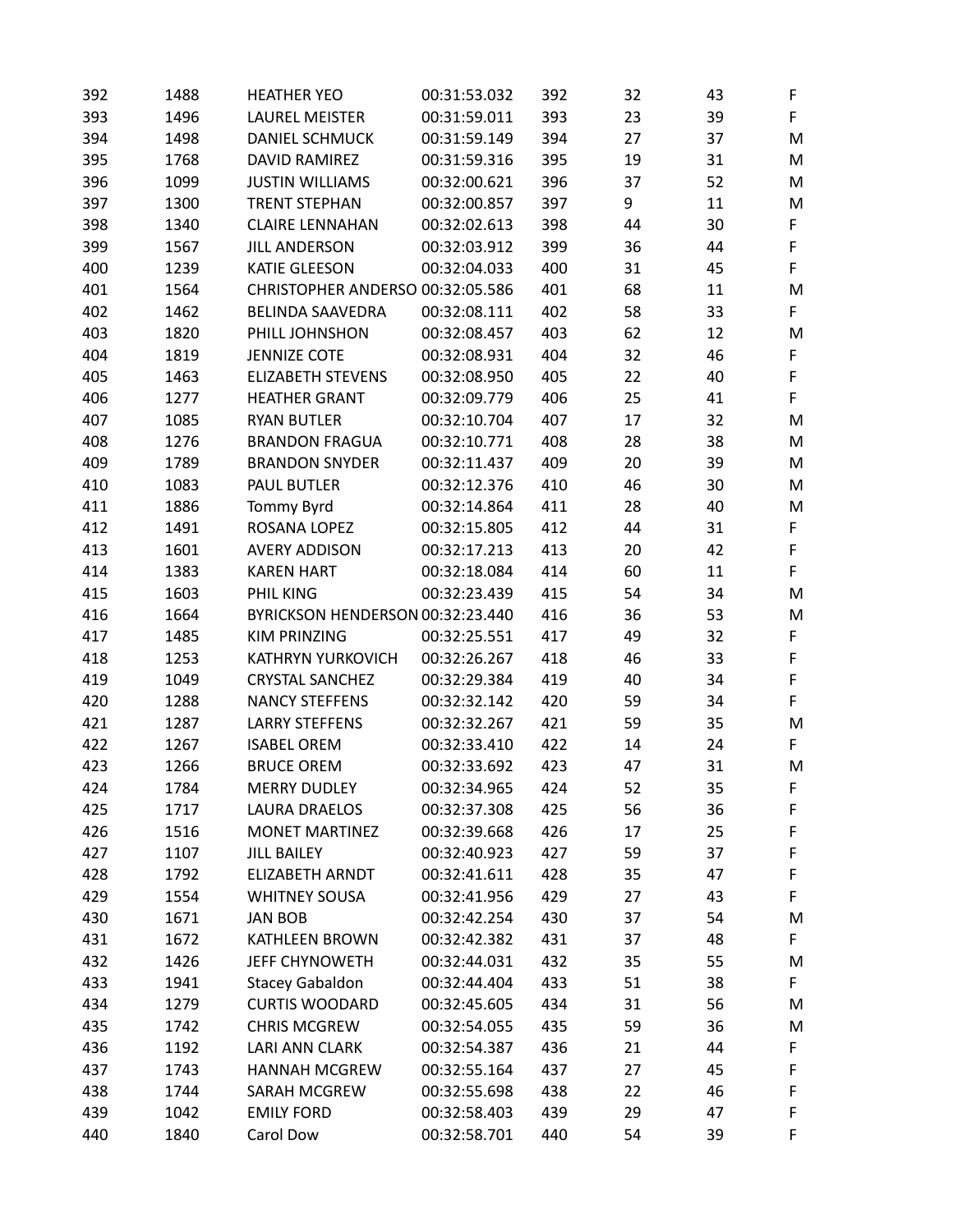| | | | | | | | |
|---|---|---|---|---|---|---|---|
| 392 | 1488 | HEATHER YEO | 00:31:53.032 | 392 | 32 | 43 | F |
| 393 | 1496 | LAUREL MEISTER | 00:31:59.011 | 393 | 23 | 39 | F |
| 394 | 1498 | DANIEL SCHMUCK | 00:31:59.149 | 394 | 27 | 37 | M |
| 395 | 1768 | DAVID RAMIREZ | 00:31:59.316 | 395 | 19 | 31 | M |
| 396 | 1099 | JUSTIN WILLIAMS | 00:32:00.621 | 396 | 37 | 52 | M |
| 397 | 1300 | TRENT STEPHAN | 00:32:00.857 | 397 | 9 | 11 | M |
| 398 | 1340 | CLAIRE LENNAHAN | 00:32:02.613 | 398 | 44 | 30 | F |
| 399 | 1567 | JILL ANDERSON | 00:32:03.912 | 399 | 36 | 44 | F |
| 400 | 1239 | KATIE GLEESON | 00:32:04.033 | 400 | 31 | 45 | F |
| 401 | 1564 | CHRISTOPHER ANDERSO | 00:32:05.586 | 401 | 68 | 11 | M |
| 402 | 1462 | BELINDA SAAVEDRA | 00:32:08.111 | 402 | 58 | 33 | F |
| 403 | 1820 | PHILL JOHNSHON | 00:32:08.457 | 403 | 62 | 12 | M |
| 404 | 1819 | JENNIZE COTE | 00:32:08.931 | 404 | 32 | 46 | F |
| 405 | 1463 | ELIZABETH STEVENS | 00:32:08.950 | 405 | 22 | 40 | F |
| 406 | 1277 | HEATHER GRANT | 00:32:09.779 | 406 | 25 | 41 | F |
| 407 | 1085 | RYAN BUTLER | 00:32:10.704 | 407 | 17 | 32 | M |
| 408 | 1276 | BRANDON FRAGUA | 00:32:10.771 | 408 | 28 | 38 | M |
| 409 | 1789 | BRANDON SNYDER | 00:32:11.437 | 409 | 20 | 39 | M |
| 410 | 1083 | PAUL BUTLER | 00:32:12.376 | 410 | 46 | 30 | M |
| 411 | 1886 | Tommy Byrd | 00:32:14.864 | 411 | 28 | 40 | M |
| 412 | 1491 | ROSANA LOPEZ | 00:32:15.805 | 412 | 44 | 31 | F |
| 413 | 1601 | AVERY ADDISON | 00:32:17.213 | 413 | 20 | 42 | F |
| 414 | 1383 | KAREN HART | 00:32:18.084 | 414 | 60 | 11 | F |
| 415 | 1603 | PHIL KING | 00:32:23.439 | 415 | 54 | 34 | M |
| 416 | 1664 | BYRICKSON HENDERSON | 00:32:23.440 | 416 | 36 | 53 | M |
| 417 | 1485 | KIM PRINZING | 00:32:25.551 | 417 | 49 | 32 | F |
| 418 | 1253 | KATHRYN YURKOVICH | 00:32:26.267 | 418 | 46 | 33 | F |
| 419 | 1049 | CRYSTAL SANCHEZ | 00:32:29.384 | 419 | 40 | 34 | F |
| 420 | 1288 | NANCY STEFFENS | 00:32:32.142 | 420 | 59 | 34 | F |
| 421 | 1287 | LARRY STEFFENS | 00:32:32.267 | 421 | 59 | 35 | M |
| 422 | 1267 | ISABEL OREM | 00:32:33.410 | 422 | 14 | 24 | F |
| 423 | 1266 | BRUCE OREM | 00:32:33.692 | 423 | 47 | 31 | M |
| 424 | 1784 | MERRY DUDLEY | 00:32:34.965 | 424 | 52 | 35 | F |
| 425 | 1717 | LAURA DRAELOS | 00:32:37.308 | 425 | 56 | 36 | F |
| 426 | 1516 | MONET MARTINEZ | 00:32:39.668 | 426 | 17 | 25 | F |
| 427 | 1107 | JILL BAILEY | 00:32:40.923 | 427 | 59 | 37 | F |
| 428 | 1792 | ELIZABETH ARNDT | 00:32:41.611 | 428 | 35 | 47 | F |
| 429 | 1554 | WHITNEY SOUSA | 00:32:41.956 | 429 | 27 | 43 | F |
| 430 | 1671 | JAN BOB | 00:32:42.254 | 430 | 37 | 54 | M |
| 431 | 1672 | KATHLEEN BROWN | 00:32:42.382 | 431 | 37 | 48 | F |
| 432 | 1426 | JEFF CHYNOWETH | 00:32:44.031 | 432 | 35 | 55 | M |
| 433 | 1941 | Stacey Gabaldon | 00:32:44.404 | 433 | 51 | 38 | F |
| 434 | 1279 | CURTIS WOODARD | 00:32:45.605 | 434 | 31 | 56 | M |
| 435 | 1742 | CHRIS MCGREW | 00:32:54.055 | 435 | 59 | 36 | M |
| 436 | 1192 | LARI ANN CLARK | 00:32:54.387 | 436 | 21 | 44 | F |
| 437 | 1743 | HANNAH MCGREW | 00:32:55.164 | 437 | 27 | 45 | F |
| 438 | 1744 | SARAH MCGREW | 00:32:55.698 | 438 | 22 | 46 | F |
| 439 | 1042 | EMILY FORD | 00:32:58.403 | 439 | 29 | 47 | F |
| 440 | 1840 | Carol Dow | 00:32:58.701 | 440 | 54 | 39 | F |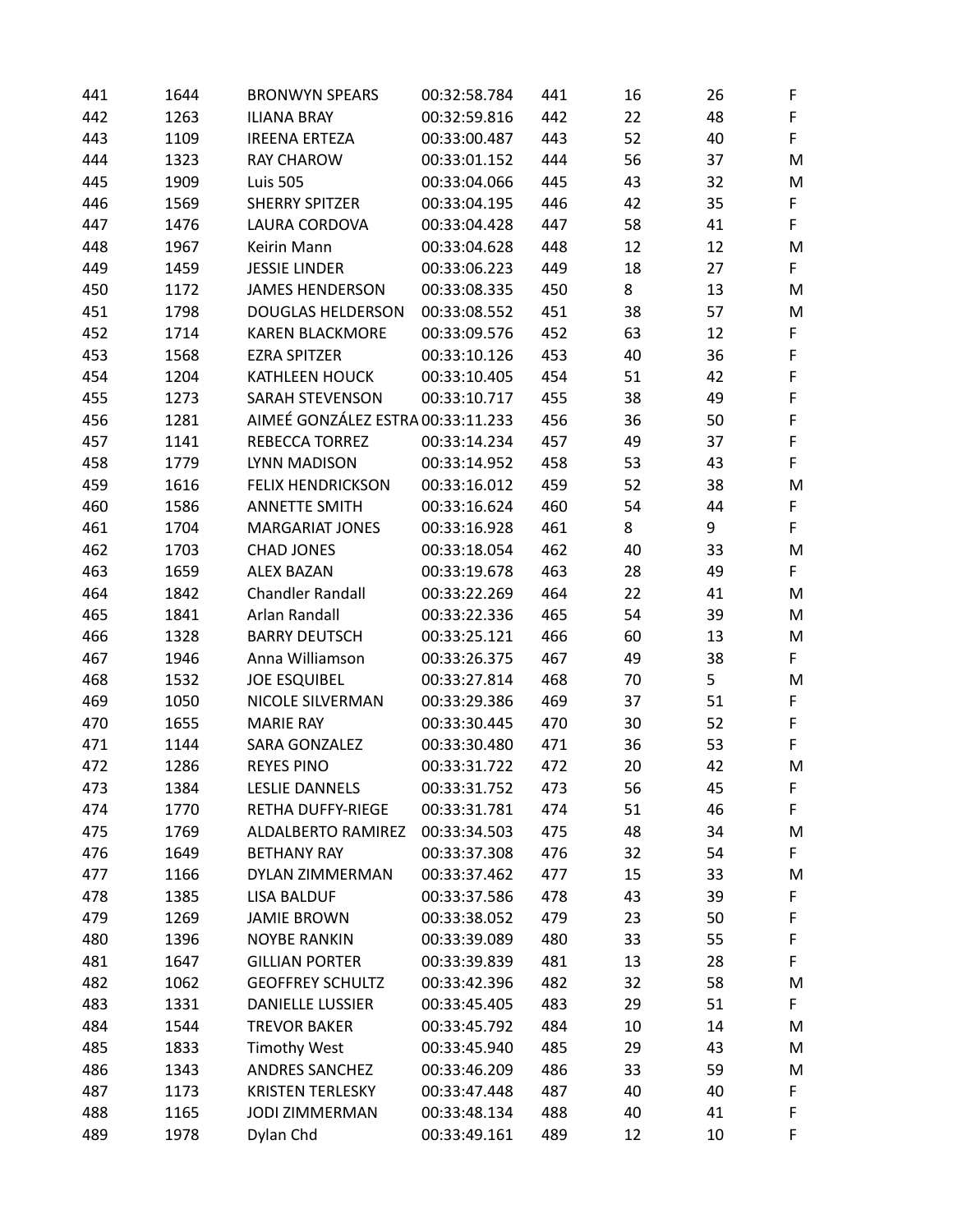| | | | | | | | |
|---|---|---|---|---|---|---|---|
| 441 | 1644 | BRONWYN SPEARS | 00:32:58.784 | 441 | 16 | 26 | F |
| 442 | 1263 | ILIANA BRAY | 00:32:59.816 | 442 | 22 | 48 | F |
| 443 | 1109 | IREENA ERTEZA | 00:33:00.487 | 443 | 52 | 40 | F |
| 444 | 1323 | RAY CHAROW | 00:33:01.152 | 444 | 56 | 37 | M |
| 445 | 1909 | Luis 505 | 00:33:04.066 | 445 | 43 | 32 | M |
| 446 | 1569 | SHERRY SPITZER | 00:33:04.195 | 446 | 42 | 35 | F |
| 447 | 1476 | LAURA CORDOVA | 00:33:04.428 | 447 | 58 | 41 | F |
| 448 | 1967 | Keirin Mann | 00:33:04.628 | 448 | 12 | 12 | M |
| 449 | 1459 | JESSIE LINDER | 00:33:06.223 | 449 | 18 | 27 | F |
| 450 | 1172 | JAMES HENDERSON | 00:33:08.335 | 450 | 8 | 13 | M |
| 451 | 1798 | DOUGLAS HELDERSON | 00:33:08.552 | 451 | 38 | 57 | M |
| 452 | 1714 | KAREN BLACKMORE | 00:33:09.576 | 452 | 63 | 12 | F |
| 453 | 1568 | EZRA SPITZER | 00:33:10.126 | 453 | 40 | 36 | F |
| 454 | 1204 | KATHLEEN HOUCK | 00:33:10.405 | 454 | 51 | 42 | F |
| 455 | 1273 | SARAH STEVENSON | 00:33:10.717 | 455 | 38 | 49 | F |
| 456 | 1281 | AIMEÉ GONZÁLEZ ESTRA | 00:33:11.233 | 456 | 36 | 50 | F |
| 457 | 1141 | REBECCA TORREZ | 00:33:14.234 | 457 | 49 | 37 | F |
| 458 | 1779 | LYNN MADISON | 00:33:14.952 | 458 | 53 | 43 | F |
| 459 | 1616 | FELIX HENDRICKSON | 00:33:16.012 | 459 | 52 | 38 | M |
| 460 | 1586 | ANNETTE SMITH | 00:33:16.624 | 460 | 54 | 44 | F |
| 461 | 1704 | MARGARIAT JONES | 00:33:16.928 | 461 | 8 | 9 | F |
| 462 | 1703 | CHAD JONES | 00:33:18.054 | 462 | 40 | 33 | M |
| 463 | 1659 | ALEX BAZAN | 00:33:19.678 | 463 | 28 | 49 | F |
| 464 | 1842 | Chandler Randall | 00:33:22.269 | 464 | 22 | 41 | M |
| 465 | 1841 | Arlan Randall | 00:33:22.336 | 465 | 54 | 39 | M |
| 466 | 1328 | BARRY DEUTSCH | 00:33:25.121 | 466 | 60 | 13 | M |
| 467 | 1946 | Anna Williamson | 00:33:26.375 | 467 | 49 | 38 | F |
| 468 | 1532 | JOE ESQUIBEL | 00:33:27.814 | 468 | 70 | 5 | M |
| 469 | 1050 | NICOLE SILVERMAN | 00:33:29.386 | 469 | 37 | 51 | F |
| 470 | 1655 | MARIE RAY | 00:33:30.445 | 470 | 30 | 52 | F |
| 471 | 1144 | SARA GONZALEZ | 00:33:30.480 | 471 | 36 | 53 | F |
| 472 | 1286 | REYES PINO | 00:33:31.722 | 472 | 20 | 42 | M |
| 473 | 1384 | LESLIE DANNELS | 00:33:31.752 | 473 | 56 | 45 | F |
| 474 | 1770 | RETHA DUFFY-RIEGE | 00:33:31.781 | 474 | 51 | 46 | F |
| 475 | 1769 | ALDALBERTO RAMIREZ | 00:33:34.503 | 475 | 48 | 34 | M |
| 476 | 1649 | BETHANY RAY | 00:33:37.308 | 476 | 32 | 54 | F |
| 477 | 1166 | DYLAN ZIMMERMAN | 00:33:37.462 | 477 | 15 | 33 | M |
| 478 | 1385 | LISA BALDUF | 00:33:37.586 | 478 | 43 | 39 | F |
| 479 | 1269 | JAMIE BROWN | 00:33:38.052 | 479 | 23 | 50 | F |
| 480 | 1396 | NOYBE RANKIN | 00:33:39.089 | 480 | 33 | 55 | F |
| 481 | 1647 | GILLIAN PORTER | 00:33:39.839 | 481 | 13 | 28 | F |
| 482 | 1062 | GEOFFREY SCHULTZ | 00:33:42.396 | 482 | 32 | 58 | M |
| 483 | 1331 | DANIELLE LUSSIER | 00:33:45.405 | 483 | 29 | 51 | F |
| 484 | 1544 | TREVOR BAKER | 00:33:45.792 | 484 | 10 | 14 | M |
| 485 | 1833 | Timothy West | 00:33:45.940 | 485 | 29 | 43 | M |
| 486 | 1343 | ANDRES SANCHEZ | 00:33:46.209 | 486 | 33 | 59 | M |
| 487 | 1173 | KRISTEN TERLESKY | 00:33:47.448 | 487 | 40 | 40 | F |
| 488 | 1165 | JODI ZIMMERMAN | 00:33:48.134 | 488 | 40 | 41 | F |
| 489 | 1978 | Dylan Chd | 00:33:49.161 | 489 | 12 | 10 | F |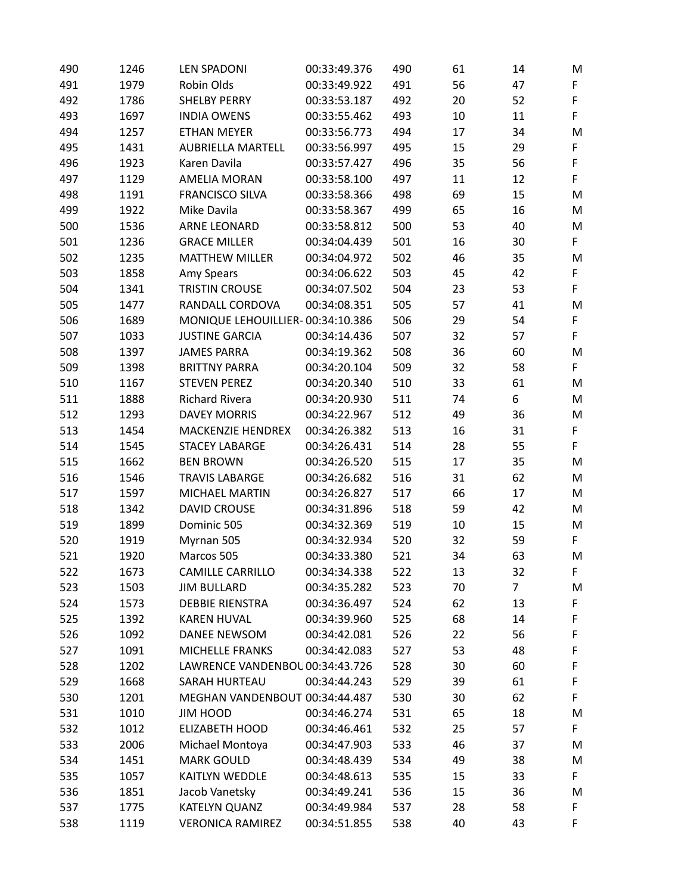| | | | | | | | |
|---|---|---|---|---|---|---|---|
| 490 | 1246 | LEN SPADONI | 00:33:49.376 | 490 | 61 | 14 | M |
| 491 | 1979 | Robin Olds | 00:33:49.922 | 491 | 56 | 47 | F |
| 492 | 1786 | SHELBY PERRY | 00:33:53.187 | 492 | 20 | 52 | F |
| 493 | 1697 | INDIA OWENS | 00:33:55.462 | 493 | 10 | 11 | F |
| 494 | 1257 | ETHAN MEYER | 00:33:56.773 | 494 | 17 | 34 | M |
| 495 | 1431 | AUBRIELLA MARTELL | 00:33:56.997 | 495 | 15 | 29 | F |
| 496 | 1923 | Karen Davila | 00:33:57.427 | 496 | 35 | 56 | F |
| 497 | 1129 | AMELIA MORAN | 00:33:58.100 | 497 | 11 | 12 | F |
| 498 | 1191 | FRANCISCO SILVA | 00:33:58.366 | 498 | 69 | 15 | M |
| 499 | 1922 | Mike Davila | 00:33:58.367 | 499 | 65 | 16 | M |
| 500 | 1536 | ARNE LEONARD | 00:33:58.812 | 500 | 53 | 40 | M |
| 501 | 1236 | GRACE MILLER | 00:34:04.439 | 501 | 16 | 30 | F |
| 502 | 1235 | MATTHEW MILLER | 00:34:04.972 | 502 | 46 | 35 | M |
| 503 | 1858 | Amy Spears | 00:34:06.622 | 503 | 45 | 42 | F |
| 504 | 1341 | TRISTIN CROUSE | 00:34:07.502 | 504 | 23 | 53 | F |
| 505 | 1477 | RANDALL CORDOVA | 00:34:08.351 | 505 | 57 | 41 | M |
| 506 | 1689 | MONIQUE LEHOUILLIER- | 00:34:10.386 | 506 | 29 | 54 | F |
| 507 | 1033 | JUSTINE GARCIA | 00:34:14.436 | 507 | 32 | 57 | F |
| 508 | 1397 | JAMES PARRA | 00:34:19.362 | 508 | 36 | 60 | M |
| 509 | 1398 | BRITTNY PARRA | 00:34:20.104 | 509 | 32 | 58 | F |
| 510 | 1167 | STEVEN PEREZ | 00:34:20.340 | 510 | 33 | 61 | M |
| 511 | 1888 | Richard Rivera | 00:34:20.930 | 511 | 74 | 6 | M |
| 512 | 1293 | DAVEY MORRIS | 00:34:22.967 | 512 | 49 | 36 | M |
| 513 | 1454 | MACKENZIE HENDREX | 00:34:26.382 | 513 | 16 | 31 | F |
| 514 | 1545 | STACEY LABARGE | 00:34:26.431 | 514 | 28 | 55 | F |
| 515 | 1662 | BEN BROWN | 00:34:26.520 | 515 | 17 | 35 | M |
| 516 | 1546 | TRAVIS LABARGE | 00:34:26.682 | 516 | 31 | 62 | M |
| 517 | 1597 | MICHAEL MARTIN | 00:34:26.827 | 517 | 66 | 17 | M |
| 518 | 1342 | DAVID CROUSE | 00:34:31.896 | 518 | 59 | 42 | M |
| 519 | 1899 | Dominic 505 | 00:34:32.369 | 519 | 10 | 15 | M |
| 520 | 1919 | Myrnan 505 | 00:34:32.934 | 520 | 32 | 59 | F |
| 521 | 1920 | Marcos 505 | 00:34:33.380 | 521 | 34 | 63 | M |
| 522 | 1673 | CAMILLE CARRILLO | 00:34:34.338 | 522 | 13 | 32 | F |
| 523 | 1503 | JIM BULLARD | 00:34:35.282 | 523 | 70 | 7 | M |
| 524 | 1573 | DEBBIE RIENSTRA | 00:34:36.497 | 524 | 62 | 13 | F |
| 525 | 1392 | KAREN HUVAL | 00:34:39.960 | 525 | 68 | 14 | F |
| 526 | 1092 | DANEE NEWSOM | 00:34:42.081 | 526 | 22 | 56 | F |
| 527 | 1091 | MICHELLE FRANKS | 00:34:42.083 | 527 | 53 | 48 | F |
| 528 | 1202 | LAWRENCE VANDENBOU | 00:34:43.726 | 528 | 30 | 60 | F |
| 529 | 1668 | SARAH HURTEAU | 00:34:44.243 | 529 | 39 | 61 | F |
| 530 | 1201 | MEGHAN VANDENBOUT | 00:34:44.487 | 530 | 30 | 62 | F |
| 531 | 1010 | JIM HOOD | 00:34:46.274 | 531 | 65 | 18 | M |
| 532 | 1012 | ELIZABETH HOOD | 00:34:46.461 | 532 | 25 | 57 | F |
| 533 | 2006 | Michael Montoya | 00:34:47.903 | 533 | 46 | 37 | M |
| 534 | 1451 | MARK GOULD | 00:34:48.439 | 534 | 49 | 38 | M |
| 535 | 1057 | KAITLYN WEDDLE | 00:34:48.613 | 535 | 15 | 33 | F |
| 536 | 1851 | Jacob Vanetsky | 00:34:49.241 | 536 | 15 | 36 | M |
| 537 | 1775 | KATELYN QUANZ | 00:34:49.984 | 537 | 28 | 58 | F |
| 538 | 1119 | VERONICA RAMIREZ | 00:34:51.855 | 538 | 40 | 43 | F |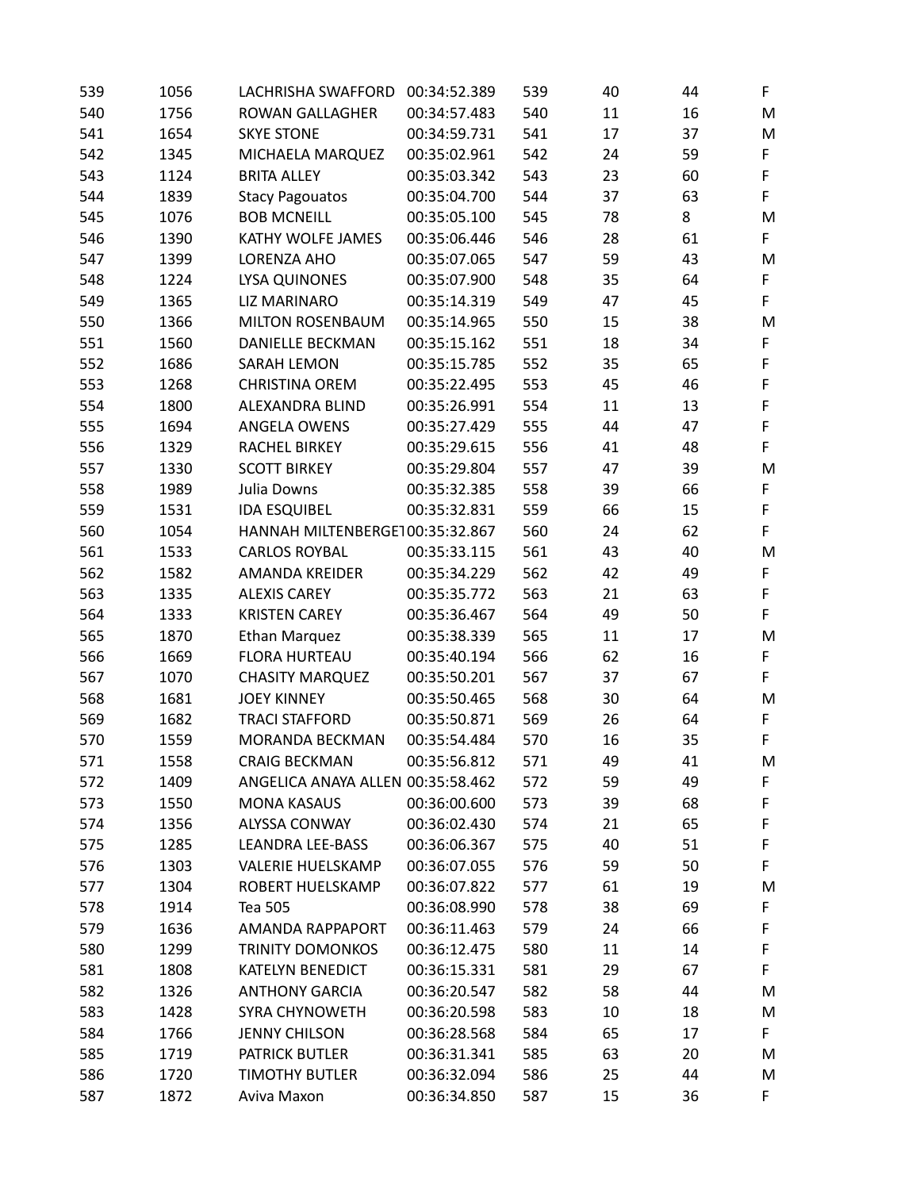| | | | | | | | |
|---|---|---|---|---|---|---|---|
| 539 | 1056 | LACHRISHA SWAFFORD | 00:34:52.389 | 539 | 40 | 44 | F |
| 540 | 1756 | ROWAN GALLAGHER | 00:34:57.483 | 540 | 11 | 16 | M |
| 541 | 1654 | SKYE STONE | 00:34:59.731 | 541 | 17 | 37 | M |
| 542 | 1345 | MICHAELA MARQUEZ | 00:35:02.961 | 542 | 24 | 59 | F |
| 543 | 1124 | BRITA ALLEY | 00:35:03.342 | 543 | 23 | 60 | F |
| 544 | 1839 | Stacy Pagouatos | 00:35:04.700 | 544 | 37 | 63 | F |
| 545 | 1076 | BOB MCNEILL | 00:35:05.100 | 545 | 78 | 8 | M |
| 546 | 1390 | KATHY WOLFE JAMES | 00:35:06.446 | 546 | 28 | 61 | F |
| 547 | 1399 | LORENZA AHO | 00:35:07.065 | 547 | 59 | 43 | M |
| 548 | 1224 | LYSA QUINONES | 00:35:07.900 | 548 | 35 | 64 | F |
| 549 | 1365 | LIZ MARINARO | 00:35:14.319 | 549 | 47 | 45 | F |
| 550 | 1366 | MILTON ROSENBAUM | 00:35:14.965 | 550 | 15 | 38 | M |
| 551 | 1560 | DANIELLE BECKMAN | 00:35:15.162 | 551 | 18 | 34 | F |
| 552 | 1686 | SARAH LEMON | 00:35:15.785 | 552 | 35 | 65 | F |
| 553 | 1268 | CHRISTINA OREM | 00:35:22.495 | 553 | 45 | 46 | F |
| 554 | 1800 | ALEXANDRA BLIND | 00:35:26.991 | 554 | 11 | 13 | F |
| 555 | 1694 | ANGELA OWENS | 00:35:27.429 | 555 | 44 | 47 | F |
| 556 | 1329 | RACHEL BIRKEY | 00:35:29.615 | 556 | 41 | 48 | F |
| 557 | 1330 | SCOTT BIRKEY | 00:35:29.804 | 557 | 47 | 39 | M |
| 558 | 1989 | Julia Downs | 00:35:32.385 | 558 | 39 | 66 | F |
| 559 | 1531 | IDA ESQUIBEL | 00:35:32.831 | 559 | 66 | 15 | F |
| 560 | 1054 | HANNAH MILTENBERGE1 | 00:35:32.867 | 560 | 24 | 62 | F |
| 561 | 1533 | CARLOS ROYBAL | 00:35:33.115 | 561 | 43 | 40 | M |
| 562 | 1582 | AMANDA KREIDER | 00:35:34.229 | 562 | 42 | 49 | F |
| 563 | 1335 | ALEXIS CAREY | 00:35:35.772 | 563 | 21 | 63 | F |
| 564 | 1333 | KRISTEN CAREY | 00:35:36.467 | 564 | 49 | 50 | F |
| 565 | 1870 | Ethan Marquez | 00:35:38.339 | 565 | 11 | 17 | M |
| 566 | 1669 | FLORA HURTEAU | 00:35:40.194 | 566 | 62 | 16 | F |
| 567 | 1070 | CHASITY MARQUEZ | 00:35:50.201 | 567 | 37 | 67 | F |
| 568 | 1681 | JOEY KINNEY | 00:35:50.465 | 568 | 30 | 64 | M |
| 569 | 1682 | TRACI STAFFORD | 00:35:50.871 | 569 | 26 | 64 | F |
| 570 | 1559 | MORANDA BECKMAN | 00:35:54.484 | 570 | 16 | 35 | F |
| 571 | 1558 | CRAIG BECKMAN | 00:35:56.812 | 571 | 49 | 41 | M |
| 572 | 1409 | ANGELICA ANAYA ALLEN | 00:35:58.462 | 572 | 59 | 49 | F |
| 573 | 1550 | MONA KASAUS | 00:36:00.600 | 573 | 39 | 68 | F |
| 574 | 1356 | ALYSSA CONWAY | 00:36:02.430 | 574 | 21 | 65 | F |
| 575 | 1285 | LEANDRA LEE-BASS | 00:36:06.367 | 575 | 40 | 51 | F |
| 576 | 1303 | VALERIE HUELSKAMP | 00:36:07.055 | 576 | 59 | 50 | F |
| 577 | 1304 | ROBERT HUELSKAMP | 00:36:07.822 | 577 | 61 | 19 | M |
| 578 | 1914 | Tea 505 | 00:36:08.990 | 578 | 38 | 69 | F |
| 579 | 1636 | AMANDA RAPPAPORT | 00:36:11.463 | 579 | 24 | 66 | F |
| 580 | 1299 | TRINITY DOMONKOS | 00:36:12.475 | 580 | 11 | 14 | F |
| 581 | 1808 | KATELYN BENEDICT | 00:36:15.331 | 581 | 29 | 67 | F |
| 582 | 1326 | ANTHONY GARCIA | 00:36:20.547 | 582 | 58 | 44 | M |
| 583 | 1428 | SYRA CHYNOWETH | 00:36:20.598 | 583 | 10 | 18 | M |
| 584 | 1766 | JENNY CHILSON | 00:36:28.568 | 584 | 65 | 17 | F |
| 585 | 1719 | PATRICK BUTLER | 00:36:31.341 | 585 | 63 | 20 | M |
| 586 | 1720 | TIMOTHY BUTLER | 00:36:32.094 | 586 | 25 | 44 | M |
| 587 | 1872 | Aviva Maxon | 00:36:34.850 | 587 | 15 | 36 | F |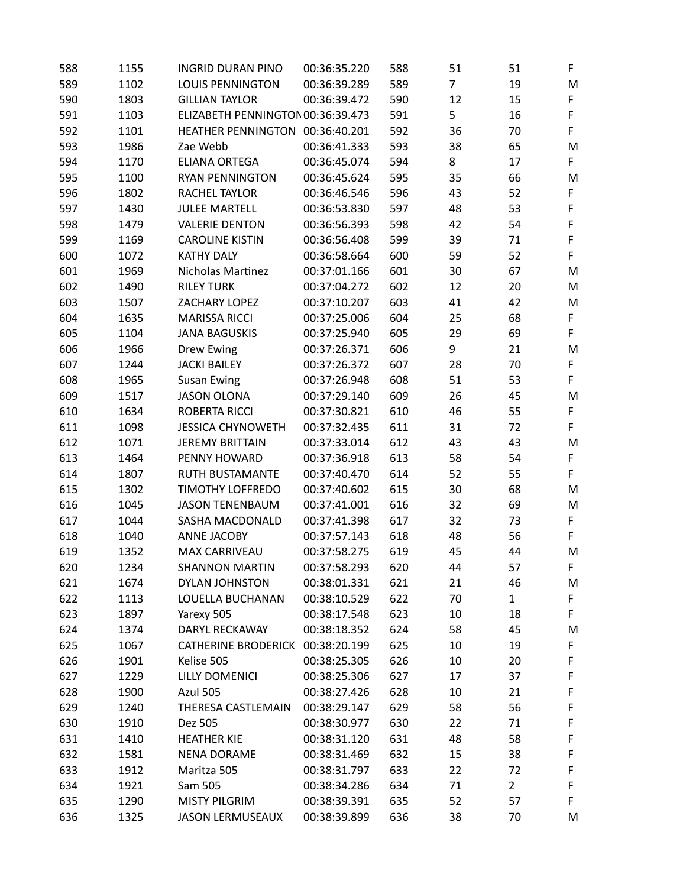| | | | | | | | |
|---|---|---|---|---|---|---|---|
| 588 | 1155 | INGRID DURAN PINO | 00:36:35.220 | 588 | 51 | 51 | F |
| 589 | 1102 | LOUIS PENNINGTON | 00:36:39.289 | 589 | 7 | 19 | M |
| 590 | 1803 | GILLIAN TAYLOR | 00:36:39.472 | 590 | 12 | 15 | F |
| 591 | 1103 | ELIZABETH PENNINGTON | 00:36:39.473 | 591 | 5 | 16 | F |
| 592 | 1101 | HEATHER PENNINGTON | 00:36:40.201 | 592 | 36 | 70 | F |
| 593 | 1986 | Zae Webb | 00:36:41.333 | 593 | 38 | 65 | M |
| 594 | 1170 | ELIANA ORTEGA | 00:36:45.074 | 594 | 8 | 17 | F |
| 595 | 1100 | RYAN PENNINGTON | 00:36:45.624 | 595 | 35 | 66 | M |
| 596 | 1802 | RACHEL TAYLOR | 00:36:46.546 | 596 | 43 | 52 | F |
| 597 | 1430 | JULEE MARTELL | 00:36:53.830 | 597 | 48 | 53 | F |
| 598 | 1479 | VALERIE DENTON | 00:36:56.393 | 598 | 42 | 54 | F |
| 599 | 1169 | CAROLINE KISTIN | 00:36:56.408 | 599 | 39 | 71 | F |
| 600 | 1072 | KATHY DALY | 00:36:58.664 | 600 | 59 | 52 | F |
| 601 | 1969 | Nicholas Martinez | 00:37:01.166 | 601 | 30 | 67 | M |
| 602 | 1490 | RILEY TURK | 00:37:04.272 | 602 | 12 | 20 | M |
| 603 | 1507 | ZACHARY LOPEZ | 00:37:10.207 | 603 | 41 | 42 | M |
| 604 | 1635 | MARISSA RICCI | 00:37:25.006 | 604 | 25 | 68 | F |
| 605 | 1104 | JANA BAGUSKIS | 00:37:25.940 | 605 | 29 | 69 | F |
| 606 | 1966 | Drew Ewing | 00:37:26.371 | 606 | 9 | 21 | M |
| 607 | 1244 | JACKI BAILEY | 00:37:26.372 | 607 | 28 | 70 | F |
| 608 | 1965 | Susan Ewing | 00:37:26.948 | 608 | 51 | 53 | F |
| 609 | 1517 | JASON OLONA | 00:37:29.140 | 609 | 26 | 45 | M |
| 610 | 1634 | ROBERTA RICCI | 00:37:30.821 | 610 | 46 | 55 | F |
| 611 | 1098 | JESSICA CHYNOWETH | 00:37:32.435 | 611 | 31 | 72 | F |
| 612 | 1071 | JEREMY BRITTAIN | 00:37:33.014 | 612 | 43 | 43 | M |
| 613 | 1464 | PENNY HOWARD | 00:37:36.918 | 613 | 58 | 54 | F |
| 614 | 1807 | RUTH BUSTAMANTE | 00:37:40.470 | 614 | 52 | 55 | F |
| 615 | 1302 | TIMOTHY LOFFREDO | 00:37:40.602 | 615 | 30 | 68 | M |
| 616 | 1045 | JASON TENENBAUM | 00:37:41.001 | 616 | 32 | 69 | M |
| 617 | 1044 | SASHA MACDONALD | 00:37:41.398 | 617 | 32 | 73 | F |
| 618 | 1040 | ANNE JACOBY | 00:37:57.143 | 618 | 48 | 56 | F |
| 619 | 1352 | MAX CARRIVEAU | 00:37:58.275 | 619 | 45 | 44 | M |
| 620 | 1234 | SHANNON MARTIN | 00:37:58.293 | 620 | 44 | 57 | F |
| 621 | 1674 | DYLAN JOHNSTON | 00:38:01.331 | 621 | 21 | 46 | M |
| 622 | 1113 | LOUELLA BUCHANAN | 00:38:10.529 | 622 | 70 | 1 | F |
| 623 | 1897 | Yarexy 505 | 00:38:17.548 | 623 | 10 | 18 | F |
| 624 | 1374 | DARYL RECKAWAY | 00:38:18.352 | 624 | 58 | 45 | M |
| 625 | 1067 | CATHERINE BRODERICK | 00:38:20.199 | 625 | 10 | 19 | F |
| 626 | 1901 | Kelise 505 | 00:38:25.305 | 626 | 10 | 20 | F |
| 627 | 1229 | LILLY DOMENICI | 00:38:25.306 | 627 | 17 | 37 | F |
| 628 | 1900 | Azul 505 | 00:38:27.426 | 628 | 10 | 21 | F |
| 629 | 1240 | THERESA CASTLEMAIN | 00:38:29.147 | 629 | 58 | 56 | F |
| 630 | 1910 | Dez 505 | 00:38:30.977 | 630 | 22 | 71 | F |
| 631 | 1410 | HEATHER KIE | 00:38:31.120 | 631 | 48 | 58 | F |
| 632 | 1581 | NENA DORAME | 00:38:31.469 | 632 | 15 | 38 | F |
| 633 | 1912 | Maritza 505 | 00:38:31.797 | 633 | 22 | 72 | F |
| 634 | 1921 | Sam 505 | 00:38:34.286 | 634 | 71 | 2 | F |
| 635 | 1290 | MISTY PILGRIM | 00:38:39.391 | 635 | 52 | 57 | F |
| 636 | 1325 | JASON LERMUSEAUX | 00:38:39.899 | 636 | 38 | 70 | M |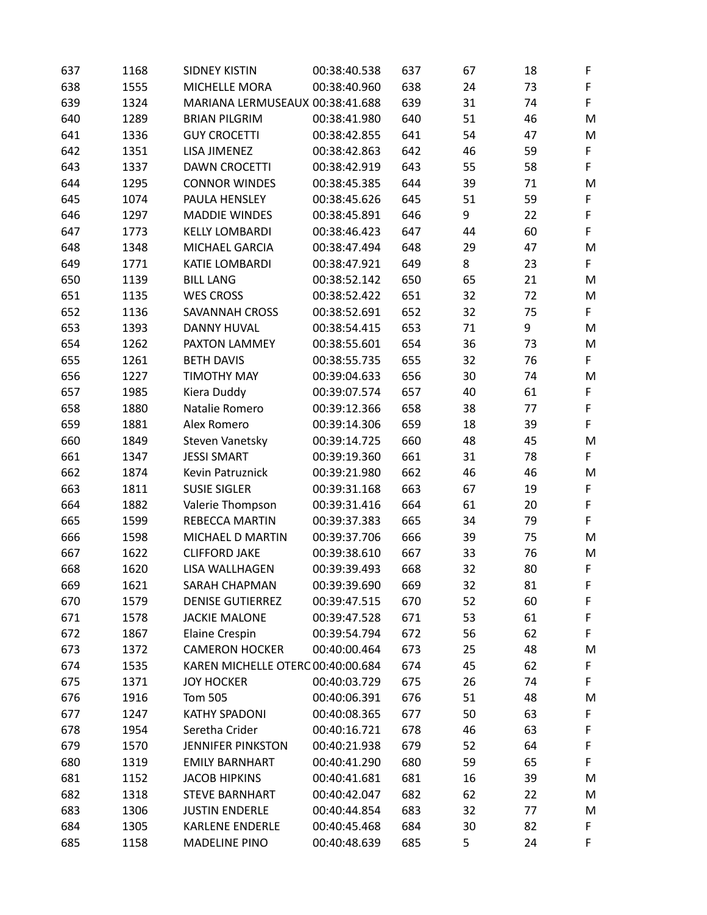| | | | | | | | |
|---|---|---|---|---|---|---|---|
| 637 | 1168 | SIDNEY KISTIN | 00:38:40.538 | 637 | 67 | 18 | F |
| 638 | 1555 | MICHELLE MORA | 00:38:40.960 | 638 | 24 | 73 | F |
| 639 | 1324 | MARIANA LERMUSEAUX | 00:38:41.688 | 639 | 31 | 74 | F |
| 640 | 1289 | BRIAN PILGRIM | 00:38:41.980 | 640 | 51 | 46 | M |
| 641 | 1336 | GUY CROCETTI | 00:38:42.855 | 641 | 54 | 47 | M |
| 642 | 1351 | LISA JIMENEZ | 00:38:42.863 | 642 | 46 | 59 | F |
| 643 | 1337 | DAWN CROCETTI | 00:38:42.919 | 643 | 55 | 58 | F |
| 644 | 1295 | CONNOR WINDES | 00:38:45.385 | 644 | 39 | 71 | M |
| 645 | 1074 | PAULA HENSLEY | 00:38:45.626 | 645 | 51 | 59 | F |
| 646 | 1297 | MADDIE WINDES | 00:38:45.891 | 646 | 9 | 22 | F |
| 647 | 1773 | KELLY LOMBARDI | 00:38:46.423 | 647 | 44 | 60 | F |
| 648 | 1348 | MICHAEL GARCIA | 00:38:47.494 | 648 | 29 | 47 | M |
| 649 | 1771 | KATIE LOMBARDI | 00:38:47.921 | 649 | 8 | 23 | F |
| 650 | 1139 | BILL LANG | 00:38:52.142 | 650 | 65 | 21 | M |
| 651 | 1135 | WES CROSS | 00:38:52.422 | 651 | 32 | 72 | M |
| 652 | 1136 | SAVANNAH CROSS | 00:38:52.691 | 652 | 32 | 75 | F |
| 653 | 1393 | DANNY HUVAL | 00:38:54.415 | 653 | 71 | 9 | M |
| 654 | 1262 | PAXTON LAMMEY | 00:38:55.601 | 654 | 36 | 73 | M |
| 655 | 1261 | BETH DAVIS | 00:38:55.735 | 655 | 32 | 76 | F |
| 656 | 1227 | TIMOTHY MAY | 00:39:04.633 | 656 | 30 | 74 | M |
| 657 | 1985 | Kiera Duddy | 00:39:07.574 | 657 | 40 | 61 | F |
| 658 | 1880 | Natalie Romero | 00:39:12.366 | 658 | 38 | 77 | F |
| 659 | 1881 | Alex Romero | 00:39:14.306 | 659 | 18 | 39 | F |
| 660 | 1849 | Steven Vanetsky | 00:39:14.725 | 660 | 48 | 45 | M |
| 661 | 1347 | JESSI SMART | 00:39:19.360 | 661 | 31 | 78 | F |
| 662 | 1874 | Kevin Patruznick | 00:39:21.980 | 662 | 46 | 46 | M |
| 663 | 1811 | SUSIE SIGLER | 00:39:31.168 | 663 | 67 | 19 | F |
| 664 | 1882 | Valerie Thompson | 00:39:31.416 | 664 | 61 | 20 | F |
| 665 | 1599 | REBECCA MARTIN | 00:39:37.383 | 665 | 34 | 79 | F |
| 666 | 1598 | MICHAEL D MARTIN | 00:39:37.706 | 666 | 39 | 75 | M |
| 667 | 1622 | CLIFFORD JAKE | 00:39:38.610 | 667 | 33 | 76 | M |
| 668 | 1620 | LISA WALLHAGEN | 00:39:39.493 | 668 | 32 | 80 | F |
| 669 | 1621 | SARAH CHAPMAN | 00:39:39.690 | 669 | 32 | 81 | F |
| 670 | 1579 | DENISE GUTIERREZ | 00:39:47.515 | 670 | 52 | 60 | F |
| 671 | 1578 | JACKIE MALONE | 00:39:47.528 | 671 | 53 | 61 | F |
| 672 | 1867 | Elaine Crespin | 00:39:54.794 | 672 | 56 | 62 | F |
| 673 | 1372 | CAMERON HOCKER | 00:40:00.464 | 673 | 25 | 48 | M |
| 674 | 1535 | KAREN MICHELLE OTERC | 00:40:00.684 | 674 | 45 | 62 | F |
| 675 | 1371 | JOY HOCKER | 00:40:03.729 | 675 | 26 | 74 | F |
| 676 | 1916 | Tom 505 | 00:40:06.391 | 676 | 51 | 48 | M |
| 677 | 1247 | KATHY SPADONI | 00:40:08.365 | 677 | 50 | 63 | F |
| 678 | 1954 | Seretha Crider | 00:40:16.721 | 678 | 46 | 63 | F |
| 679 | 1570 | JENNIFER PINKSTON | 00:40:21.938 | 679 | 52 | 64 | F |
| 680 | 1319 | EMILY BARNHART | 00:40:41.290 | 680 | 59 | 65 | F |
| 681 | 1152 | JACOB HIPKINS | 00:40:41.681 | 681 | 16 | 39 | M |
| 682 | 1318 | STEVE BARNHART | 00:40:42.047 | 682 | 62 | 22 | M |
| 683 | 1306 | JUSTIN ENDERLE | 00:40:44.854 | 683 | 32 | 77 | M |
| 684 | 1305 | KARLENE ENDERLE | 00:40:45.468 | 684 | 30 | 82 | F |
| 685 | 1158 | MADELINE PINO | 00:40:48.639 | 685 | 5 | 24 | F |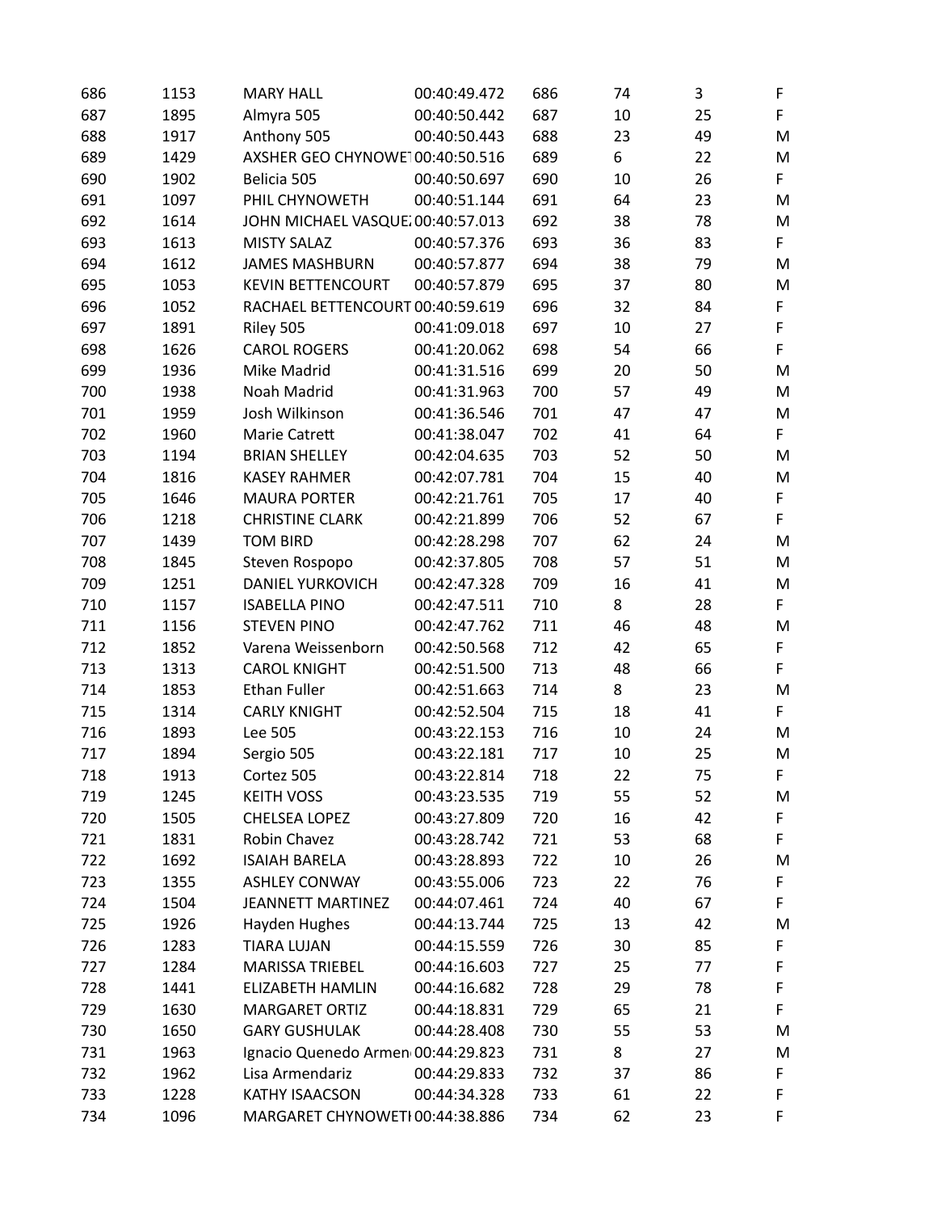| | | | | | | | |
|---|---|---|---|---|---|---|---|
| 686 | 1153 | MARY HALL | 00:40:49.472 | 686 | 74 | 3 | F |
| 687 | 1895 | Almyra 505 | 00:40:50.442 | 687 | 10 | 25 | F |
| 688 | 1917 | Anthony 505 | 00:40:50.443 | 688 | 23 | 49 | M |
| 689 | 1429 | AXSHER GEO CHYNOWE1 | 00:40:50.516 | 689 | 6 | 22 | M |
| 690 | 1902 | Belicia 505 | 00:40:50.697 | 690 | 10 | 26 | F |
| 691 | 1097 | PHIL CHYNOWETH | 00:40:51.144 | 691 | 64 | 23 | M |
| 692 | 1614 | JOHN MICHAEL VASQUE | 00:40:57.013 | 692 | 38 | 78 | M |
| 693 | 1613 | MISTY SALAZ | 00:40:57.376 | 693 | 36 | 83 | F |
| 694 | 1612 | JAMES MASHBURN | 00:40:57.877 | 694 | 38 | 79 | M |
| 695 | 1053 | KEVIN BETTENCOURT | 00:40:57.879 | 695 | 37 | 80 | M |
| 696 | 1052 | RACHAEL BETTENCOURT | 00:40:59.619 | 696 | 32 | 84 | F |
| 697 | 1891 | Riley 505 | 00:41:09.018 | 697 | 10 | 27 | F |
| 698 | 1626 | CAROL ROGERS | 00:41:20.062 | 698 | 54 | 66 | F |
| 699 | 1936 | Mike Madrid | 00:41:31.516 | 699 | 20 | 50 | M |
| 700 | 1938 | Noah Madrid | 00:41:31.963 | 700 | 57 | 49 | M |
| 701 | 1959 | Josh Wilkinson | 00:41:36.546 | 701 | 47 | 47 | M |
| 702 | 1960 | Marie Catrett | 00:41:38.047 | 702 | 41 | 64 | F |
| 703 | 1194 | BRIAN SHELLEY | 00:42:04.635 | 703 | 52 | 50 | M |
| 704 | 1816 | KASEY RAHMER | 00:42:07.781 | 704 | 15 | 40 | M |
| 705 | 1646 | MAURA PORTER | 00:42:21.761 | 705 | 17 | 40 | F |
| 706 | 1218 | CHRISTINE CLARK | 00:42:21.899 | 706 | 52 | 67 | F |
| 707 | 1439 | TOM BIRD | 00:42:28.298 | 707 | 62 | 24 | M |
| 708 | 1845 | Steven Rospopo | 00:42:37.805 | 708 | 57 | 51 | M |
| 709 | 1251 | DANIEL YURKOVICH | 00:42:47.328 | 709 | 16 | 41 | M |
| 710 | 1157 | ISABELLA PINO | 00:42:47.511 | 710 | 8 | 28 | F |
| 711 | 1156 | STEVEN PINO | 00:42:47.762 | 711 | 46 | 48 | M |
| 712 | 1852 | Varena Weissenborn | 00:42:50.568 | 712 | 42 | 65 | F |
| 713 | 1313 | CAROL KNIGHT | 00:42:51.500 | 713 | 48 | 66 | F |
| 714 | 1853 | Ethan Fuller | 00:42:51.663 | 714 | 8 | 23 | M |
| 715 | 1314 | CARLY KNIGHT | 00:42:52.504 | 715 | 18 | 41 | F |
| 716 | 1893 | Lee 505 | 00:43:22.153 | 716 | 10 | 24 | M |
| 717 | 1894 | Sergio 505 | 00:43:22.181 | 717 | 10 | 25 | M |
| 718 | 1913 | Cortez 505 | 00:43:22.814 | 718 | 22 | 75 | F |
| 719 | 1245 | KEITH VOSS | 00:43:23.535 | 719 | 55 | 52 | M |
| 720 | 1505 | CHELSEA LOPEZ | 00:43:27.809 | 720 | 16 | 42 | F |
| 721 | 1831 | Robin Chavez | 00:43:28.742 | 721 | 53 | 68 | F |
| 722 | 1692 | ISAIAH BARELA | 00:43:28.893 | 722 | 10 | 26 | M |
| 723 | 1355 | ASHLEY CONWAY | 00:43:55.006 | 723 | 22 | 76 | F |
| 724 | 1504 | JEANNETT MARTINEZ | 00:44:07.461 | 724 | 40 | 67 | F |
| 725 | 1926 | Hayden Hughes | 00:44:13.744 | 725 | 13 | 42 | M |
| 726 | 1283 | TIARA LUJAN | 00:44:15.559 | 726 | 30 | 85 | F |
| 727 | 1284 | MARISSA TRIEBEL | 00:44:16.603 | 727 | 25 | 77 | F |
| 728 | 1441 | ELIZABETH HAMLIN | 00:44:16.682 | 728 | 29 | 78 | F |
| 729 | 1630 | MARGARET ORTIZ | 00:44:18.831 | 729 | 65 | 21 | F |
| 730 | 1650 | GARY GUSHULAK | 00:44:28.408 | 730 | 55 | 53 | M |
| 731 | 1963 | Ignacio Quenedo Armen | 00:44:29.823 | 731 | 8 | 27 | M |
| 732 | 1962 | Lisa Armendariz | 00:44:29.833 | 732 | 37 | 86 | F |
| 733 | 1228 | KATHY ISAACSON | 00:44:34.328 | 733 | 61 | 22 | F |
| 734 | 1096 | MARGARET CHYNOWETI | 00:44:38.886 | 734 | 62 | 23 | F |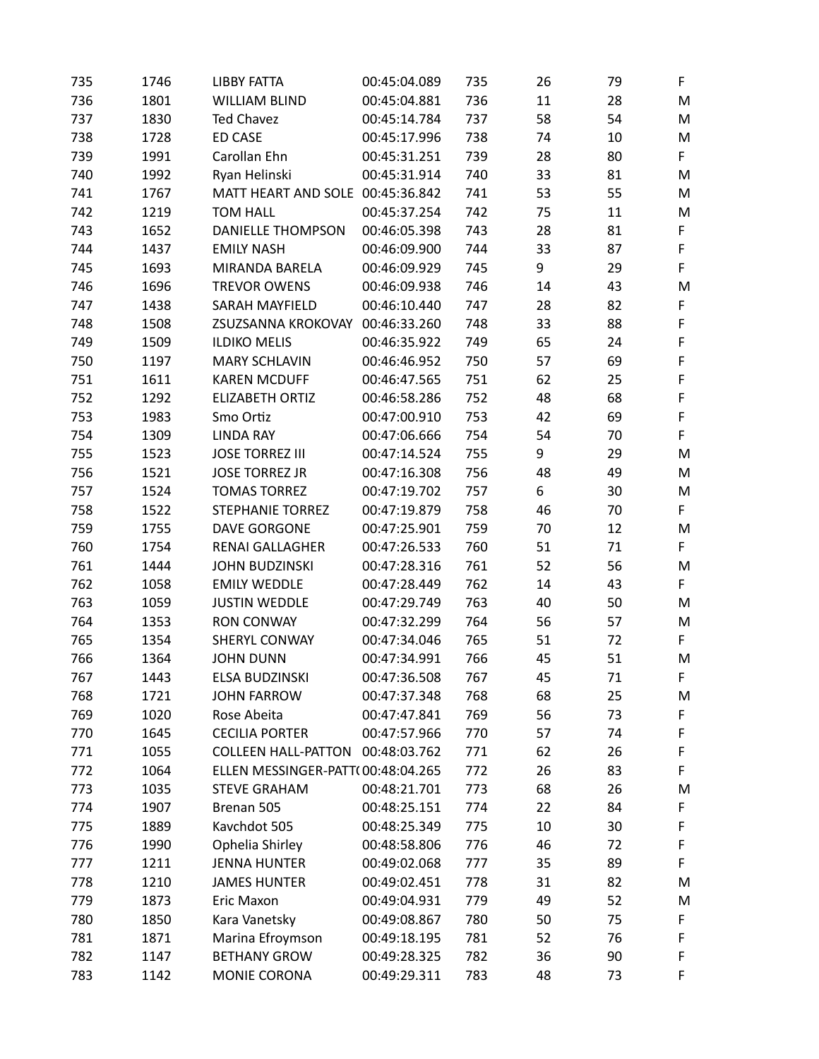| | | | | | | | |
|---|---|---|---|---|---|---|---|
| 735 | 1746 | LIBBY FATTA | 00:45:04.089 | 735 | 26 | 79 | F |
| 736 | 1801 | WILLIAM BLIND | 00:45:04.881 | 736 | 11 | 28 | M |
| 737 | 1830 | Ted Chavez | 00:45:14.784 | 737 | 58 | 54 | M |
| 738 | 1728 | ED CASE | 00:45:17.996 | 738 | 74 | 10 | M |
| 739 | 1991 | Carollan Ehn | 00:45:31.251 | 739 | 28 | 80 | F |
| 740 | 1992 | Ryan Helinski | 00:45:31.914 | 740 | 33 | 81 | M |
| 741 | 1767 | MATT HEART AND SOLE | 00:45:36.842 | 741 | 53 | 55 | M |
| 742 | 1219 | TOM HALL | 00:45:37.254 | 742 | 75 | 11 | M |
| 743 | 1652 | DANIELLE THOMPSON | 00:46:05.398 | 743 | 28 | 81 | F |
| 744 | 1437 | EMILY NASH | 00:46:09.900 | 744 | 33 | 87 | F |
| 745 | 1693 | MIRANDA BARELA | 00:46:09.929 | 745 | 9 | 29 | F |
| 746 | 1696 | TREVOR OWENS | 00:46:09.938 | 746 | 14 | 43 | M |
| 747 | 1438 | SARAH MAYFIELD | 00:46:10.440 | 747 | 28 | 82 | F |
| 748 | 1508 | ZSUZSANNA KROKOVAY | 00:46:33.260 | 748 | 33 | 88 | F |
| 749 | 1509 | ILDIKO MELIS | 00:46:35.922 | 749 | 65 | 24 | F |
| 750 | 1197 | MARY SCHLAVIN | 00:46:46.952 | 750 | 57 | 69 | F |
| 751 | 1611 | KAREN MCDUFF | 00:46:47.565 | 751 | 62 | 25 | F |
| 752 | 1292 | ELIZABETH ORTIZ | 00:46:58.286 | 752 | 48 | 68 | F |
| 753 | 1983 | Smo Ortiz | 00:47:00.910 | 753 | 42 | 69 | F |
| 754 | 1309 | LINDA RAY | 00:47:06.666 | 754 | 54 | 70 | F |
| 755 | 1523 | JOSE TORREZ III | 00:47:14.524 | 755 | 9 | 29 | M |
| 756 | 1521 | JOSE TORREZ JR | 00:47:16.308 | 756 | 48 | 49 | M |
| 757 | 1524 | TOMAS TORREZ | 00:47:19.702 | 757 | 6 | 30 | M |
| 758 | 1522 | STEPHANIE TORREZ | 00:47:19.879 | 758 | 46 | 70 | F |
| 759 | 1755 | DAVE GORGONE | 00:47:25.901 | 759 | 70 | 12 | M |
| 760 | 1754 | RENAI GALLAGHER | 00:47:26.533 | 760 | 51 | 71 | F |
| 761 | 1444 | JOHN BUDZINSKI | 00:47:28.316 | 761 | 52 | 56 | M |
| 762 | 1058 | EMILY WEDDLE | 00:47:28.449 | 762 | 14 | 43 | F |
| 763 | 1059 | JUSTIN WEDDLE | 00:47:29.749 | 763 | 40 | 50 | M |
| 764 | 1353 | RON CONWAY | 00:47:32.299 | 764 | 56 | 57 | M |
| 765 | 1354 | SHERYL CONWAY | 00:47:34.046 | 765 | 51 | 72 | F |
| 766 | 1364 | JOHN DUNN | 00:47:34.991 | 766 | 45 | 51 | M |
| 767 | 1443 | ELSA BUDZINSKI | 00:47:36.508 | 767 | 45 | 71 | F |
| 768 | 1721 | JOHN FARROW | 00:47:37.348 | 768 | 68 | 25 | M |
| 769 | 1020 | Rose Abeita | 00:47:47.841 | 769 | 56 | 73 | F |
| 770 | 1645 | CECILIA PORTER | 00:47:57.966 | 770 | 57 | 74 | F |
| 771 | 1055 | COLLEEN HALL-PATTON | 00:48:03.762 | 771 | 62 | 26 | F |
| 772 | 1064 | ELLEN MESSINGER-PATT( | 00:48:04.265 | 772 | 26 | 83 | F |
| 773 | 1035 | STEVE GRAHAM | 00:48:21.701 | 773 | 68 | 26 | M |
| 774 | 1907 | Brenan 505 | 00:48:25.151 | 774 | 22 | 84 | F |
| 775 | 1889 | Kavchdot 505 | 00:48:25.349 | 775 | 10 | 30 | F |
| 776 | 1990 | Ophelia Shirley | 00:48:58.806 | 776 | 46 | 72 | F |
| 777 | 1211 | JENNA HUNTER | 00:49:02.068 | 777 | 35 | 89 | F |
| 778 | 1210 | JAMES HUNTER | 00:49:02.451 | 778 | 31 | 82 | M |
| 779 | 1873 | Eric Maxon | 00:49:04.931 | 779 | 49 | 52 | M |
| 780 | 1850 | Kara Vanetsky | 00:49:08.867 | 780 | 50 | 75 | F |
| 781 | 1871 | Marina Efroymson | 00:49:18.195 | 781 | 52 | 76 | F |
| 782 | 1147 | BETHANY GROW | 00:49:28.325 | 782 | 36 | 90 | F |
| 783 | 1142 | MONIE CORONA | 00:49:29.311 | 783 | 48 | 73 | F |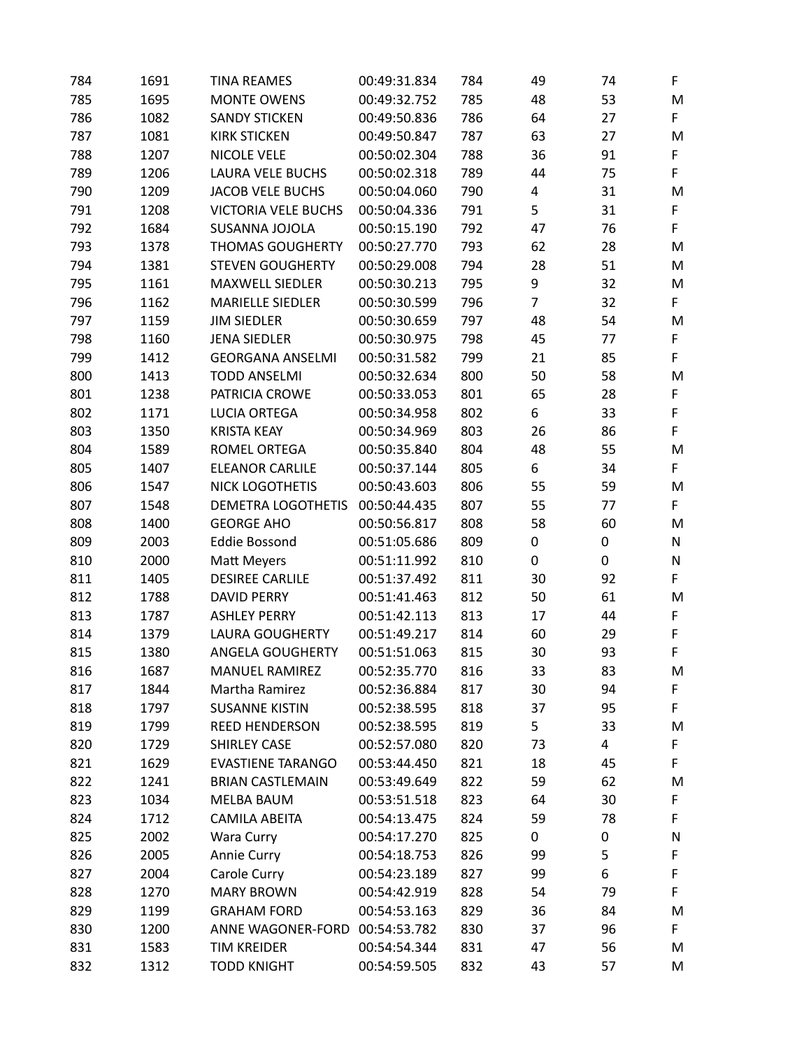| | | | | | | | |
|---|---|---|---|---|---|---|---|
| 784 | 1691 | TINA REAMES | 00:49:31.834 | 784 | 49 | 74 | F |
| 785 | 1695 | MONTE OWENS | 00:49:32.752 | 785 | 48 | 53 | M |
| 786 | 1082 | SANDY STICKEN | 00:49:50.836 | 786 | 64 | 27 | F |
| 787 | 1081 | KIRK STICKEN | 00:49:50.847 | 787 | 63 | 27 | M |
| 788 | 1207 | NICOLE VELE | 00:50:02.304 | 788 | 36 | 91 | F |
| 789 | 1206 | LAURA VELE BUCHS | 00:50:02.318 | 789 | 44 | 75 | F |
| 790 | 1209 | JACOB VELE BUCHS | 00:50:04.060 | 790 | 4 | 31 | M |
| 791 | 1208 | VICTORIA VELE BUCHS | 00:50:04.336 | 791 | 5 | 31 | F |
| 792 | 1684 | SUSANNA JOJOLA | 00:50:15.190 | 792 | 47 | 76 | F |
| 793 | 1378 | THOMAS GOUGHERTY | 00:50:27.770 | 793 | 62 | 28 | M |
| 794 | 1381 | STEVEN GOUGHERTY | 00:50:29.008 | 794 | 28 | 51 | M |
| 795 | 1161 | MAXWELL SIEDLER | 00:50:30.213 | 795 | 9 | 32 | M |
| 796 | 1162 | MARIELLE SIEDLER | 00:50:30.599 | 796 | 7 | 32 | F |
| 797 | 1159 | JIM SIEDLER | 00:50:30.659 | 797 | 48 | 54 | M |
| 798 | 1160 | JENA SIEDLER | 00:50:30.975 | 798 | 45 | 77 | F |
| 799 | 1412 | GEORGANA ANSELMI | 00:50:31.582 | 799 | 21 | 85 | F |
| 800 | 1413 | TODD ANSELMI | 00:50:32.634 | 800 | 50 | 58 | M |
| 801 | 1238 | PATRICIA CROWE | 00:50:33.053 | 801 | 65 | 28 | F |
| 802 | 1171 | LUCIA ORTEGA | 00:50:34.958 | 802 | 6 | 33 | F |
| 803 | 1350 | KRISTA KEAY | 00:50:34.969 | 803 | 26 | 86 | F |
| 804 | 1589 | ROMEL ORTEGA | 00:50:35.840 | 804 | 48 | 55 | M |
| 805 | 1407 | ELEANOR CARLILE | 00:50:37.144 | 805 | 6 | 34 | F |
| 806 | 1547 | NICK LOGOTHETIS | 00:50:43.603 | 806 | 55 | 59 | M |
| 807 | 1548 | DEMETRA LOGOTHETIS | 00:50:44.435 | 807 | 55 | 77 | F |
| 808 | 1400 | GEORGE AHO | 00:50:56.817 | 808 | 58 | 60 | M |
| 809 | 2003 | Eddie Bossond | 00:51:05.686 | 809 | 0 | 0 | N |
| 810 | 2000 | Matt Meyers | 00:51:11.992 | 810 | 0 | 0 | N |
| 811 | 1405 | DESIREE CARLILE | 00:51:37.492 | 811 | 30 | 92 | F |
| 812 | 1788 | DAVID PERRY | 00:51:41.463 | 812 | 50 | 61 | M |
| 813 | 1787 | ASHLEY PERRY | 00:51:42.113 | 813 | 17 | 44 | F |
| 814 | 1379 | LAURA GOUGHERTY | 00:51:49.217 | 814 | 60 | 29 | F |
| 815 | 1380 | ANGELA GOUGHERTY | 00:51:51.063 | 815 | 30 | 93 | F |
| 816 | 1687 | MANUEL RAMIREZ | 00:52:35.770 | 816 | 33 | 83 | M |
| 817 | 1844 | Martha Ramirez | 00:52:36.884 | 817 | 30 | 94 | F |
| 818 | 1797 | SUSANNE KISTIN | 00:52:38.595 | 818 | 37 | 95 | F |
| 819 | 1799 | REED HENDERSON | 00:52:38.595 | 819 | 5 | 33 | M |
| 820 | 1729 | SHIRLEY CASE | 00:52:57.080 | 820 | 73 | 4 | F |
| 821 | 1629 | EVASTIENE TARANGO | 00:53:44.450 | 821 | 18 | 45 | F |
| 822 | 1241 | BRIAN CASTLEMAIN | 00:53:49.649 | 822 | 59 | 62 | M |
| 823 | 1034 | MELBA BAUM | 00:53:51.518 | 823 | 64 | 30 | F |
| 824 | 1712 | CAMILA ABEITA | 00:54:13.475 | 824 | 59 | 78 | F |
| 825 | 2002 | Wara Curry | 00:54:17.270 | 825 | 0 | 0 | N |
| 826 | 2005 | Annie Curry | 00:54:18.753 | 826 | 99 | 5 | F |
| 827 | 2004 | Carole Curry | 00:54:23.189 | 827 | 99 | 6 | F |
| 828 | 1270 | MARY BROWN | 00:54:42.919 | 828 | 54 | 79 | F |
| 829 | 1199 | GRAHAM FORD | 00:54:53.163 | 829 | 36 | 84 | M |
| 830 | 1200 | ANNE WAGONER-FORD | 00:54:53.782 | 830 | 37 | 96 | F |
| 831 | 1583 | TIM KREIDER | 00:54:54.344 | 831 | 47 | 56 | M |
| 832 | 1312 | TODD KNIGHT | 00:54:59.505 | 832 | 43 | 57 | M |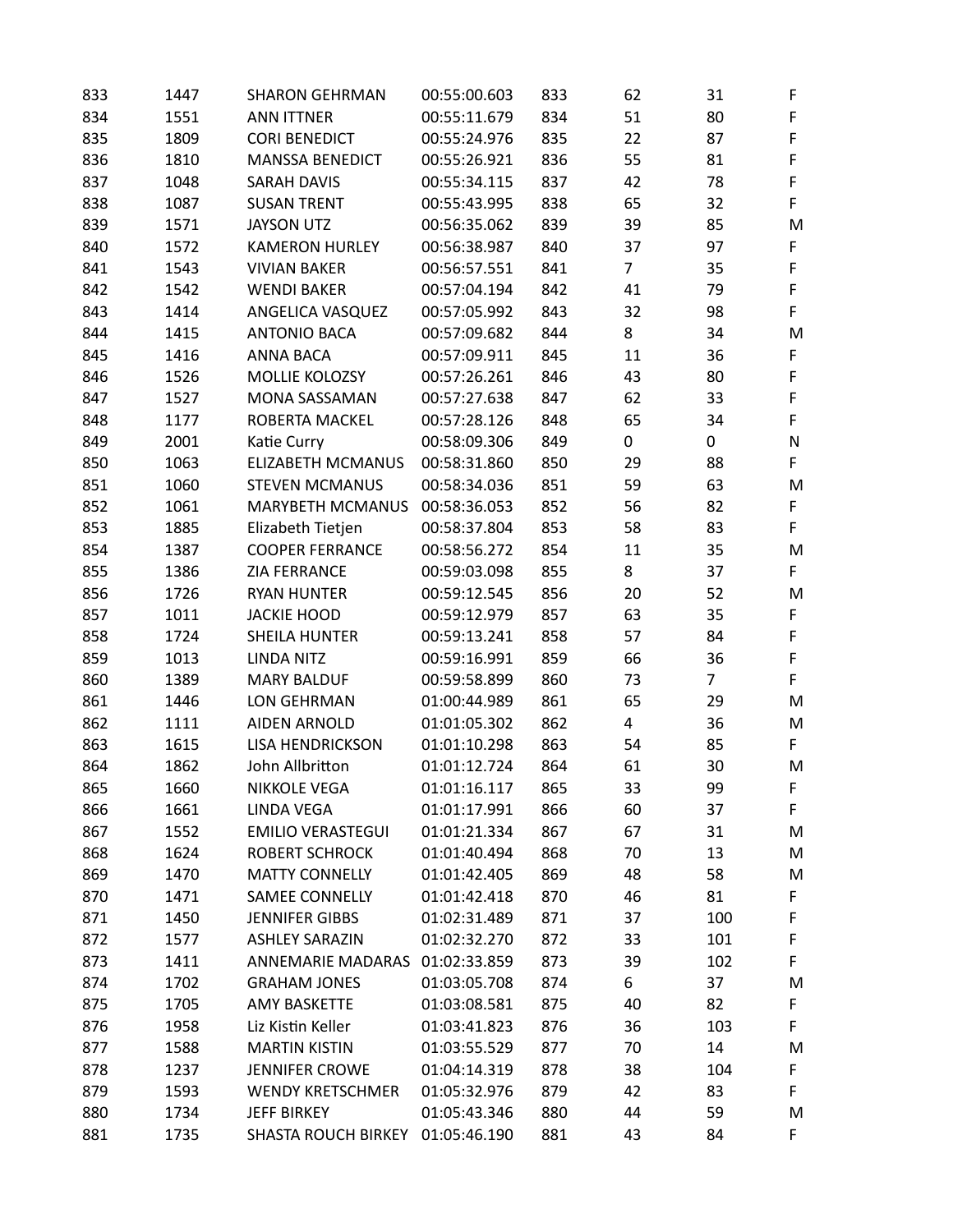| | | | | | | | |
|---|---|---|---|---|---|---|---|
| 833 | 1447 | SHARON GEHRMAN | 00:55:00.603 | 833 | 62 | 31 | F |
| 834 | 1551 | ANN ITTNER | 00:55:11.679 | 834 | 51 | 80 | F |
| 835 | 1809 | CORI BENEDICT | 00:55:24.976 | 835 | 22 | 87 | F |
| 836 | 1810 | MANSSA BENEDICT | 00:55:26.921 | 836 | 55 | 81 | F |
| 837 | 1048 | SARAH DAVIS | 00:55:34.115 | 837 | 42 | 78 | F |
| 838 | 1087 | SUSAN TRENT | 00:55:43.995 | 838 | 65 | 32 | F |
| 839 | 1571 | JAYSON UTZ | 00:56:35.062 | 839 | 39 | 85 | M |
| 840 | 1572 | KAMERON HURLEY | 00:56:38.987 | 840 | 37 | 97 | F |
| 841 | 1543 | VIVIAN BAKER | 00:56:57.551 | 841 | 7 | 35 | F |
| 842 | 1542 | WENDI BAKER | 00:57:04.194 | 842 | 41 | 79 | F |
| 843 | 1414 | ANGELICA VASQUEZ | 00:57:05.992 | 843 | 32 | 98 | F |
| 844 | 1415 | ANTONIO BACA | 00:57:09.682 | 844 | 8 | 34 | M |
| 845 | 1416 | ANNA BACA | 00:57:09.911 | 845 | 11 | 36 | F |
| 846 | 1526 | MOLLIE KOLOZSY | 00:57:26.261 | 846 | 43 | 80 | F |
| 847 | 1527 | MONA SASSAMAN | 00:57:27.638 | 847 | 62 | 33 | F |
| 848 | 1177 | ROBERTA MACKEL | 00:57:28.126 | 848 | 65 | 34 | F |
| 849 | 2001 | Katie Curry | 00:58:09.306 | 849 | 0 | 0 | N |
| 850 | 1063 | ELIZABETH MCMANUS | 00:58:31.860 | 850 | 29 | 88 | F |
| 851 | 1060 | STEVEN MCMANUS | 00:58:34.036 | 851 | 59 | 63 | M |
| 852 | 1061 | MARYBETH MCMANUS | 00:58:36.053 | 852 | 56 | 82 | F |
| 853 | 1885 | Elizabeth Tietjen | 00:58:37.804 | 853 | 58 | 83 | F |
| 854 | 1387 | COOPER FERRANCE | 00:58:56.272 | 854 | 11 | 35 | M |
| 855 | 1386 | ZIA FERRANCE | 00:59:03.098 | 855 | 8 | 37 | F |
| 856 | 1726 | RYAN HUNTER | 00:59:12.545 | 856 | 20 | 52 | M |
| 857 | 1011 | JACKIE HOOD | 00:59:12.979 | 857 | 63 | 35 | F |
| 858 | 1724 | SHEILA HUNTER | 00:59:13.241 | 858 | 57 | 84 | F |
| 859 | 1013 | LINDA NITZ | 00:59:16.991 | 859 | 66 | 36 | F |
| 860 | 1389 | MARY BALDUF | 00:59:58.899 | 860 | 73 | 7 | F |
| 861 | 1446 | LON GEHRMAN | 01:00:44.989 | 861 | 65 | 29 | M |
| 862 | 1111 | AIDEN ARNOLD | 01:01:05.302 | 862 | 4 | 36 | M |
| 863 | 1615 | LISA HENDRICKSON | 01:01:10.298 | 863 | 54 | 85 | F |
| 864 | 1862 | John Allbritton | 01:01:12.724 | 864 | 61 | 30 | M |
| 865 | 1660 | NIKKOLE VEGA | 01:01:16.117 | 865 | 33 | 99 | F |
| 866 | 1661 | LINDA VEGA | 01:01:17.991 | 866 | 60 | 37 | F |
| 867 | 1552 | EMILIO VERASTEGUI | 01:01:21.334 | 867 | 67 | 31 | M |
| 868 | 1624 | ROBERT SCHROCK | 01:01:40.494 | 868 | 70 | 13 | M |
| 869 | 1470 | MATTY CONNELLY | 01:01:42.405 | 869 | 48 | 58 | M |
| 870 | 1471 | SAMEE CONNELLY | 01:01:42.418 | 870 | 46 | 81 | F |
| 871 | 1450 | JENNIFER GIBBS | 01:02:31.489 | 871 | 37 | 100 | F |
| 872 | 1577 | ASHLEY SARAZIN | 01:02:32.270 | 872 | 33 | 101 | F |
| 873 | 1411 | ANNEMARIE MADARAS | 01:02:33.859 | 873 | 39 | 102 | F |
| 874 | 1702 | GRAHAM JONES | 01:03:05.708 | 874 | 6 | 37 | M |
| 875 | 1705 | AMY BASKETTE | 01:03:08.581 | 875 | 40 | 82 | F |
| 876 | 1958 | Liz Kistin Keller | 01:03:41.823 | 876 | 36 | 103 | F |
| 877 | 1588 | MARTIN KISTIN | 01:03:55.529 | 877 | 70 | 14 | M |
| 878 | 1237 | JENNIFER CROWE | 01:04:14.319 | 878 | 38 | 104 | F |
| 879 | 1593 | WENDY KRETSCHMER | 01:05:32.976 | 879 | 42 | 83 | F |
| 880 | 1734 | JEFF BIRKEY | 01:05:43.346 | 880 | 44 | 59 | M |
| 881 | 1735 | SHASTA ROUCH BIRKEY | 01:05:46.190 | 881 | 43 | 84 | F |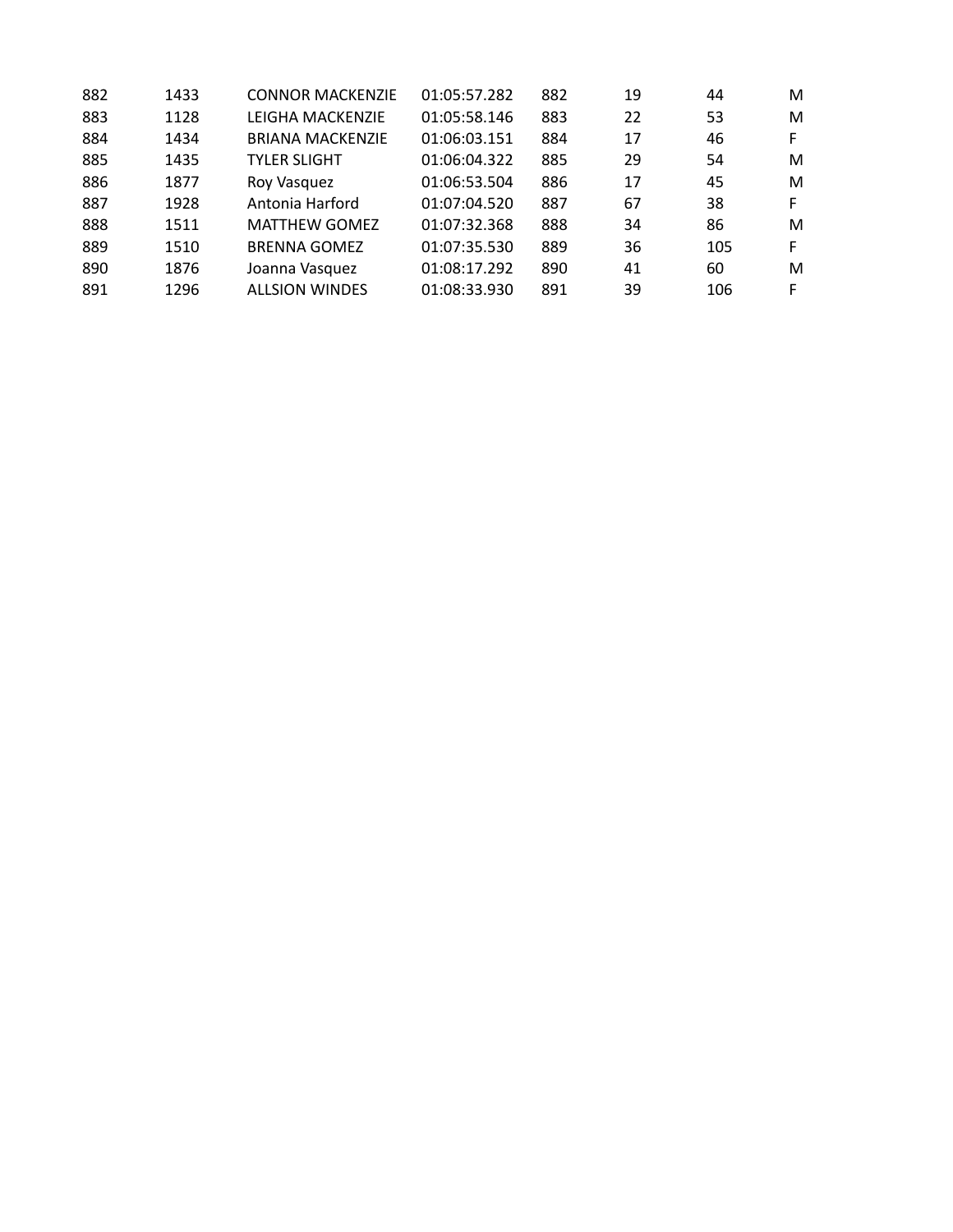| | | | | | | | |
|---|---|---|---|---|---|---|---|
| 882 | 1433 | CONNOR MACKENZIE | 01:05:57.282 | 882 | 19 | 44 | M |
| 883 | 1128 | LEIGHA MACKENZIE | 01:05:58.146 | 883 | 22 | 53 | M |
| 884 | 1434 | BRIANA MACKENZIE | 01:06:03.151 | 884 | 17 | 46 | F |
| 885 | 1435 | TYLER SLIGHT | 01:06:04.322 | 885 | 29 | 54 | M |
| 886 | 1877 | Roy Vasquez | 01:06:53.504 | 886 | 17 | 45 | M |
| 887 | 1928 | Antonia Harford | 01:07:04.520 | 887 | 67 | 38 | F |
| 888 | 1511 | MATTHEW GOMEZ | 01:07:32.368 | 888 | 34 | 86 | M |
| 889 | 1510 | BRENNA GOMEZ | 01:07:35.530 | 889 | 36 | 105 | F |
| 890 | 1876 | Joanna Vasquez | 01:08:17.292 | 890 | 41 | 60 | M |
| 891 | 1296 | ALLSION WINDES | 01:08:33.930 | 891 | 39 | 106 | F |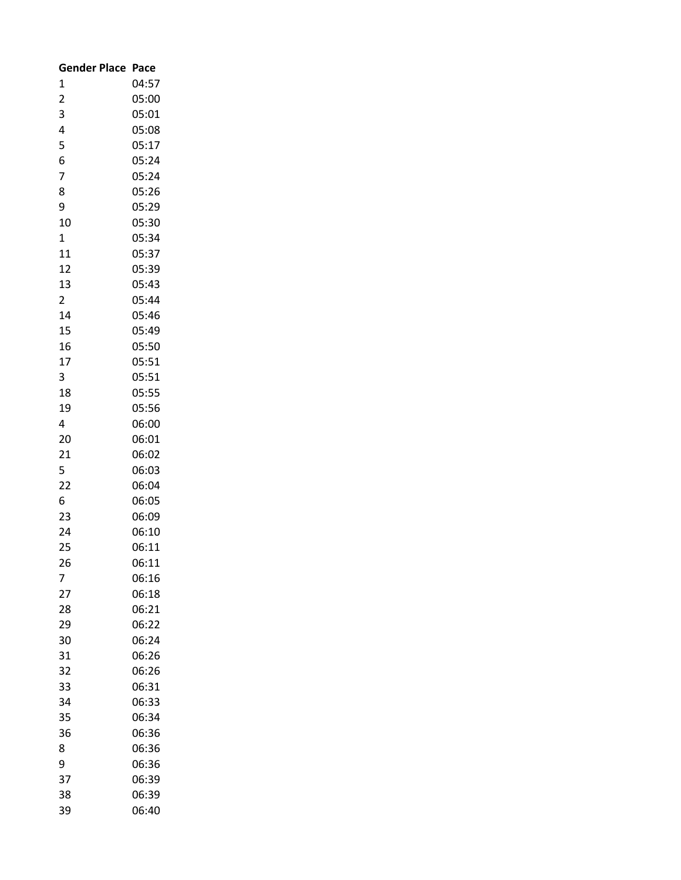| Gender Place | Pace |
| --- | --- |
| 1 | 04:57 |
| 2 | 05:00 |
| 3 | 05:01 |
| 4 | 05:08 |
| 5 | 05:17 |
| 6 | 05:24 |
| 7 | 05:24 |
| 8 | 05:26 |
| 9 | 05:29 |
| 10 | 05:30 |
| 1 | 05:34 |
| 11 | 05:37 |
| 12 | 05:39 |
| 13 | 05:43 |
| 2 | 05:44 |
| 14 | 05:46 |
| 15 | 05:49 |
| 16 | 05:50 |
| 17 | 05:51 |
| 3 | 05:51 |
| 18 | 05:55 |
| 19 | 05:56 |
| 4 | 06:00 |
| 20 | 06:01 |
| 21 | 06:02 |
| 5 | 06:03 |
| 22 | 06:04 |
| 6 | 06:05 |
| 23 | 06:09 |
| 24 | 06:10 |
| 25 | 06:11 |
| 26 | 06:11 |
| 7 | 06:16 |
| 27 | 06:18 |
| 28 | 06:21 |
| 29 | 06:22 |
| 30 | 06:24 |
| 31 | 06:26 |
| 32 | 06:26 |
| 33 | 06:31 |
| 34 | 06:33 |
| 35 | 06:34 |
| 36 | 06:36 |
| 8 | 06:36 |
| 9 | 06:36 |
| 37 | 06:39 |
| 38 | 06:39 |
| 39 | 06:40 |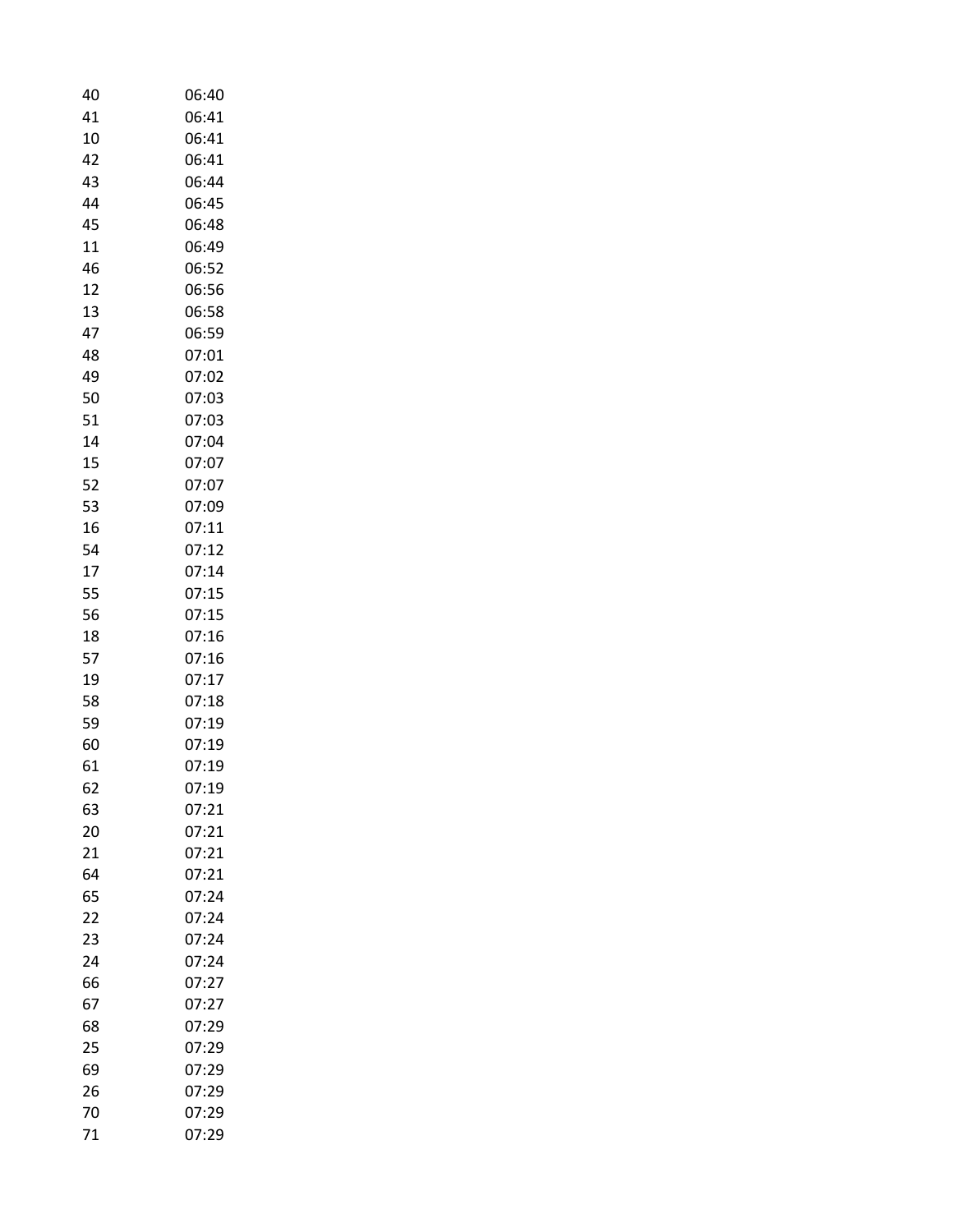| | |
|---|---|
| 40 | 06:40 |
| 41 | 06:41 |
| 10 | 06:41 |
| 42 | 06:41 |
| 43 | 06:44 |
| 44 | 06:45 |
| 45 | 06:48 |
| 11 | 06:49 |
| 46 | 06:52 |
| 12 | 06:56 |
| 13 | 06:58 |
| 47 | 06:59 |
| 48 | 07:01 |
| 49 | 07:02 |
| 50 | 07:03 |
| 51 | 07:03 |
| 14 | 07:04 |
| 15 | 07:07 |
| 52 | 07:07 |
| 53 | 07:09 |
| 16 | 07:11 |
| 54 | 07:12 |
| 17 | 07:14 |
| 55 | 07:15 |
| 56 | 07:15 |
| 18 | 07:16 |
| 57 | 07:16 |
| 19 | 07:17 |
| 58 | 07:18 |
| 59 | 07:19 |
| 60 | 07:19 |
| 61 | 07:19 |
| 62 | 07:19 |
| 63 | 07:21 |
| 20 | 07:21 |
| 21 | 07:21 |
| 64 | 07:21 |
| 65 | 07:24 |
| 22 | 07:24 |
| 23 | 07:24 |
| 24 | 07:24 |
| 66 | 07:27 |
| 67 | 07:27 |
| 68 | 07:29 |
| 25 | 07:29 |
| 69 | 07:29 |
| 26 | 07:29 |
| 70 | 07:29 |
| 71 | 07:29 |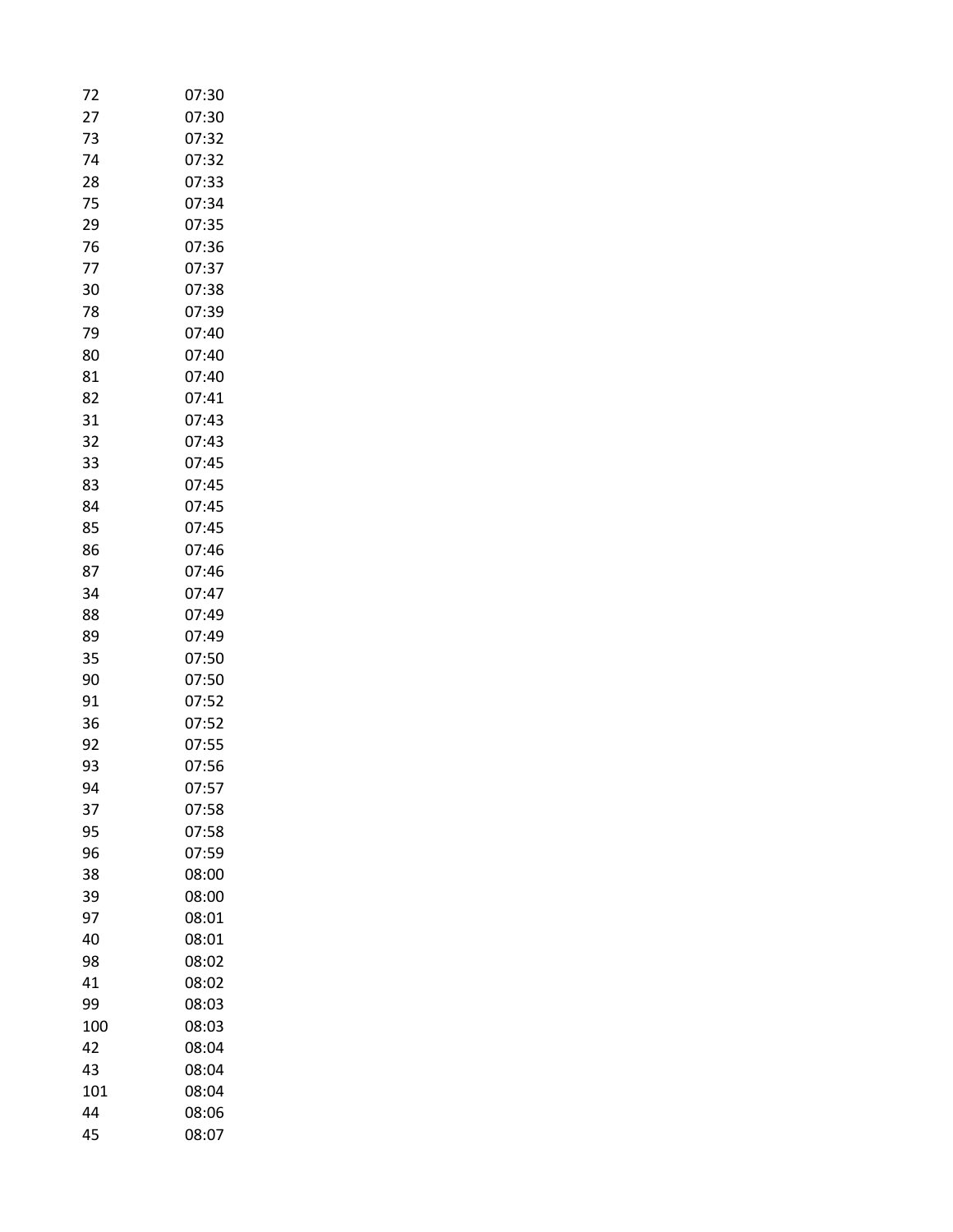| | |
|---|---|
| 72 | 07:30 |
| 27 | 07:30 |
| 73 | 07:32 |
| 74 | 07:32 |
| 28 | 07:33 |
| 75 | 07:34 |
| 29 | 07:35 |
| 76 | 07:36 |
| 77 | 07:37 |
| 30 | 07:38 |
| 78 | 07:39 |
| 79 | 07:40 |
| 80 | 07:40 |
| 81 | 07:40 |
| 82 | 07:41 |
| 31 | 07:43 |
| 32 | 07:43 |
| 33 | 07:45 |
| 83 | 07:45 |
| 84 | 07:45 |
| 85 | 07:45 |
| 86 | 07:46 |
| 87 | 07:46 |
| 34 | 07:47 |
| 88 | 07:49 |
| 89 | 07:49 |
| 35 | 07:50 |
| 90 | 07:50 |
| 91 | 07:52 |
| 36 | 07:52 |
| 92 | 07:55 |
| 93 | 07:56 |
| 94 | 07:57 |
| 37 | 07:58 |
| 95 | 07:58 |
| 96 | 07:59 |
| 38 | 08:00 |
| 39 | 08:00 |
| 97 | 08:01 |
| 40 | 08:01 |
| 98 | 08:02 |
| 41 | 08:02 |
| 99 | 08:03 |
| 100 | 08:03 |
| 42 | 08:04 |
| 43 | 08:04 |
| 101 | 08:04 |
| 44 | 08:06 |
| 45 | 08:07 |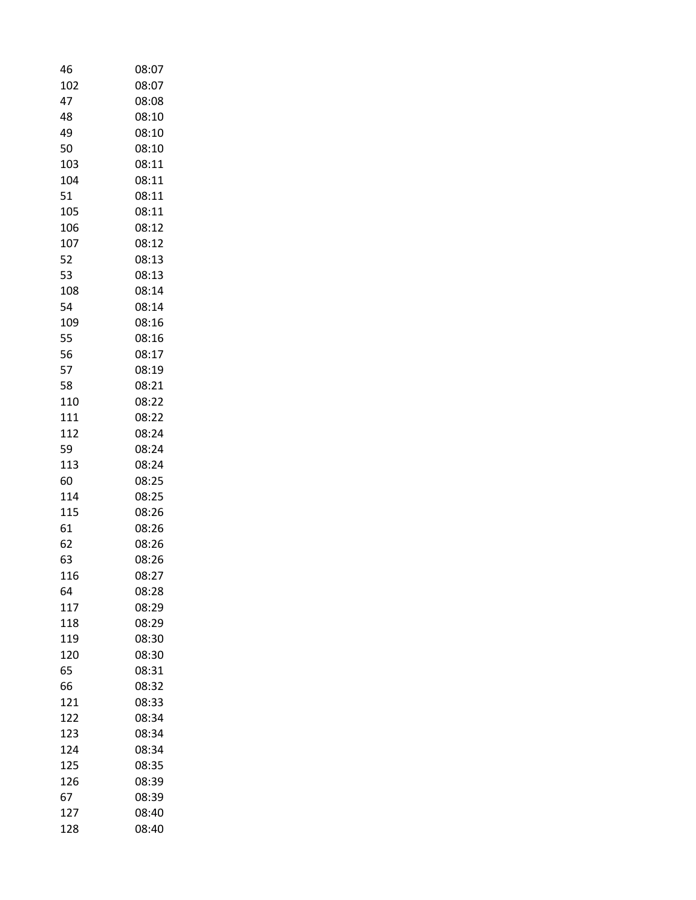| | |
|---|---|
| 46 | 08:07 |
| 102 | 08:07 |
| 47 | 08:08 |
| 48 | 08:10 |
| 49 | 08:10 |
| 50 | 08:10 |
| 103 | 08:11 |
| 104 | 08:11 |
| 51 | 08:11 |
| 105 | 08:11 |
| 106 | 08:12 |
| 107 | 08:12 |
| 52 | 08:13 |
| 53 | 08:13 |
| 108 | 08:14 |
| 54 | 08:14 |
| 109 | 08:16 |
| 55 | 08:16 |
| 56 | 08:17 |
| 57 | 08:19 |
| 58 | 08:21 |
| 110 | 08:22 |
| 111 | 08:22 |
| 112 | 08:24 |
| 59 | 08:24 |
| 113 | 08:24 |
| 60 | 08:25 |
| 114 | 08:25 |
| 115 | 08:26 |
| 61 | 08:26 |
| 62 | 08:26 |
| 63 | 08:26 |
| 116 | 08:27 |
| 64 | 08:28 |
| 117 | 08:29 |
| 118 | 08:29 |
| 119 | 08:30 |
| 120 | 08:30 |
| 65 | 08:31 |
| 66 | 08:32 |
| 121 | 08:33 |
| 122 | 08:34 |
| 123 | 08:34 |
| 124 | 08:34 |
| 125 | 08:35 |
| 126 | 08:39 |
| 67 | 08:39 |
| 127 | 08:40 |
| 128 | 08:40 |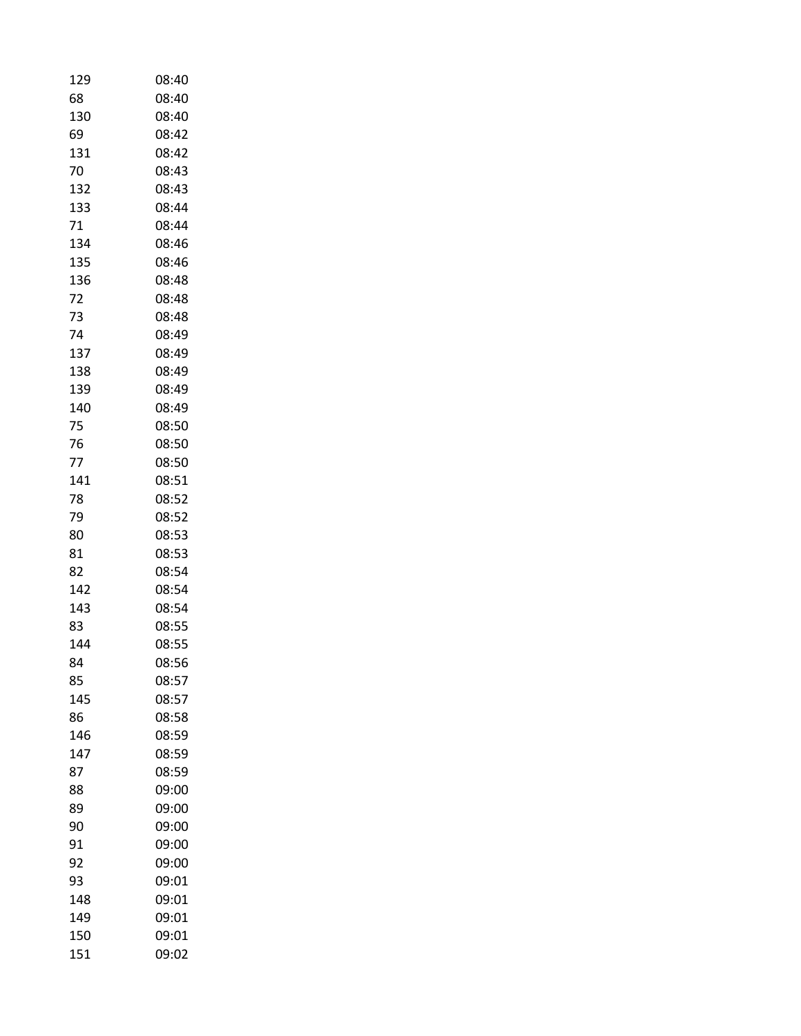| | |
|---|---|
| 129 | 08:40 |
| 68 | 08:40 |
| 130 | 08:40 |
| 69 | 08:42 |
| 131 | 08:42 |
| 70 | 08:43 |
| 132 | 08:43 |
| 133 | 08:44 |
| 71 | 08:44 |
| 134 | 08:46 |
| 135 | 08:46 |
| 136 | 08:48 |
| 72 | 08:48 |
| 73 | 08:48 |
| 74 | 08:49 |
| 137 | 08:49 |
| 138 | 08:49 |
| 139 | 08:49 |
| 140 | 08:49 |
| 75 | 08:50 |
| 76 | 08:50 |
| 77 | 08:50 |
| 141 | 08:51 |
| 78 | 08:52 |
| 79 | 08:52 |
| 80 | 08:53 |
| 81 | 08:53 |
| 82 | 08:54 |
| 142 | 08:54 |
| 143 | 08:54 |
| 83 | 08:55 |
| 144 | 08:55 |
| 84 | 08:56 |
| 85 | 08:57 |
| 145 | 08:57 |
| 86 | 08:58 |
| 146 | 08:59 |
| 147 | 08:59 |
| 87 | 08:59 |
| 88 | 09:00 |
| 89 | 09:00 |
| 90 | 09:00 |
| 91 | 09:00 |
| 92 | 09:00 |
| 93 | 09:01 |
| 148 | 09:01 |
| 149 | 09:01 |
| 150 | 09:01 |
| 151 | 09:02 |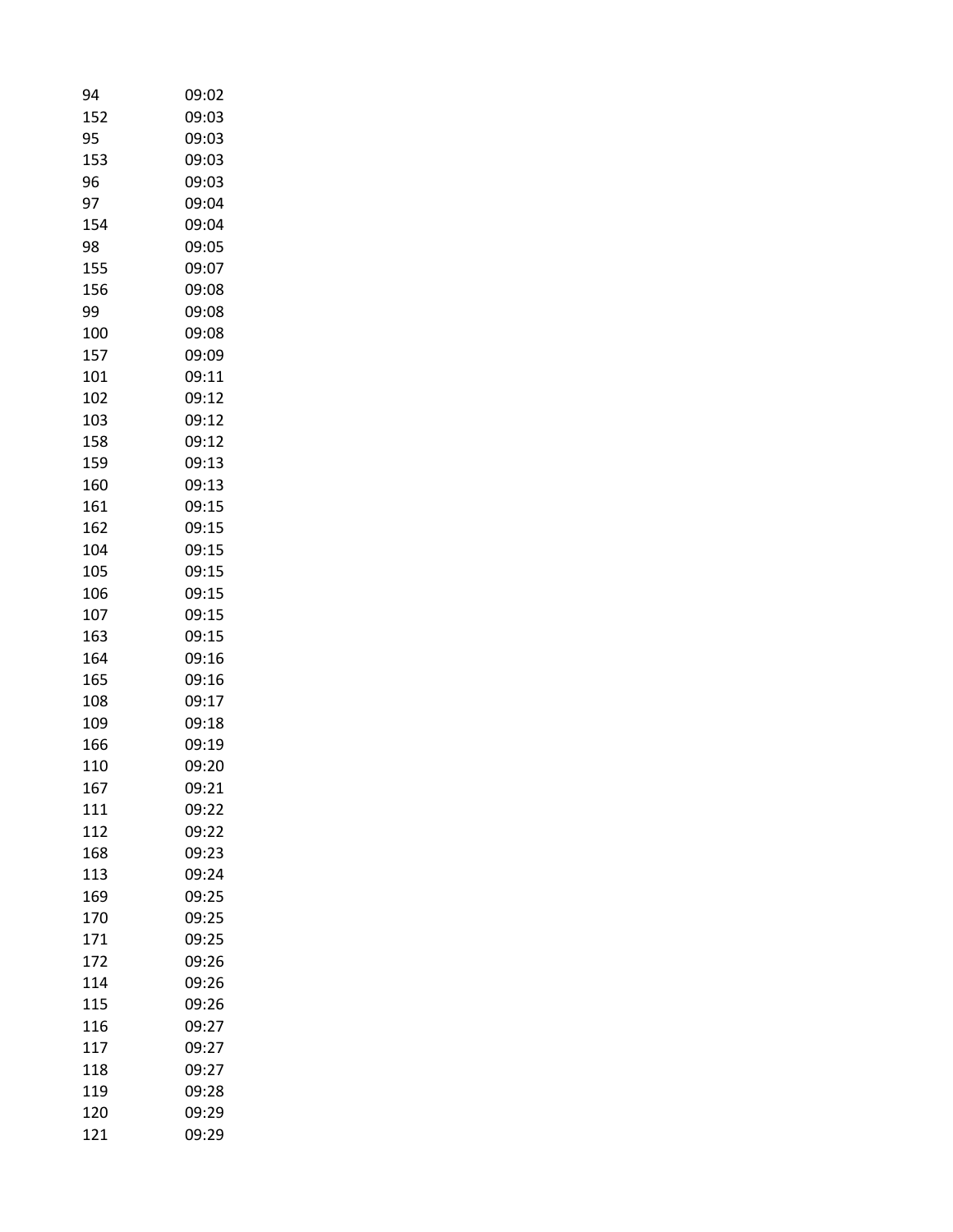| | |
|---|---|
| 94 | 09:02 |
| 152 | 09:03 |
| 95 | 09:03 |
| 153 | 09:03 |
| 96 | 09:03 |
| 97 | 09:04 |
| 154 | 09:04 |
| 98 | 09:05 |
| 155 | 09:07 |
| 156 | 09:08 |
| 99 | 09:08 |
| 100 | 09:08 |
| 157 | 09:09 |
| 101 | 09:11 |
| 102 | 09:12 |
| 103 | 09:12 |
| 158 | 09:12 |
| 159 | 09:13 |
| 160 | 09:13 |
| 161 | 09:15 |
| 162 | 09:15 |
| 104 | 09:15 |
| 105 | 09:15 |
| 106 | 09:15 |
| 107 | 09:15 |
| 163 | 09:15 |
| 164 | 09:16 |
| 165 | 09:16 |
| 108 | 09:17 |
| 109 | 09:18 |
| 166 | 09:19 |
| 110 | 09:20 |
| 167 | 09:21 |
| 111 | 09:22 |
| 112 | 09:22 |
| 168 | 09:23 |
| 113 | 09:24 |
| 169 | 09:25 |
| 170 | 09:25 |
| 171 | 09:25 |
| 172 | 09:26 |
| 114 | 09:26 |
| 115 | 09:26 |
| 116 | 09:27 |
| 117 | 09:27 |
| 118 | 09:27 |
| 119 | 09:28 |
| 120 | 09:29 |
| 121 | 09:29 |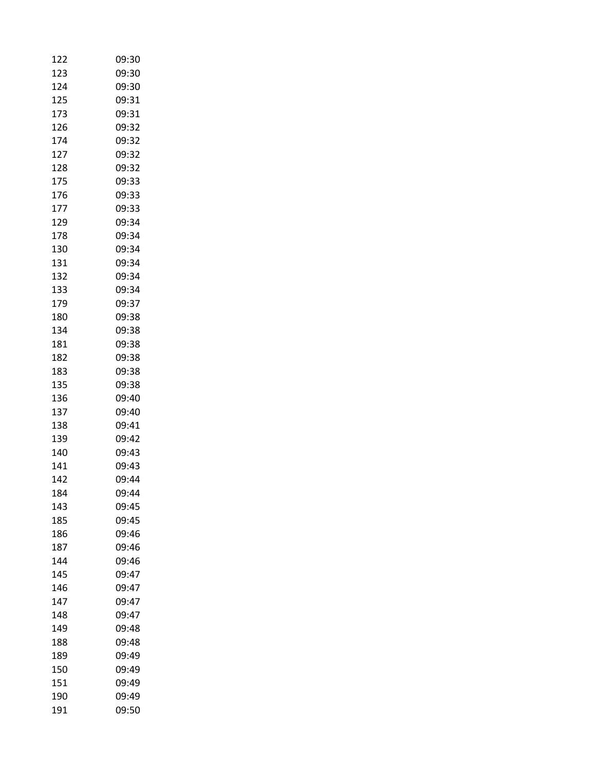| | |
|---|---|
| 122 | 09:30 |
| 123 | 09:30 |
| 124 | 09:30 |
| 125 | 09:31 |
| 173 | 09:31 |
| 126 | 09:32 |
| 174 | 09:32 |
| 127 | 09:32 |
| 128 | 09:32 |
| 175 | 09:33 |
| 176 | 09:33 |
| 177 | 09:33 |
| 129 | 09:34 |
| 178 | 09:34 |
| 130 | 09:34 |
| 131 | 09:34 |
| 132 | 09:34 |
| 133 | 09:34 |
| 179 | 09:37 |
| 180 | 09:38 |
| 134 | 09:38 |
| 181 | 09:38 |
| 182 | 09:38 |
| 183 | 09:38 |
| 135 | 09:38 |
| 136 | 09:40 |
| 137 | 09:40 |
| 138 | 09:41 |
| 139 | 09:42 |
| 140 | 09:43 |
| 141 | 09:43 |
| 142 | 09:44 |
| 184 | 09:44 |
| 143 | 09:45 |
| 185 | 09:45 |
| 186 | 09:46 |
| 187 | 09:46 |
| 144 | 09:46 |
| 145 | 09:47 |
| 146 | 09:47 |
| 147 | 09:47 |
| 148 | 09:47 |
| 149 | 09:48 |
| 188 | 09:48 |
| 189 | 09:49 |
| 150 | 09:49 |
| 151 | 09:49 |
| 190 | 09:49 |
| 191 | 09:50 |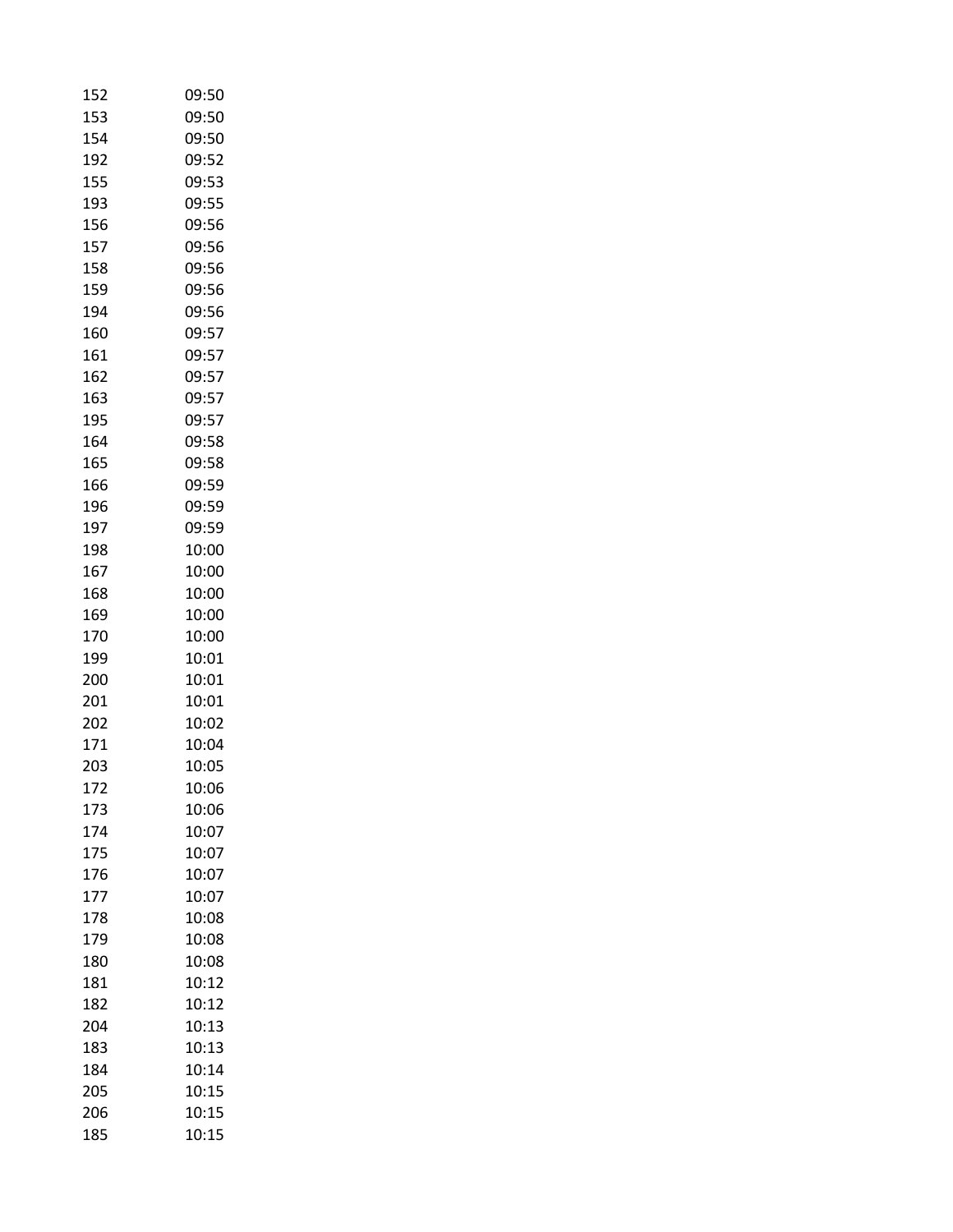| | |
|---|---|
| 152 | 09:50 |
| 153 | 09:50 |
| 154 | 09:50 |
| 192 | 09:52 |
| 155 | 09:53 |
| 193 | 09:55 |
| 156 | 09:56 |
| 157 | 09:56 |
| 158 | 09:56 |
| 159 | 09:56 |
| 194 | 09:56 |
| 160 | 09:57 |
| 161 | 09:57 |
| 162 | 09:57 |
| 163 | 09:57 |
| 195 | 09:57 |
| 164 | 09:58 |
| 165 | 09:58 |
| 166 | 09:59 |
| 196 | 09:59 |
| 197 | 09:59 |
| 198 | 10:00 |
| 167 | 10:00 |
| 168 | 10:00 |
| 169 | 10:00 |
| 170 | 10:00 |
| 199 | 10:01 |
| 200 | 10:01 |
| 201 | 10:01 |
| 202 | 10:02 |
| 171 | 10:04 |
| 203 | 10:05 |
| 172 | 10:06 |
| 173 | 10:06 |
| 174 | 10:07 |
| 175 | 10:07 |
| 176 | 10:07 |
| 177 | 10:07 |
| 178 | 10:08 |
| 179 | 10:08 |
| 180 | 10:08 |
| 181 | 10:12 |
| 182 | 10:12 |
| 204 | 10:13 |
| 183 | 10:13 |
| 184 | 10:14 |
| 205 | 10:15 |
| 206 | 10:15 |
| 185 | 10:15 |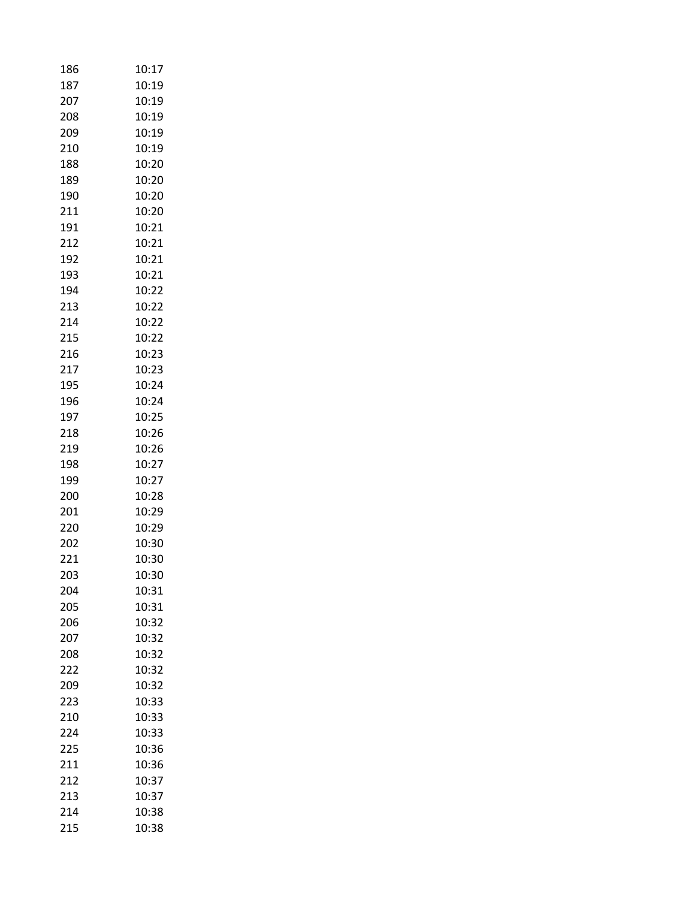| | |
|---|---|
| 186 | 10:17 |
| 187 | 10:19 |
| 207 | 10:19 |
| 208 | 10:19 |
| 209 | 10:19 |
| 210 | 10:19 |
| 188 | 10:20 |
| 189 | 10:20 |
| 190 | 10:20 |
| 211 | 10:20 |
| 191 | 10:21 |
| 212 | 10:21 |
| 192 | 10:21 |
| 193 | 10:21 |
| 194 | 10:22 |
| 213 | 10:22 |
| 214 | 10:22 |
| 215 | 10:22 |
| 216 | 10:23 |
| 217 | 10:23 |
| 195 | 10:24 |
| 196 | 10:24 |
| 197 | 10:25 |
| 218 | 10:26 |
| 219 | 10:26 |
| 198 | 10:27 |
| 199 | 10:27 |
| 200 | 10:28 |
| 201 | 10:29 |
| 220 | 10:29 |
| 202 | 10:30 |
| 221 | 10:30 |
| 203 | 10:30 |
| 204 | 10:31 |
| 205 | 10:31 |
| 206 | 10:32 |
| 207 | 10:32 |
| 208 | 10:32 |
| 222 | 10:32 |
| 209 | 10:32 |
| 223 | 10:33 |
| 210 | 10:33 |
| 224 | 10:33 |
| 225 | 10:36 |
| 211 | 10:36 |
| 212 | 10:37 |
| 213 | 10:37 |
| 214 | 10:38 |
| 215 | 10:38 |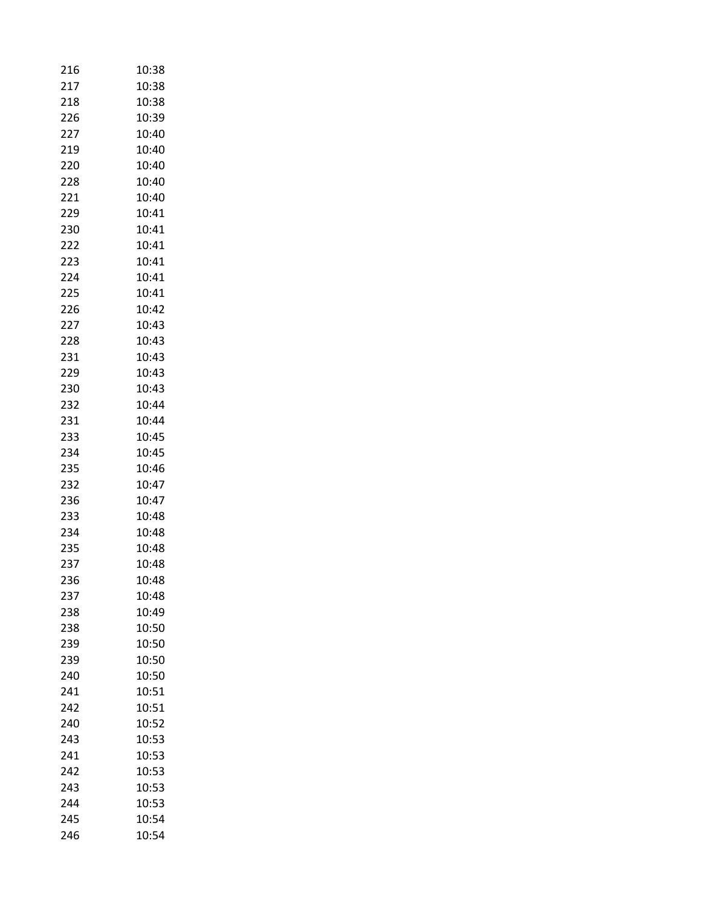| | |
|---|---|
| 216 | 10:38 |
| 217 | 10:38 |
| 218 | 10:38 |
| 226 | 10:39 |
| 227 | 10:40 |
| 219 | 10:40 |
| 220 | 10:40 |
| 228 | 10:40 |
| 221 | 10:40 |
| 229 | 10:41 |
| 230 | 10:41 |
| 222 | 10:41 |
| 223 | 10:41 |
| 224 | 10:41 |
| 225 | 10:41 |
| 226 | 10:42 |
| 227 | 10:43 |
| 228 | 10:43 |
| 231 | 10:43 |
| 229 | 10:43 |
| 230 | 10:43 |
| 232 | 10:44 |
| 231 | 10:44 |
| 233 | 10:45 |
| 234 | 10:45 |
| 235 | 10:46 |
| 232 | 10:47 |
| 236 | 10:47 |
| 233 | 10:48 |
| 234 | 10:48 |
| 235 | 10:48 |
| 237 | 10:48 |
| 236 | 10:48 |
| 237 | 10:48 |
| 238 | 10:49 |
| 238 | 10:50 |
| 239 | 10:50 |
| 239 | 10:50 |
| 240 | 10:50 |
| 241 | 10:51 |
| 242 | 10:51 |
| 240 | 10:52 |
| 243 | 10:53 |
| 241 | 10:53 |
| 242 | 10:53 |
| 243 | 10:53 |
| 244 | 10:53 |
| 245 | 10:54 |
| 246 | 10:54 |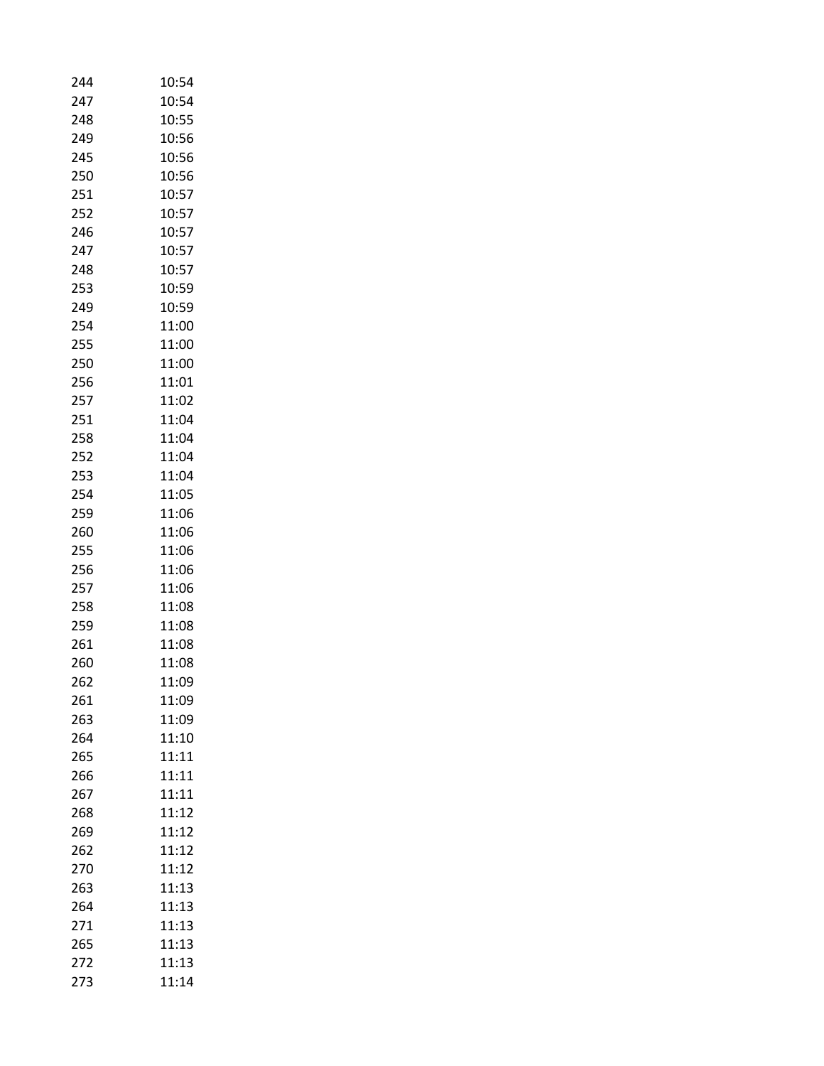| | |
|---|---|
| 244 | 10:54 |
| 247 | 10:54 |
| 248 | 10:55 |
| 249 | 10:56 |
| 245 | 10:56 |
| 250 | 10:56 |
| 251 | 10:57 |
| 252 | 10:57 |
| 246 | 10:57 |
| 247 | 10:57 |
| 248 | 10:57 |
| 253 | 10:59 |
| 249 | 10:59 |
| 254 | 11:00 |
| 255 | 11:00 |
| 250 | 11:00 |
| 256 | 11:01 |
| 257 | 11:02 |
| 251 | 11:04 |
| 258 | 11:04 |
| 252 | 11:04 |
| 253 | 11:04 |
| 254 | 11:05 |
| 259 | 11:06 |
| 260 | 11:06 |
| 255 | 11:06 |
| 256 | 11:06 |
| 257 | 11:06 |
| 258 | 11:08 |
| 259 | 11:08 |
| 261 | 11:08 |
| 260 | 11:08 |
| 262 | 11:09 |
| 261 | 11:09 |
| 263 | 11:09 |
| 264 | 11:10 |
| 265 | 11:11 |
| 266 | 11:11 |
| 267 | 11:11 |
| 268 | 11:12 |
| 269 | 11:12 |
| 262 | 11:12 |
| 270 | 11:12 |
| 263 | 11:13 |
| 264 | 11:13 |
| 271 | 11:13 |
| 265 | 11:13 |
| 272 | 11:13 |
| 273 | 11:14 |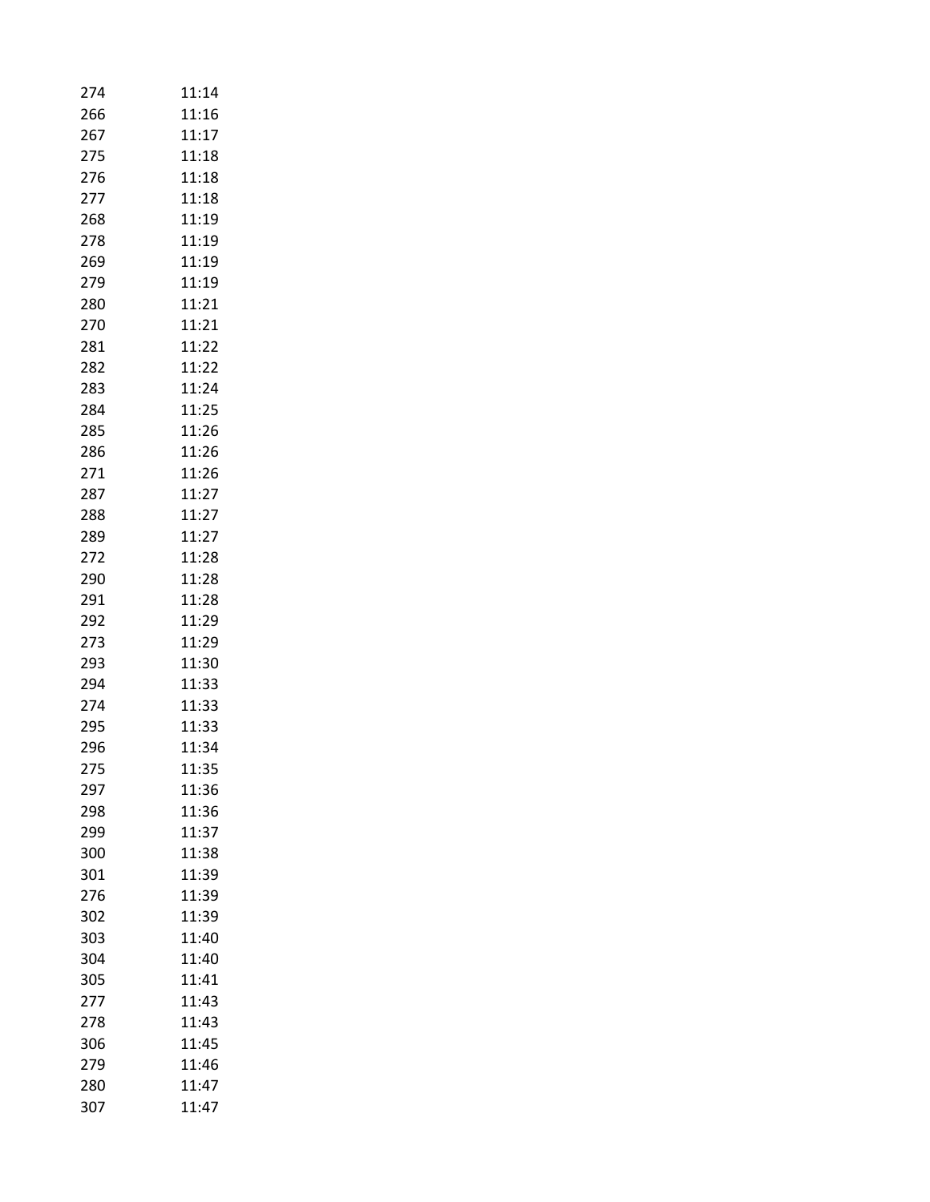| | |
|---|---|
| 274 | 11:14 |
| 266 | 11:16 |
| 267 | 11:17 |
| 275 | 11:18 |
| 276 | 11:18 |
| 277 | 11:18 |
| 268 | 11:19 |
| 278 | 11:19 |
| 269 | 11:19 |
| 279 | 11:19 |
| 280 | 11:21 |
| 270 | 11:21 |
| 281 | 11:22 |
| 282 | 11:22 |
| 283 | 11:24 |
| 284 | 11:25 |
| 285 | 11:26 |
| 286 | 11:26 |
| 271 | 11:26 |
| 287 | 11:27 |
| 288 | 11:27 |
| 289 | 11:27 |
| 272 | 11:28 |
| 290 | 11:28 |
| 291 | 11:28 |
| 292 | 11:29 |
| 273 | 11:29 |
| 293 | 11:30 |
| 294 | 11:33 |
| 274 | 11:33 |
| 295 | 11:33 |
| 296 | 11:34 |
| 275 | 11:35 |
| 297 | 11:36 |
| 298 | 11:36 |
| 299 | 11:37 |
| 300 | 11:38 |
| 301 | 11:39 |
| 276 | 11:39 |
| 302 | 11:39 |
| 303 | 11:40 |
| 304 | 11:40 |
| 305 | 11:41 |
| 277 | 11:43 |
| 278 | 11:43 |
| 306 | 11:45 |
| 279 | 11:46 |
| 280 | 11:47 |
| 307 | 11:47 |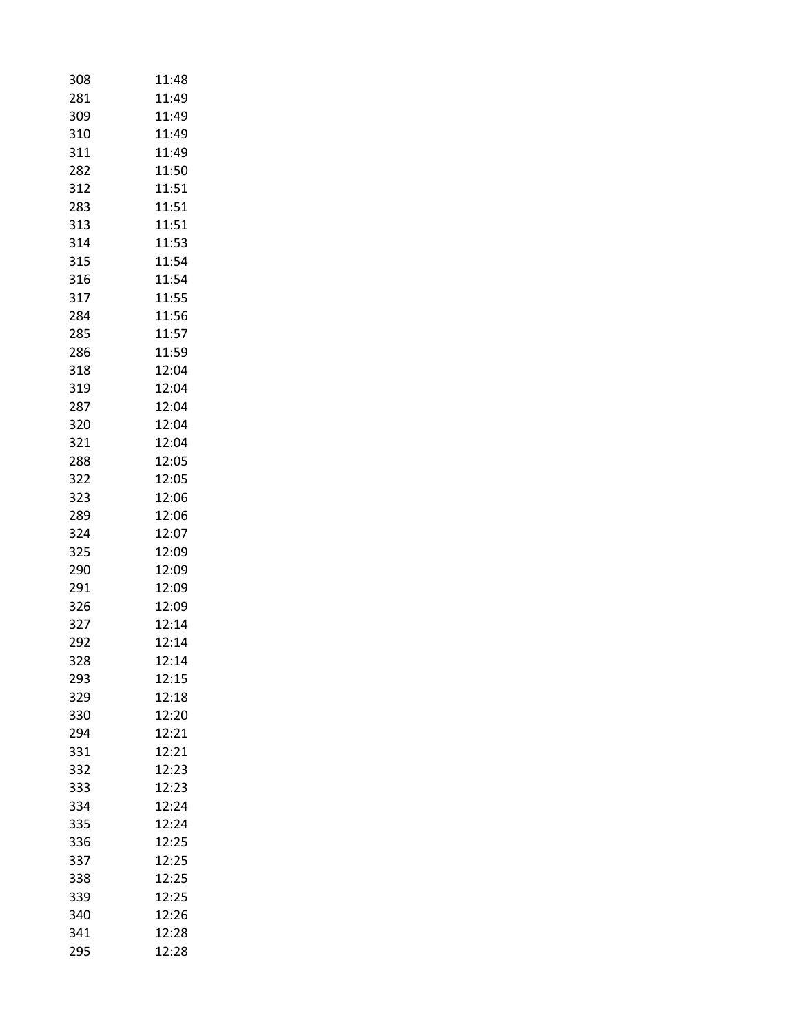| | |
|---|---|
| 308 | 11:48 |
| 281 | 11:49 |
| 309 | 11:49 |
| 310 | 11:49 |
| 311 | 11:49 |
| 282 | 11:50 |
| 312 | 11:51 |
| 283 | 11:51 |
| 313 | 11:51 |
| 314 | 11:53 |
| 315 | 11:54 |
| 316 | 11:54 |
| 317 | 11:55 |
| 284 | 11:56 |
| 285 | 11:57 |
| 286 | 11:59 |
| 318 | 12:04 |
| 319 | 12:04 |
| 287 | 12:04 |
| 320 | 12:04 |
| 321 | 12:04 |
| 288 | 12:05 |
| 322 | 12:05 |
| 323 | 12:06 |
| 289 | 12:06 |
| 324 | 12:07 |
| 325 | 12:09 |
| 290 | 12:09 |
| 291 | 12:09 |
| 326 | 12:09 |
| 327 | 12:14 |
| 292 | 12:14 |
| 328 | 12:14 |
| 293 | 12:15 |
| 329 | 12:18 |
| 330 | 12:20 |
| 294 | 12:21 |
| 331 | 12:21 |
| 332 | 12:23 |
| 333 | 12:23 |
| 334 | 12:24 |
| 335 | 12:24 |
| 336 | 12:25 |
| 337 | 12:25 |
| 338 | 12:25 |
| 339 | 12:25 |
| 340 | 12:26 |
| 341 | 12:28 |
| 295 | 12:28 |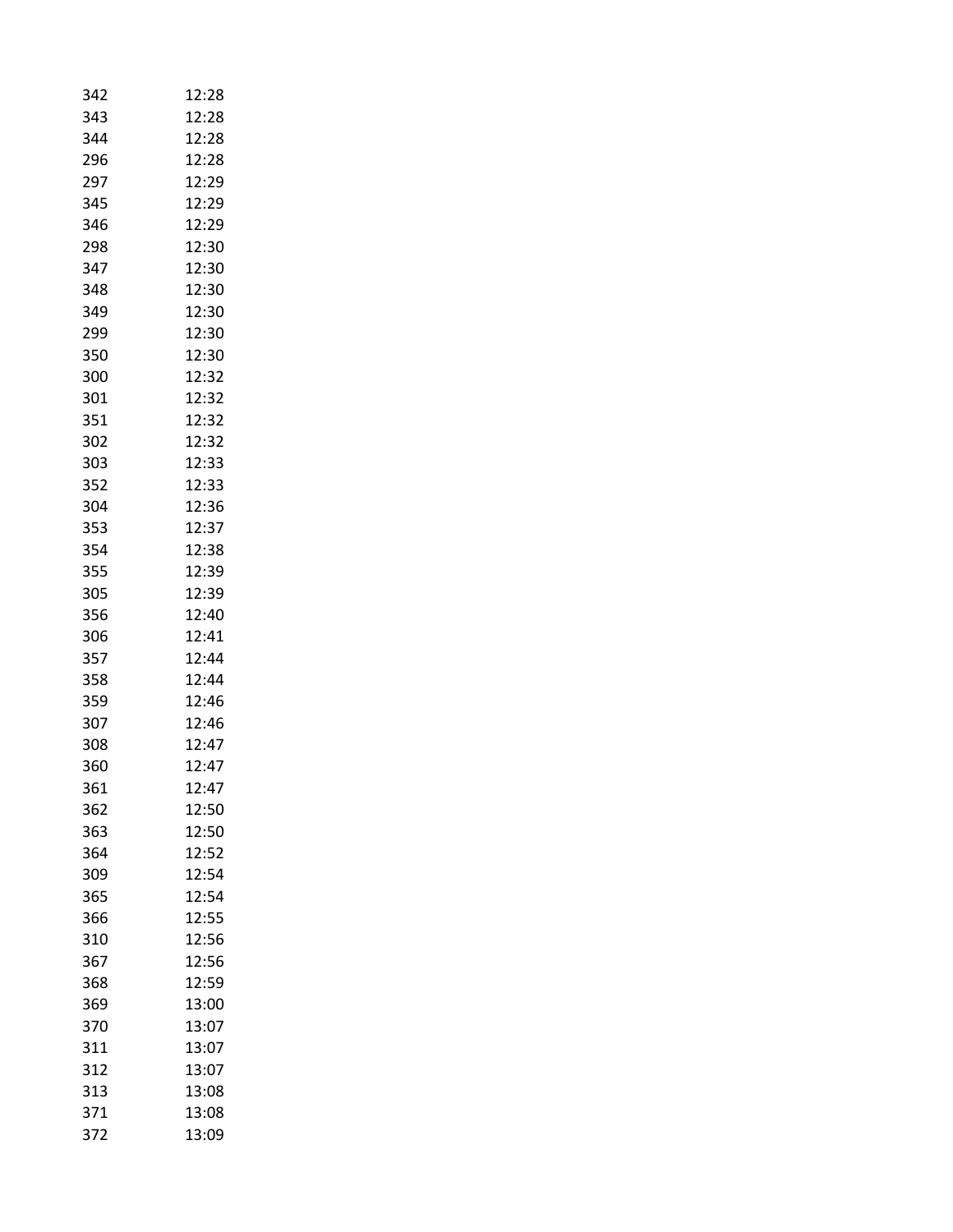| | |
|---|---|
| 342 | 12:28 |
| 343 | 12:28 |
| 344 | 12:28 |
| 296 | 12:28 |
| 297 | 12:29 |
| 345 | 12:29 |
| 346 | 12:29 |
| 298 | 12:30 |
| 347 | 12:30 |
| 348 | 12:30 |
| 349 | 12:30 |
| 299 | 12:30 |
| 350 | 12:30 |
| 300 | 12:32 |
| 301 | 12:32 |
| 351 | 12:32 |
| 302 | 12:32 |
| 303 | 12:33 |
| 352 | 12:33 |
| 304 | 12:36 |
| 353 | 12:37 |
| 354 | 12:38 |
| 355 | 12:39 |
| 305 | 12:39 |
| 356 | 12:40 |
| 306 | 12:41 |
| 357 | 12:44 |
| 358 | 12:44 |
| 359 | 12:46 |
| 307 | 12:46 |
| 308 | 12:47 |
| 360 | 12:47 |
| 361 | 12:47 |
| 362 | 12:50 |
| 363 | 12:50 |
| 364 | 12:52 |
| 309 | 12:54 |
| 365 | 12:54 |
| 366 | 12:55 |
| 310 | 12:56 |
| 367 | 12:56 |
| 368 | 12:59 |
| 369 | 13:00 |
| 370 | 13:07 |
| 311 | 13:07 |
| 312 | 13:07 |
| 313 | 13:08 |
| 371 | 13:08 |
| 372 | 13:09 |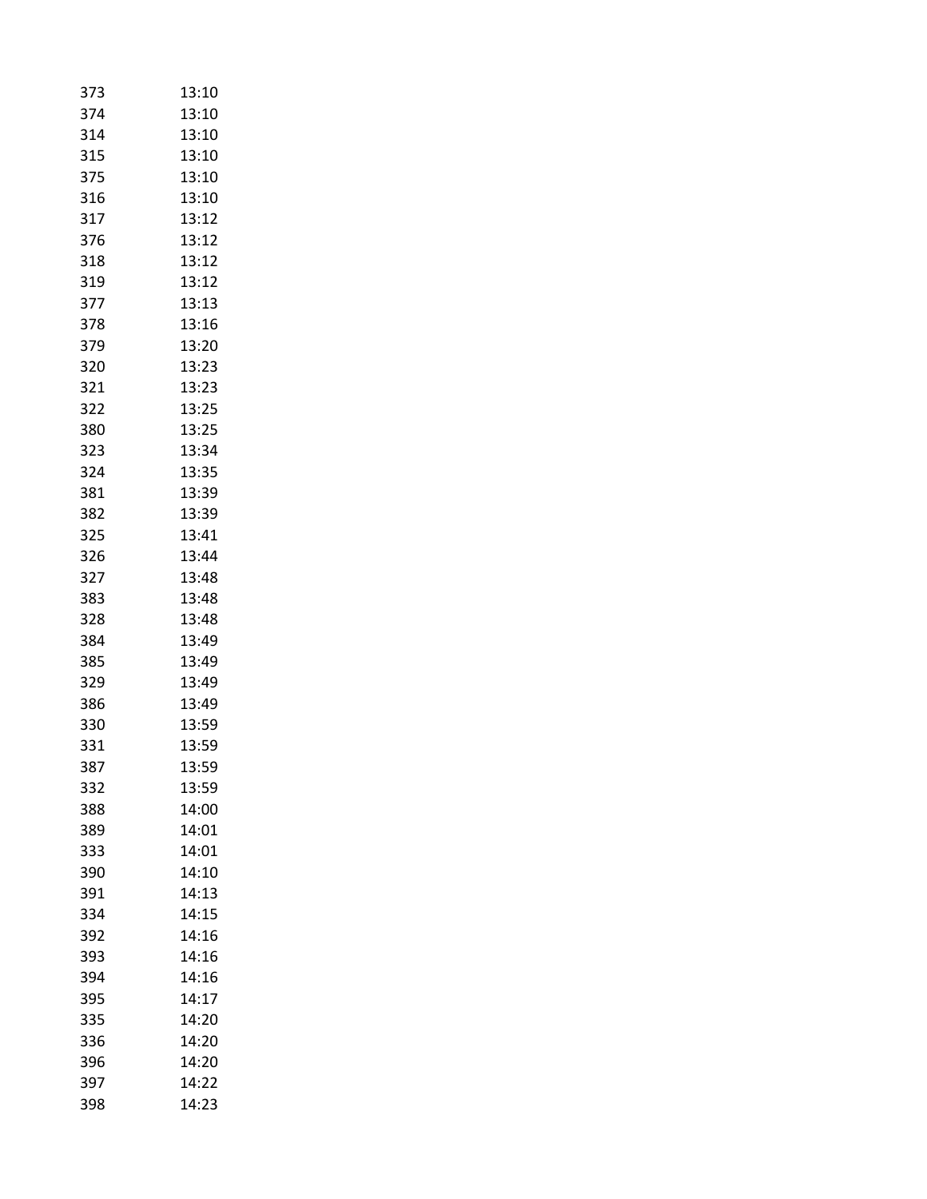| | |
|---|---|
| 373 | 13:10 |
| 374 | 13:10 |
| 314 | 13:10 |
| 315 | 13:10 |
| 375 | 13:10 |
| 316 | 13:10 |
| 317 | 13:12 |
| 376 | 13:12 |
| 318 | 13:12 |
| 319 | 13:12 |
| 377 | 13:13 |
| 378 | 13:16 |
| 379 | 13:20 |
| 320 | 13:23 |
| 321 | 13:23 |
| 322 | 13:25 |
| 380 | 13:25 |
| 323 | 13:34 |
| 324 | 13:35 |
| 381 | 13:39 |
| 382 | 13:39 |
| 325 | 13:41 |
| 326 | 13:44 |
| 327 | 13:48 |
| 383 | 13:48 |
| 328 | 13:48 |
| 384 | 13:49 |
| 385 | 13:49 |
| 329 | 13:49 |
| 386 | 13:49 |
| 330 | 13:59 |
| 331 | 13:59 |
| 387 | 13:59 |
| 332 | 13:59 |
| 388 | 14:00 |
| 389 | 14:01 |
| 333 | 14:01 |
| 390 | 14:10 |
| 391 | 14:13 |
| 334 | 14:15 |
| 392 | 14:16 |
| 393 | 14:16 |
| 394 | 14:16 |
| 395 | 14:17 |
| 335 | 14:20 |
| 336 | 14:20 |
| 396 | 14:20 |
| 397 | 14:22 |
| 398 | 14:23 |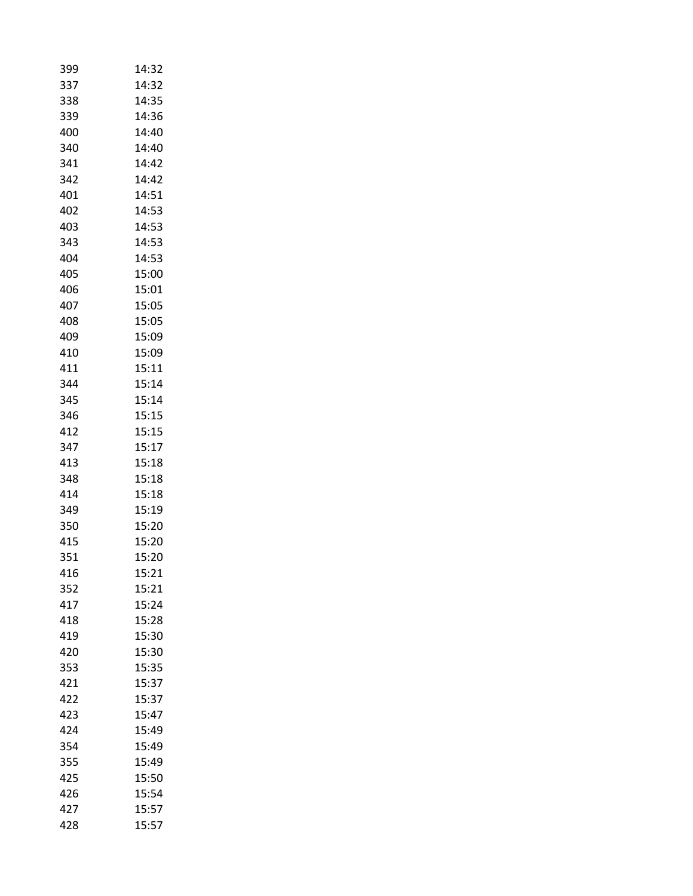| | |
|---|---|
| 399 | 14:32 |
| 337 | 14:32 |
| 338 | 14:35 |
| 339 | 14:36 |
| 400 | 14:40 |
| 340 | 14:40 |
| 341 | 14:42 |
| 342 | 14:42 |
| 401 | 14:51 |
| 402 | 14:53 |
| 403 | 14:53 |
| 343 | 14:53 |
| 404 | 14:53 |
| 405 | 15:00 |
| 406 | 15:01 |
| 407 | 15:05 |
| 408 | 15:05 |
| 409 | 15:09 |
| 410 | 15:09 |
| 411 | 15:11 |
| 344 | 15:14 |
| 345 | 15:14 |
| 346 | 15:15 |
| 412 | 15:15 |
| 347 | 15:17 |
| 413 | 15:18 |
| 348 | 15:18 |
| 414 | 15:18 |
| 349 | 15:19 |
| 350 | 15:20 |
| 415 | 15:20 |
| 351 | 15:20 |
| 416 | 15:21 |
| 352 | 15:21 |
| 417 | 15:24 |
| 418 | 15:28 |
| 419 | 15:30 |
| 420 | 15:30 |
| 353 | 15:35 |
| 421 | 15:37 |
| 422 | 15:37 |
| 423 | 15:47 |
| 424 | 15:49 |
| 354 | 15:49 |
| 355 | 15:49 |
| 425 | 15:50 |
| 426 | 15:54 |
| 427 | 15:57 |
| 428 | 15:57 |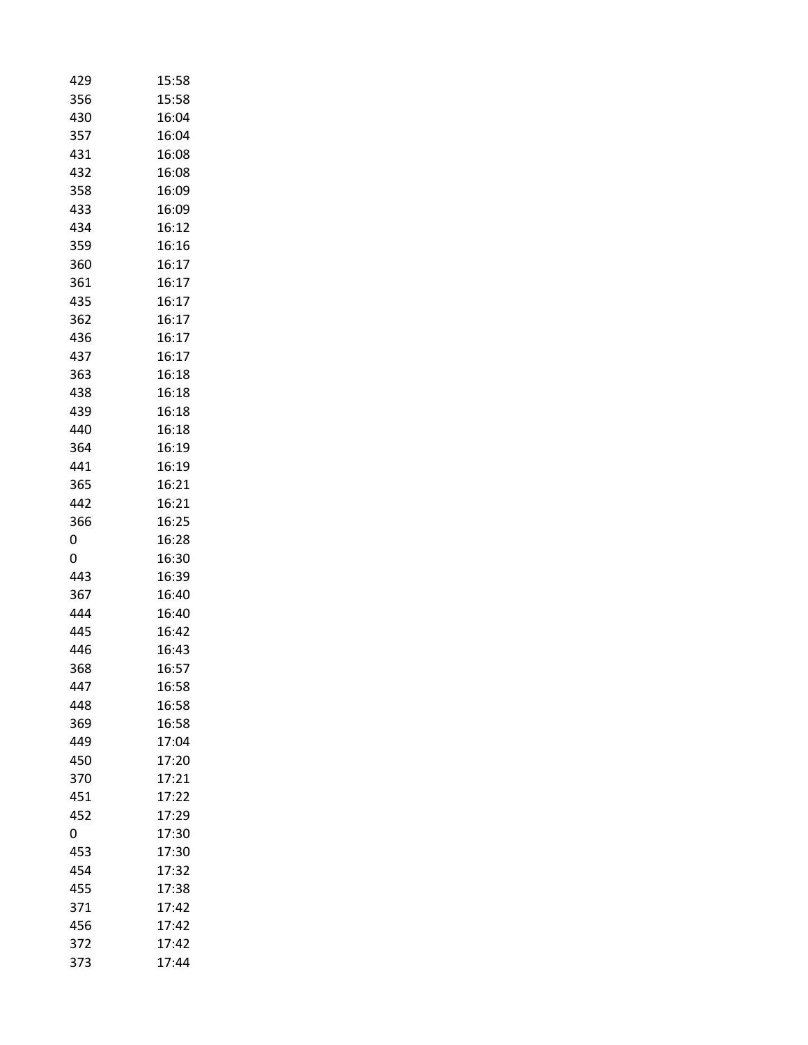| | |
|---|---|
| 429 | 15:58 |
| 356 | 15:58 |
| 430 | 16:04 |
| 357 | 16:04 |
| 431 | 16:08 |
| 432 | 16:08 |
| 358 | 16:09 |
| 433 | 16:09 |
| 434 | 16:12 |
| 359 | 16:16 |
| 360 | 16:17 |
| 361 | 16:17 |
| 435 | 16:17 |
| 362 | 16:17 |
| 436 | 16:17 |
| 437 | 16:17 |
| 363 | 16:18 |
| 438 | 16:18 |
| 439 | 16:18 |
| 440 | 16:18 |
| 364 | 16:19 |
| 441 | 16:19 |
| 365 | 16:21 |
| 442 | 16:21 |
| 366 | 16:25 |
| 0 | 16:28 |
| 0 | 16:30 |
| 443 | 16:39 |
| 367 | 16:40 |
| 444 | 16:40 |
| 445 | 16:42 |
| 446 | 16:43 |
| 368 | 16:57 |
| 447 | 16:58 |
| 448 | 16:58 |
| 369 | 16:58 |
| 449 | 17:04 |
| 450 | 17:20 |
| 370 | 17:21 |
| 451 | 17:22 |
| 452 | 17:29 |
| 0 | 17:30 |
| 453 | 17:30 |
| 454 | 17:32 |
| 455 | 17:38 |
| 371 | 17:42 |
| 456 | 17:42 |
| 372 | 17:42 |
| 373 | 17:44 |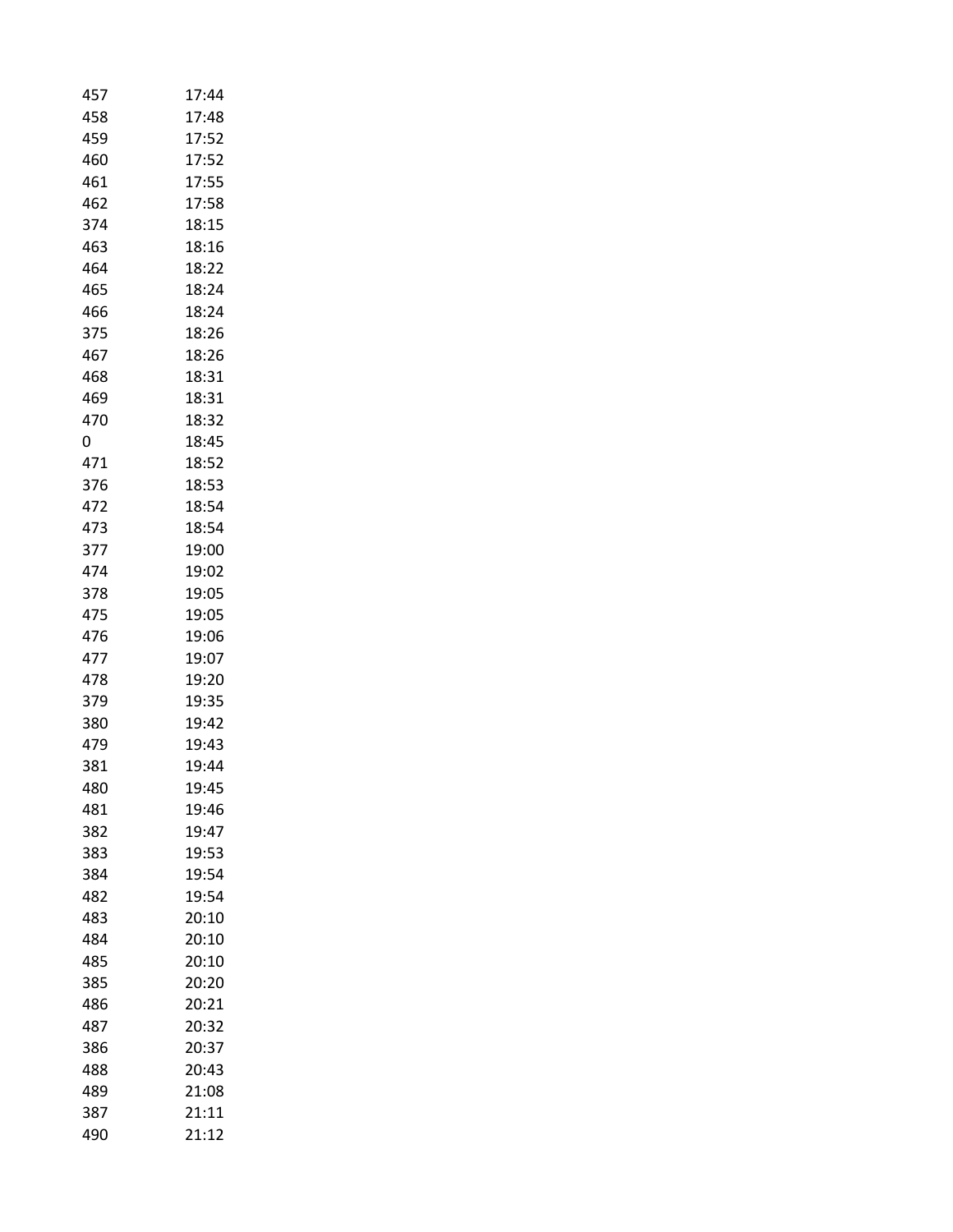| | |
|---|---|
| 457 | 17:44 |
| 458 | 17:48 |
| 459 | 17:52 |
| 460 | 17:52 |
| 461 | 17:55 |
| 462 | 17:58 |
| 374 | 18:15 |
| 463 | 18:16 |
| 464 | 18:22 |
| 465 | 18:24 |
| 466 | 18:24 |
| 375 | 18:26 |
| 467 | 18:26 |
| 468 | 18:31 |
| 469 | 18:31 |
| 470 | 18:32 |
| 0 | 18:45 |
| 471 | 18:52 |
| 376 | 18:53 |
| 472 | 18:54 |
| 473 | 18:54 |
| 377 | 19:00 |
| 474 | 19:02 |
| 378 | 19:05 |
| 475 | 19:05 |
| 476 | 19:06 |
| 477 | 19:07 |
| 478 | 19:20 |
| 379 | 19:35 |
| 380 | 19:42 |
| 479 | 19:43 |
| 381 | 19:44 |
| 480 | 19:45 |
| 481 | 19:46 |
| 382 | 19:47 |
| 383 | 19:53 |
| 384 | 19:54 |
| 482 | 19:54 |
| 483 | 20:10 |
| 484 | 20:10 |
| 485 | 20:10 |
| 385 | 20:20 |
| 486 | 20:21 |
| 487 | 20:32 |
| 386 | 20:37 |
| 488 | 20:43 |
| 489 | 21:08 |
| 387 | 21:11 |
| 490 | 21:12 |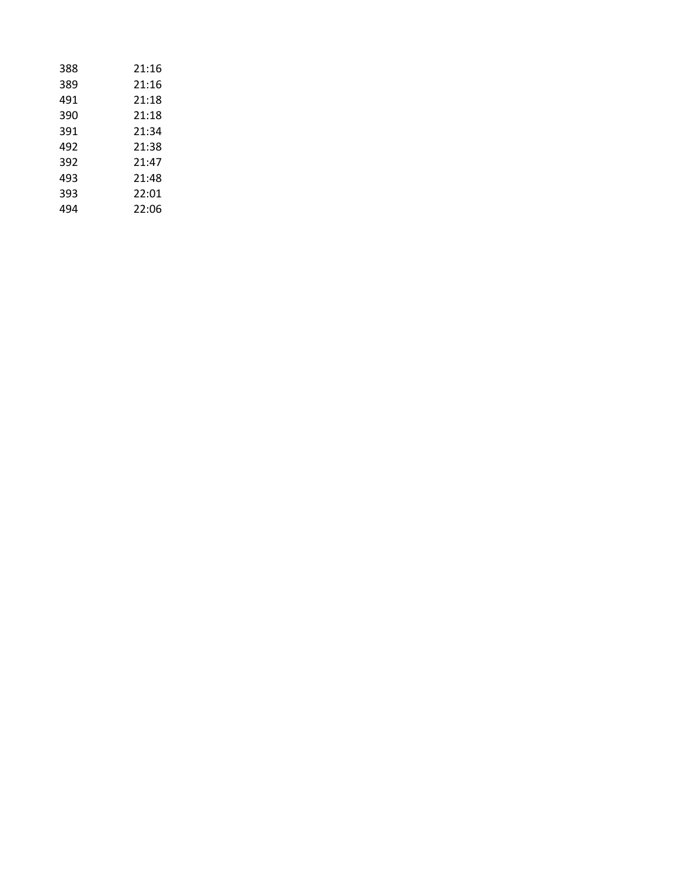| | |
|---|---|
| 388 | 21:16 |
| 389 | 21:16 |
| 491 | 21:18 |
| 390 | 21:18 |
| 391 | 21:34 |
| 492 | 21:38 |
| 392 | 21:47 |
| 493 | 21:48 |
| 393 | 22:01 |
| 494 | 22:06 |